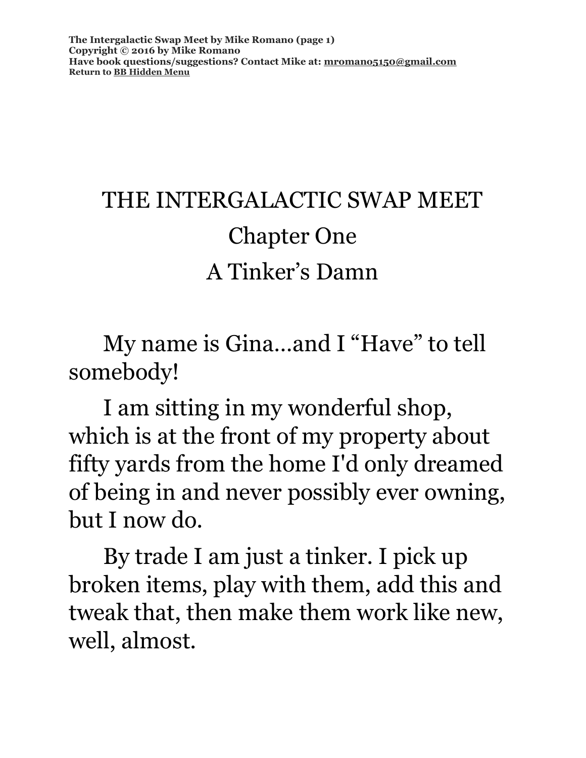# THE INTERGALACTIC SWAP MEET

## Chapter One

## A Tinker's Damn

My name is Gina…and I "Have" to tell somebody!

I am sitting in my wonderful shop, which is at the front of my property about fifty yards from the home I'd only dreamed of being in and never possibly ever owning, but I now do.

By trade I am just a tinker. I pick up broken items, play with them, add this and tweak that, then make them work like new, well, almost.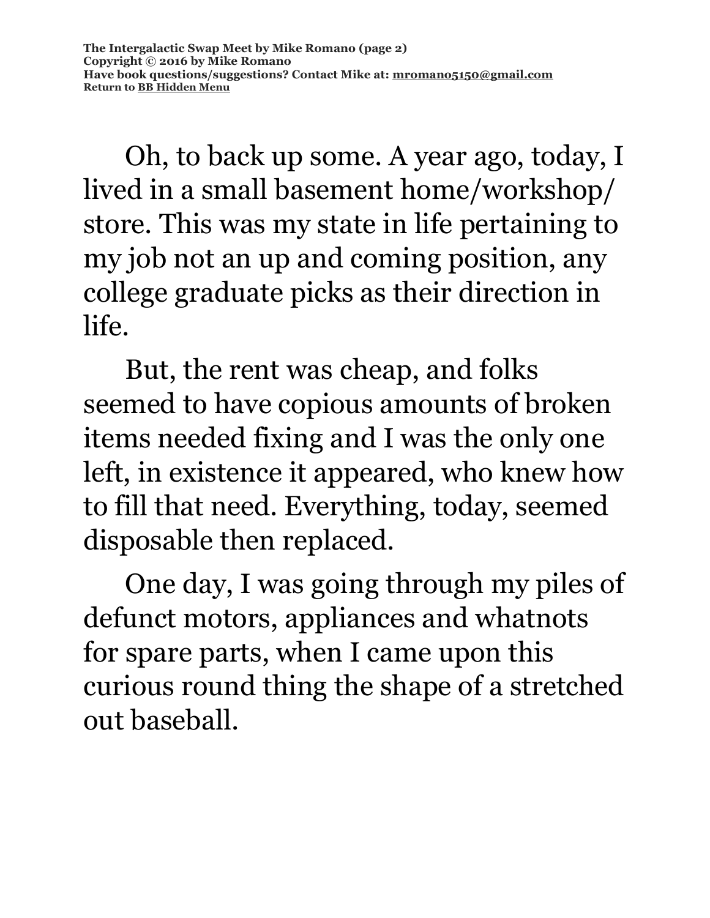Oh, to back up some. A year ago, today, I lived in a small basement home/workshop/ store. This was my state in life pertaining to my job not an up and coming position, any college graduate picks as their direction in life.

But, the rent was cheap, and folks seemed to have copious amounts of broken items needed fixing and I was the only one left, in existence it appeared, who knew how to fill that need. Everything, today, seemed disposable then replaced.

One day, I was going through my piles of defunct motors, appliances and whatnots for spare parts, when I came upon this curious round thing the shape of a stretched out baseball.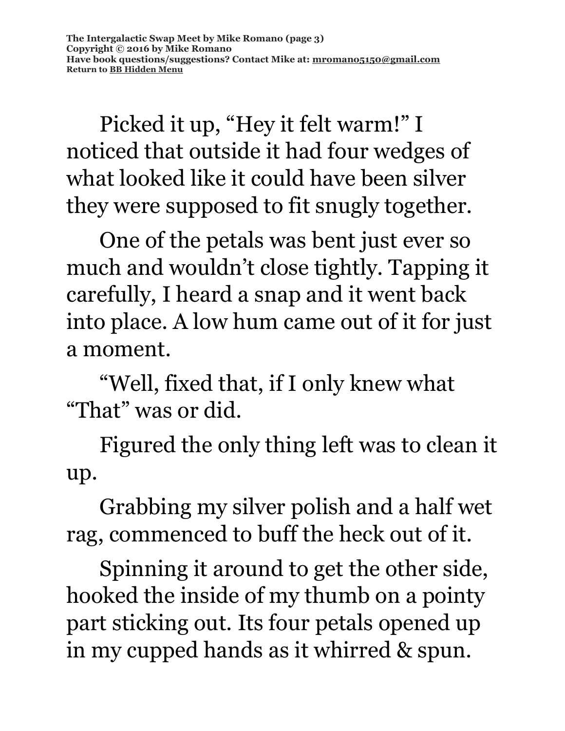Picked it up, "Hey it felt warm!" I noticed that outside it had four wedges of what looked like it could have been silver they were supposed to fit snugly together.

One of the petals was bent just ever so much and wouldn't close tightly. Tapping it carefully, I heard a snap and it went back into place. A low hum came out of it for just a moment.

"Well, fixed that, if I only knew what "That" was or did.

Figured the only thing left was to clean it up.

Grabbing my silver polish and a half wet rag, commenced to buff the heck out of it.

Spinning it around to get the other side, hooked the inside of my thumb on a pointy part sticking out. Its four petals opened up in my cupped hands as it whirred & spun.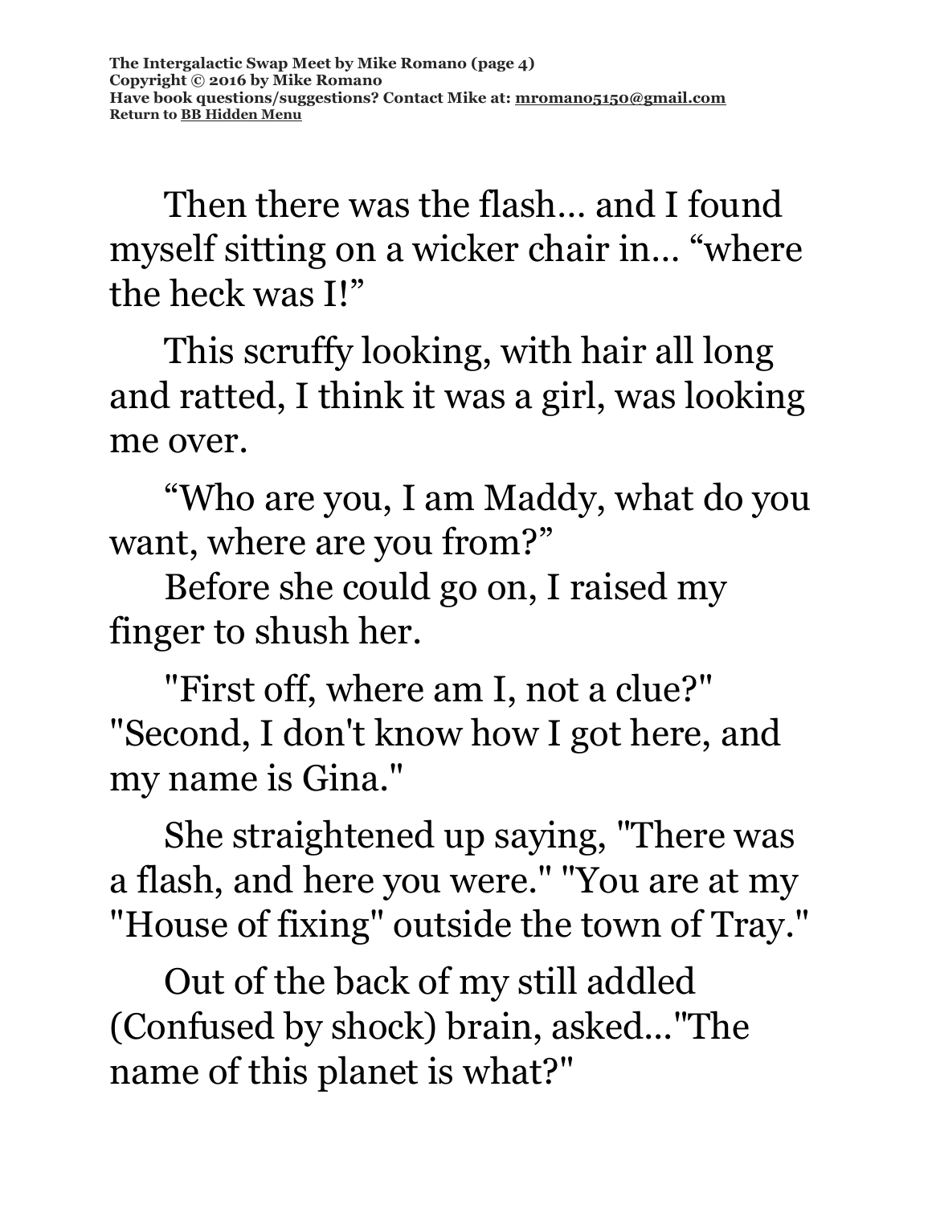Then there was the flash… and I found myself sitting on a wicker chair in… "where the heck was I!"

This scruffy looking, with hair all long and ratted, I think it was a girl, was looking me over.

"Who are you, I am Maddy, what do you want, where are you from?"

Before she could go on, I raised my finger to shush her.

"First off, where am I, not a clue?" "Second, I don't know how I got here, and my name is Gina."

She straightened up saying, "There was a flash, and here you were." "You are at my "House of fixing" outside the town of Tray."

Out of the back of my still addled (Confused by shock) brain, asked…"The name of this planet is what?"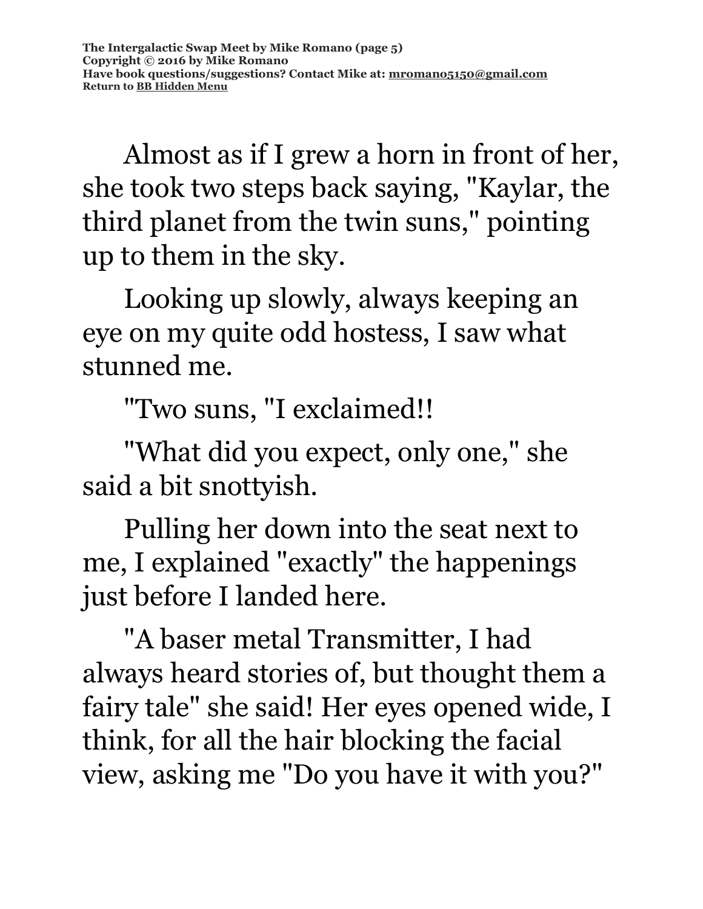Almost as if I grew a horn in front of her, she took two steps back saying, "Kaylar, the third planet from the twin suns," pointing up to them in the sky.

Looking up slowly, always keeping an eye on my quite odd hostess, I saw what stunned me.

"Two suns, "I exclaimed!!

"What did you expect, only one," she said a bit snottyish.

Pulling her down into the seat next to me, I explained "exactly" the happenings just before I landed here.

"A baser metal Transmitter, I had always heard stories of, but thought them a fairy tale" she said! Her eyes opened wide, I think, for all the hair blocking the facial view, asking me "Do you have it with you?"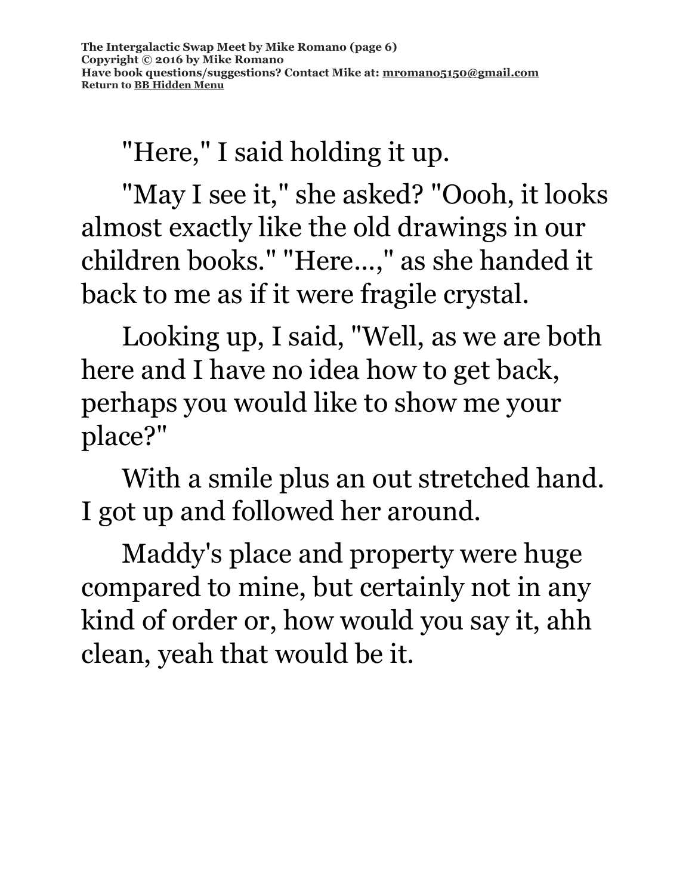"Here," I said holding it up.

"May I see it," she asked? "Oooh, it looks almost exactly like the old drawings in our children books." "Here...," as she handed it back to me as if it were fragile crystal.

Looking up, I said, "Well, as we are both here and I have no idea how to get back, perhaps you would like to show me your place?"

With a smile plus an out stretched hand. I got up and followed her around.

Maddy's place and property were huge compared to mine, but certainly not in any kind of order or, how would you say it, ahh clean, yeah that would be it.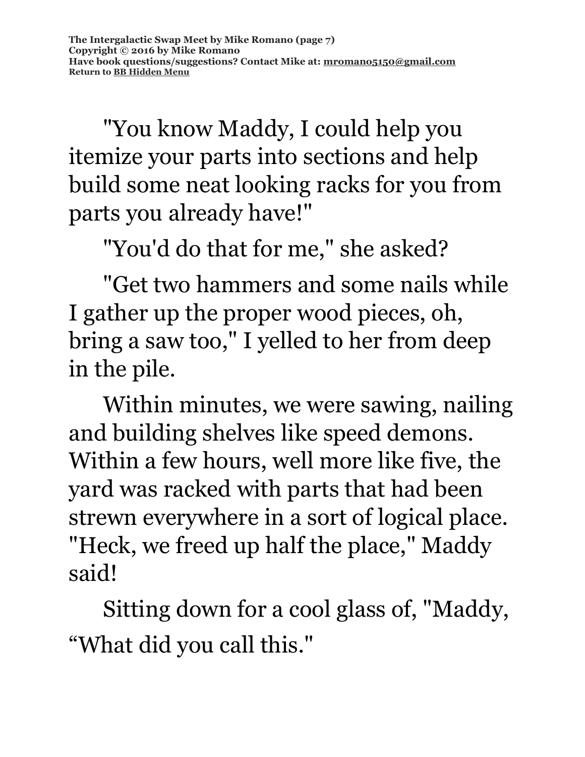"You know Maddy, I could help you itemize your parts into sections and help build some neat looking racks for you from parts you already have!"

"You'd do that for me," she asked?

"Get two hammers and some nails while I gather up the proper wood pieces, oh, bring a saw too," I yelled to her from deep in the pile.

Within minutes, we were sawing, nailing and building shelves like speed demons. Within a few hours, well more like five, the yard was racked with parts that had been strewn everywhere in a sort of logical place. "Heck, we freed up half the place," Maddy said!

Sitting down for a cool glass of, "Maddy, “What did you call this."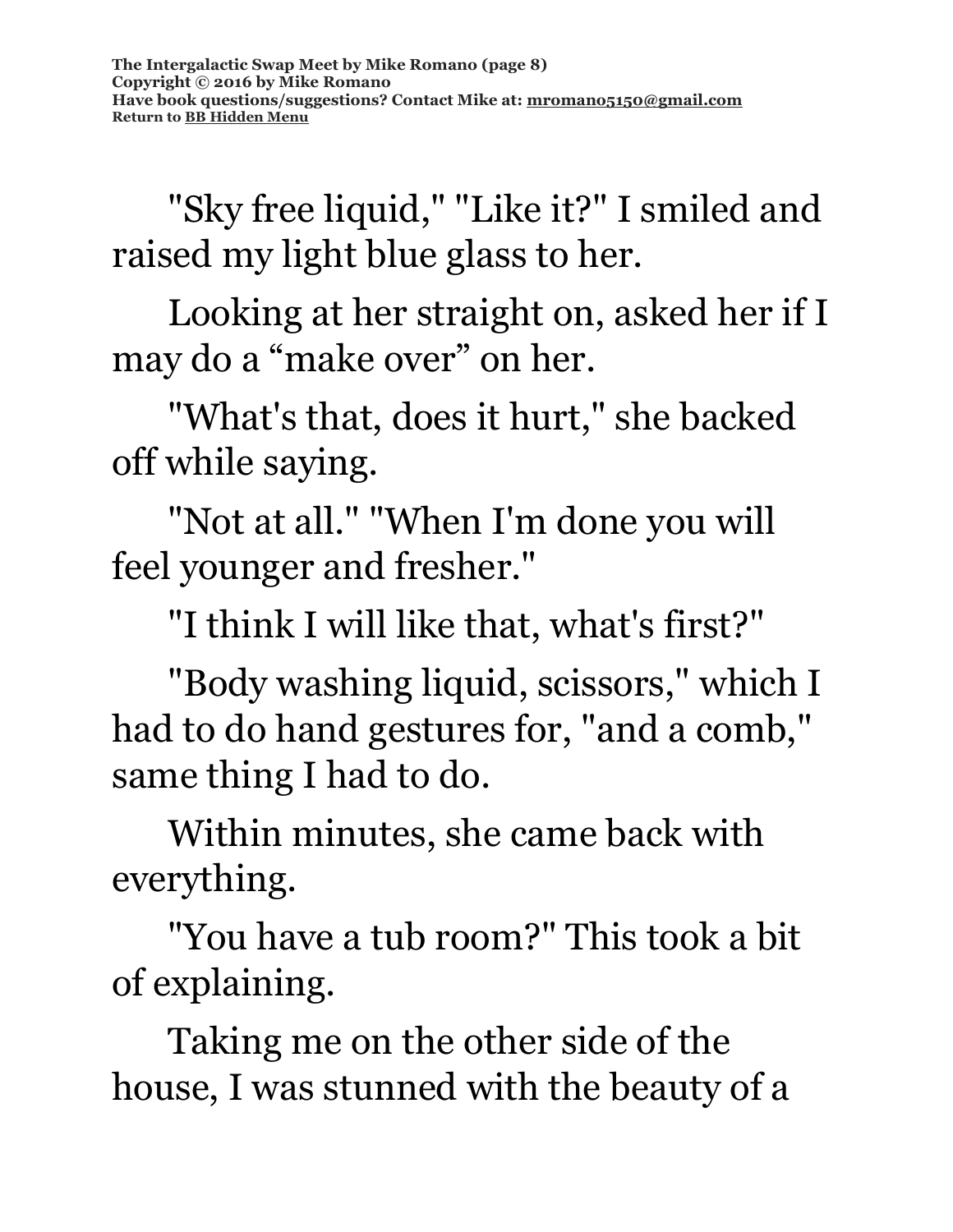"Sky free liquid," "Like it?" I smiled and raised my light blue glass to her.

Looking at her straight on, asked her if I may do a “make over” on her.

"What's that, does it hurt," she backed off while saying.

"Not at all." "When I'm done you will feel younger and fresher."

"I think I will like that, what's first?"

"Body washing liquid, scissors," which I had to do hand gestures for, "and a comb," same thing I had to do.

Within minutes, she came back with everything.

"You have a tub room?" This took a bit of explaining.

Taking me on the other side of the house, I was stunned with the beauty of a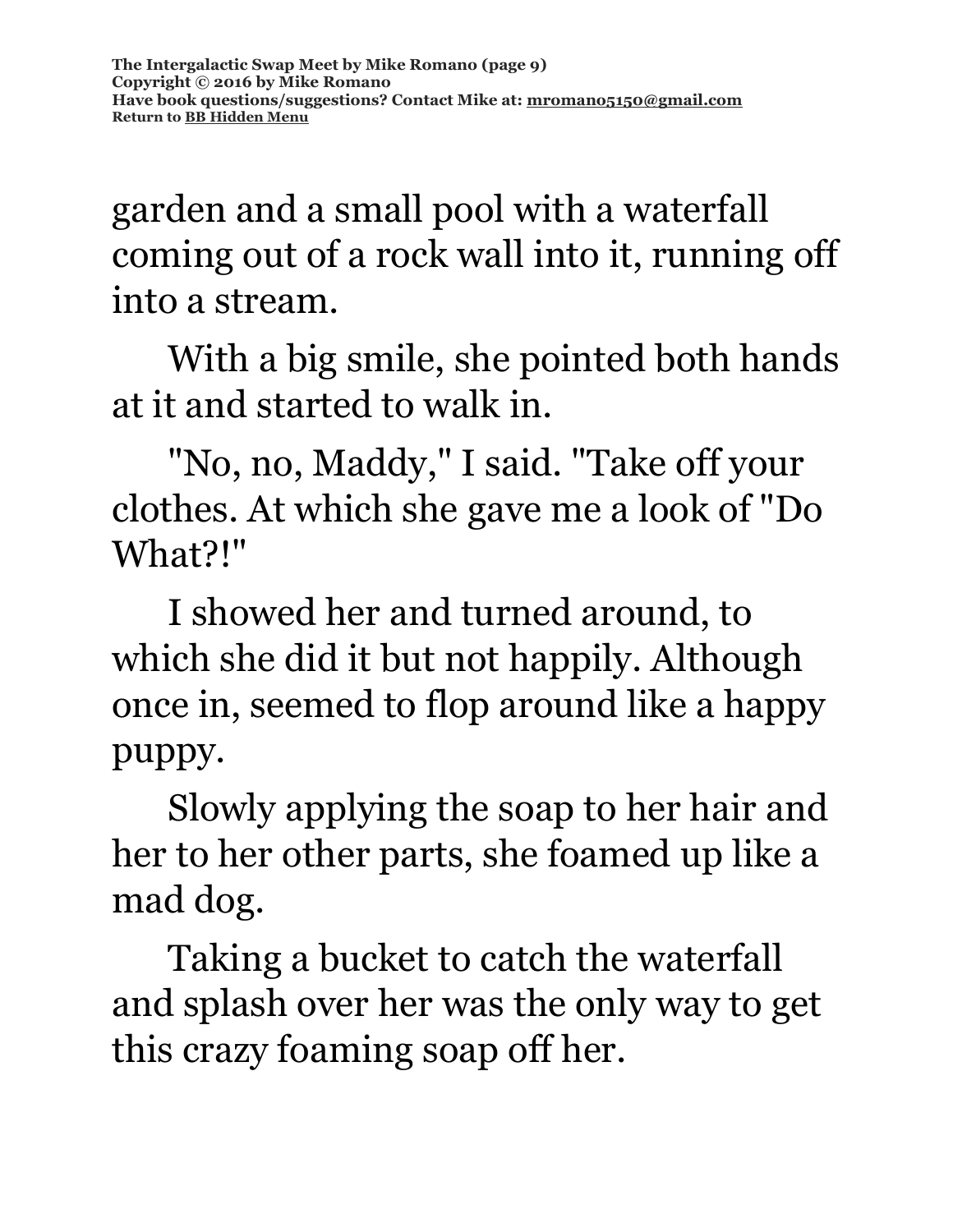garden and a small pool with a waterfall coming out of a rock wall into it, running off into a stream.

With a big smile, she pointed both hands at it and started to walk in.

"No, no, Maddy," I said. "Take off your clothes. At which she gave me a look of "Do What?!"

I showed her and turned around, to which she did it but not happily. Although once in, seemed to flop around like a happy puppy.

Slowly applying the soap to her hair and her to her other parts, she foamed up like a mad dog.

Taking a bucket to catch the waterfall and splash over her was the only way to get this crazy foaming soap off her.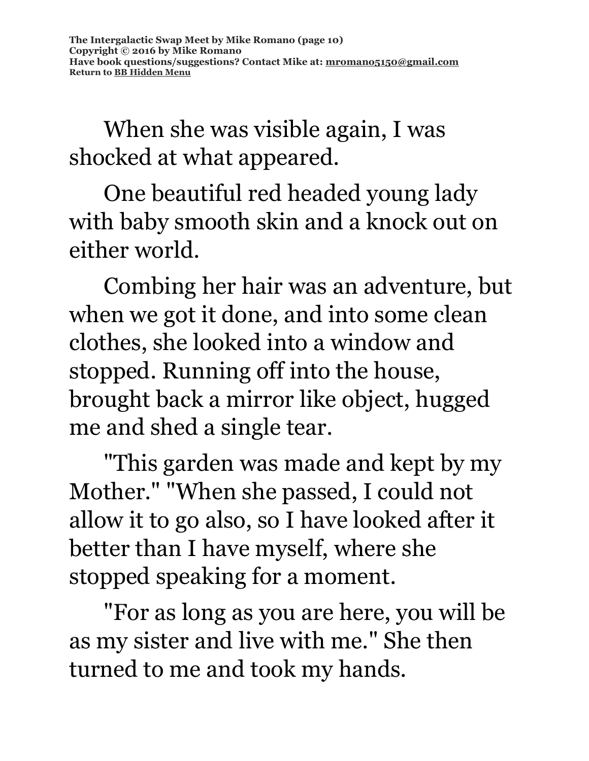When she was visible again, I was shocked at what appeared.

One beautiful red headed young lady with baby smooth skin and a knock out on either world.

Combing her hair was an adventure, but when we got it done, and into some clean clothes, she looked into a window and stopped. Running off into the house, brought back a mirror like object, hugged me and shed a single tear.

"This garden was made and kept by my Mother." "When she passed, I could not allow it to go also, so I have looked after it better than I have myself, where she stopped speaking for a moment.

"For as long as you are here, you will be as my sister and live with me." She then turned to me and took my hands.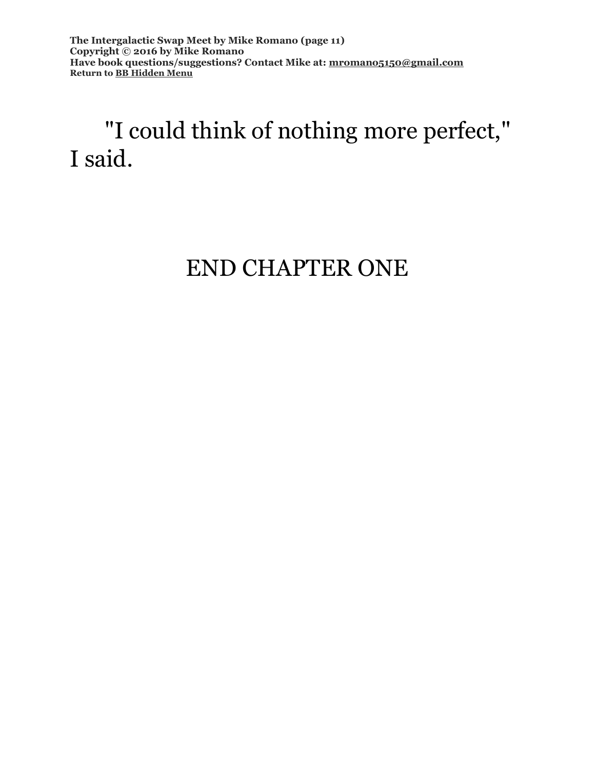"I could think of nothing more perfect," I said.

END CHAPTER ONE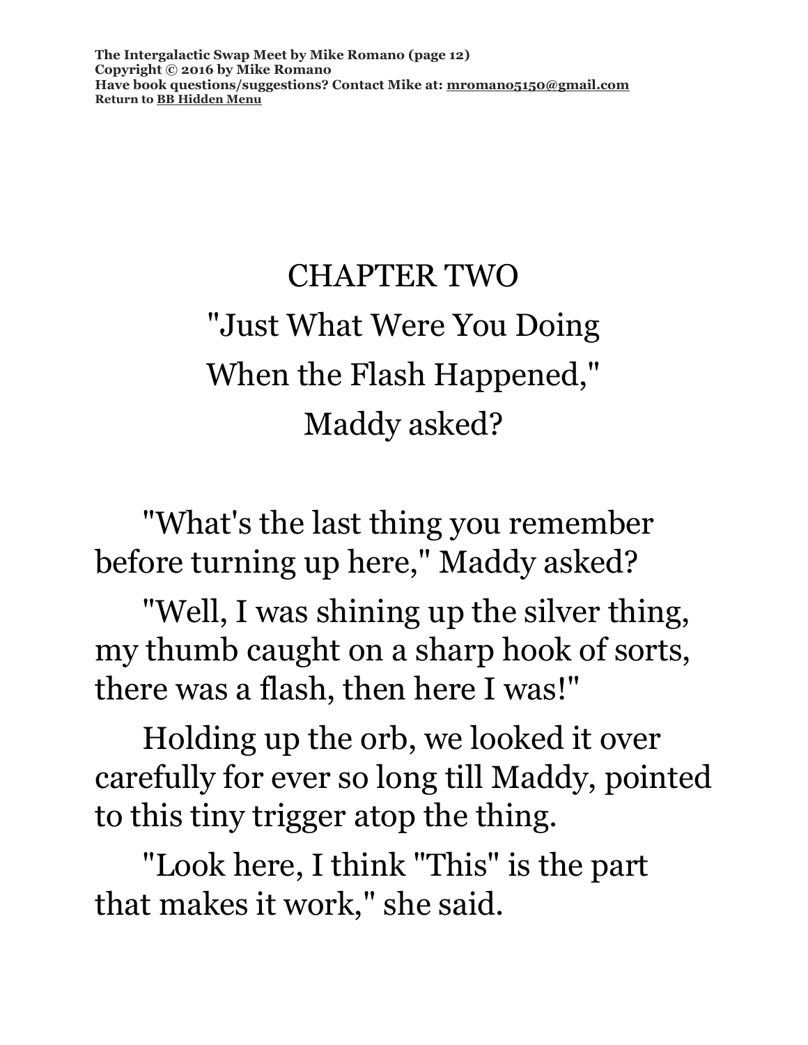# CHAPTER TWO

## "Just What Were You Doing When the Flash Happened," Maddy asked?

"What's the last thing you remember before turning up here," Maddy asked?

"Well, I was shining up the silver thing, my thumb caught on a sharp hook of sorts, there was a flash, then here I was!"

Holding up the orb, we looked it over carefully for ever so long till Maddy, pointed to this tiny trigger atop the thing.

"Look here, I think "This" is the part that makes it work," she said.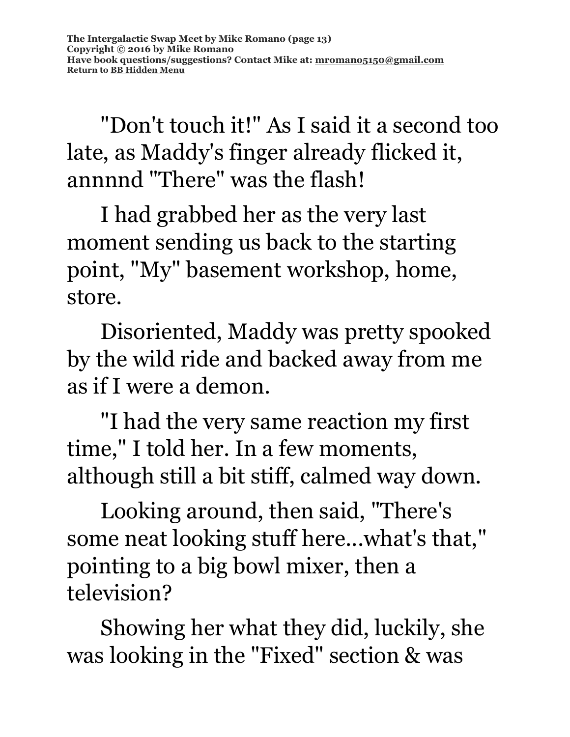"Don't touch it!" As I said it a second too late, as Maddy's finger already flicked it, annnnd "There" was the flash!

I had grabbed her as the very last moment sending us back to the starting point, "My" basement workshop, home, store.

Disoriented, Maddy was pretty spooked by the wild ride and backed away from me as if I were a demon.

"I had the very same reaction my first time," I told her. In a few moments, although still a bit stiff, calmed way down.

Looking around, then said, "There's some neat looking stuff here...what's that," pointing to a big bowl mixer, then a television?

Showing her what they did, luckily, she was looking in the "Fixed" section & was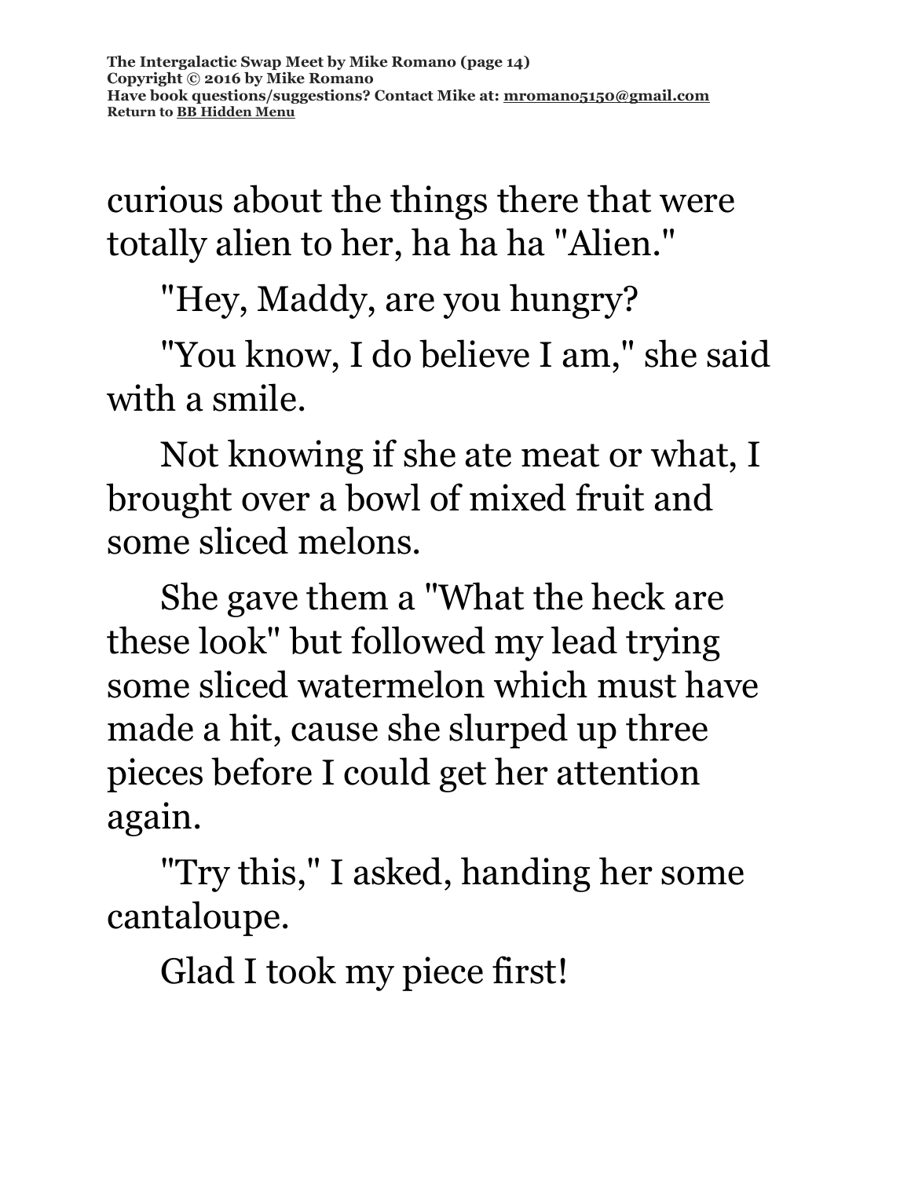curious about the things there that were totally alien to her, ha ha ha "Alien."

"Hey, Maddy, are you hungry?

"You know, I do believe I am," she said with a smile.

Not knowing if she ate meat or what, I brought over a bowl of mixed fruit and some sliced melons.

She gave them a "What the heck are these look" but followed my lead trying some sliced watermelon which must have made a hit, cause she slurped up three pieces before I could get her attention again.

"Try this," I asked, handing her some cantaloupe.

Glad I took my piece first!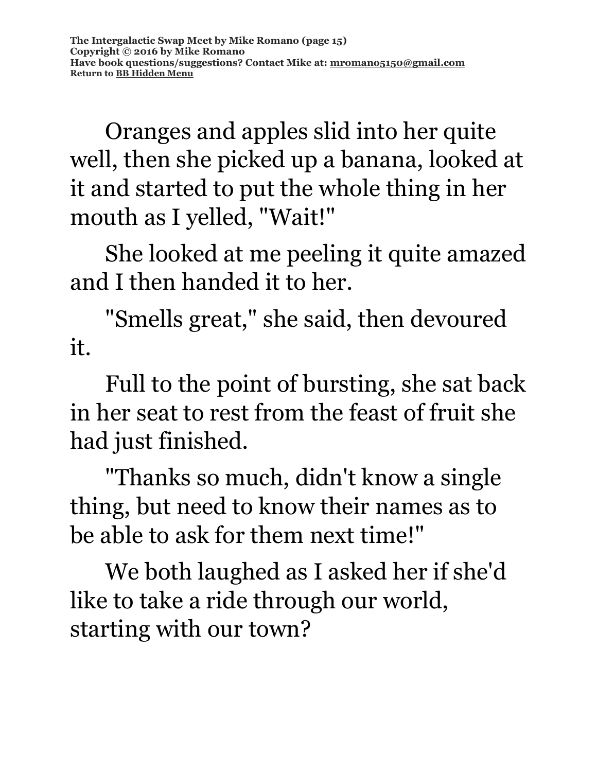Oranges and apples slid into her quite well, then she picked up a banana, looked at it and started to put the whole thing in her mouth as I yelled, "Wait!"

She looked at me peeling it quite amazed and I then handed it to her.

"Smells great," she said, then devoured it.

Full to the point of bursting, she sat back in her seat to rest from the feast of fruit she had just finished.

"Thanks so much, didn't know a single thing, but need to know their names as to be able to ask for them next time!"

We both laughed as I asked her if she'd like to take a ride through our world, starting with our town?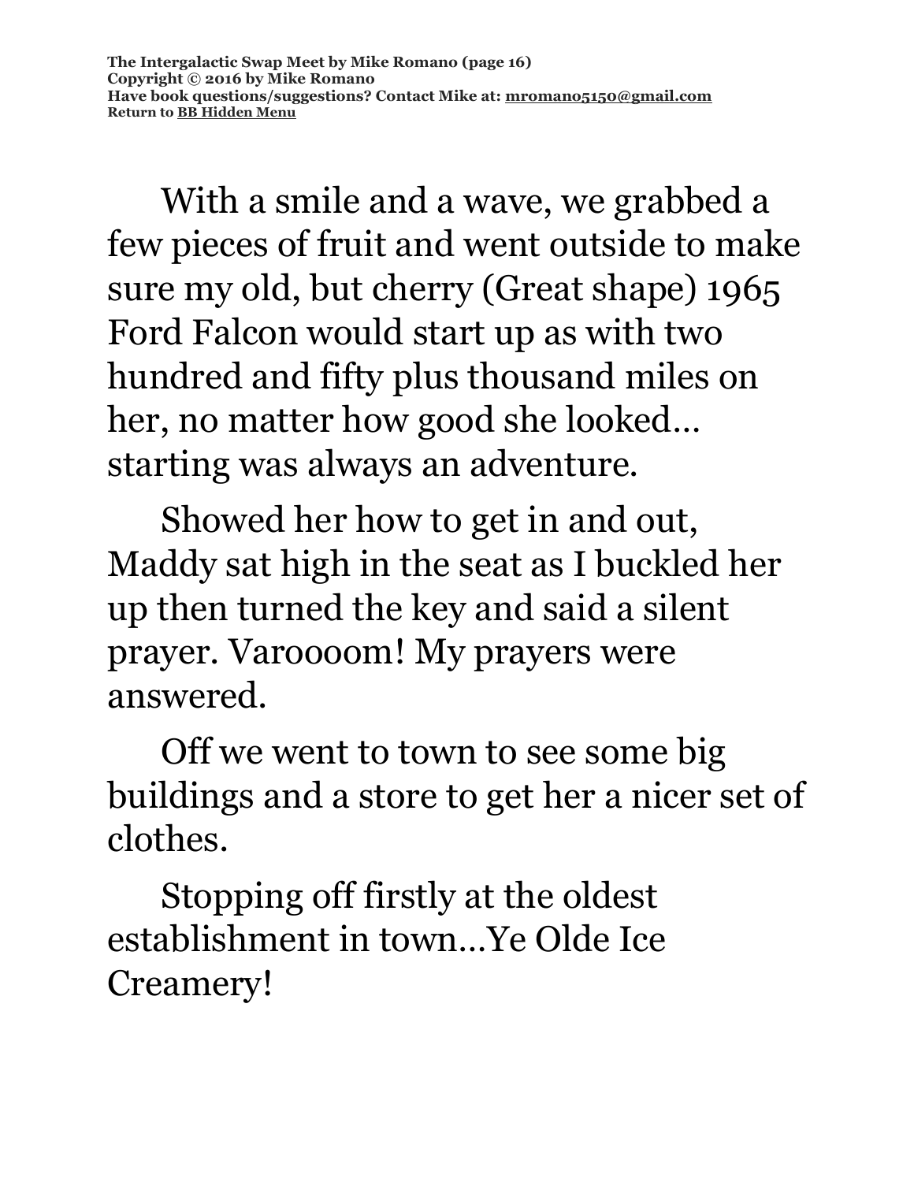With a smile and a wave, we grabbed a few pieces of fruit and went outside to make sure my old, but cherry (Great shape) 1965 Ford Falcon would start up as with two hundred and fifty plus thousand miles on her, no matter how good she looked… starting was always an adventure.

Showed her how to get in and out, Maddy sat high in the seat as I buckled her up then turned the key and said a silent prayer. Varoooom! My prayers were answered.

Off we went to town to see some big buildings and a store to get her a nicer set of clothes.

Stopping off firstly at the oldest establishment in town…Ye Olde Ice Creamery!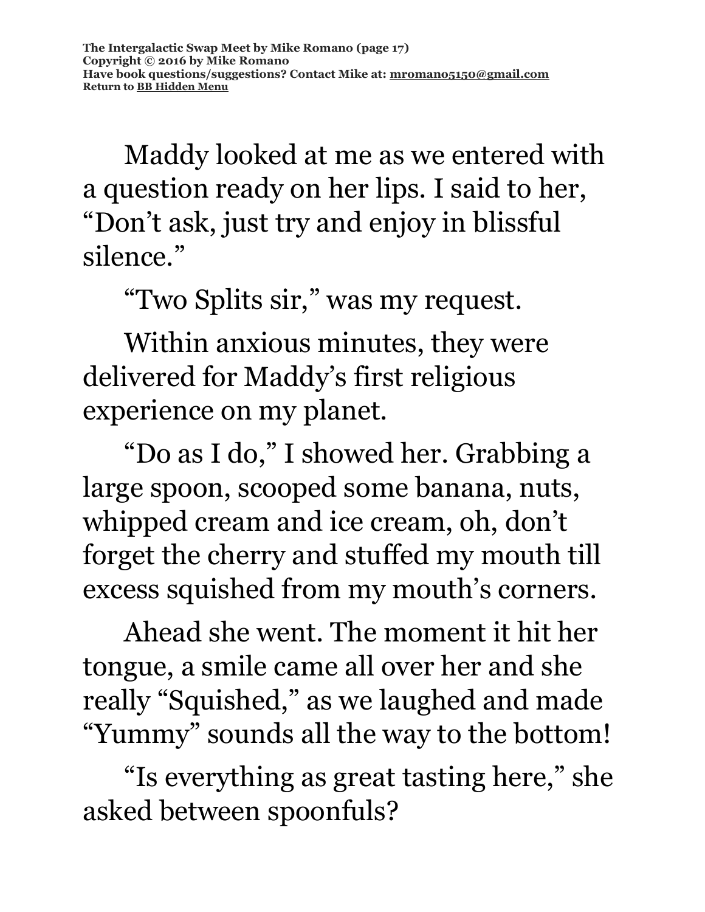Maddy looked at me as we entered with a question ready on her lips. I said to her, “Don’t ask, just try and enjoy in blissful silence.”

“Two Splits sir,” was my request.

Within anxious minutes, they were delivered for Maddy’s first religious experience on my planet.

“Do as I do,” I showed her. Grabbing a large spoon, scooped some banana, nuts, whipped cream and ice cream, oh, don’t forget the cherry and stuffed my mouth till excess squished from my mouth’s corners.

Ahead she went. The moment it hit her tongue, a smile came all over her and she really “Squished,” as we laughed and made “Yummy” sounds all the way to the bottom!

“Is everything as great tasting here,” she asked between spoonfuls?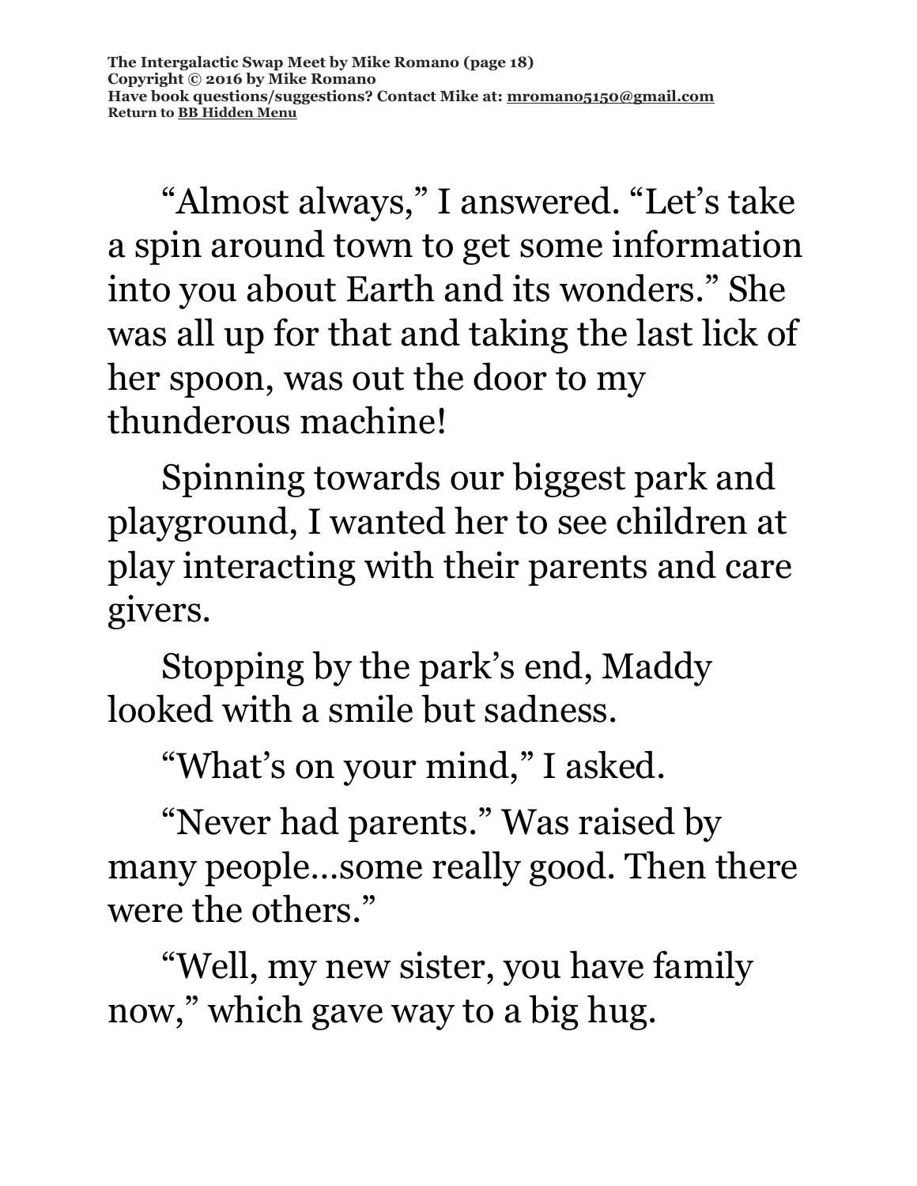"Almost always," I answered. "Let's take a spin around town to get some information into you about Earth and its wonders." She was all up for that and taking the last lick of her spoon, was out the door to my thunderous machine!

Spinning towards our biggest park and playground, I wanted her to see children at play interacting with their parents and care givers.

Stopping by the park's end, Maddy looked with a smile but sadness.

"What's on your mind," I asked.

"Never had parents." Was raised by many people…some really good. Then there were the others."

"Well, my new sister, you have family now," which gave way to a big hug.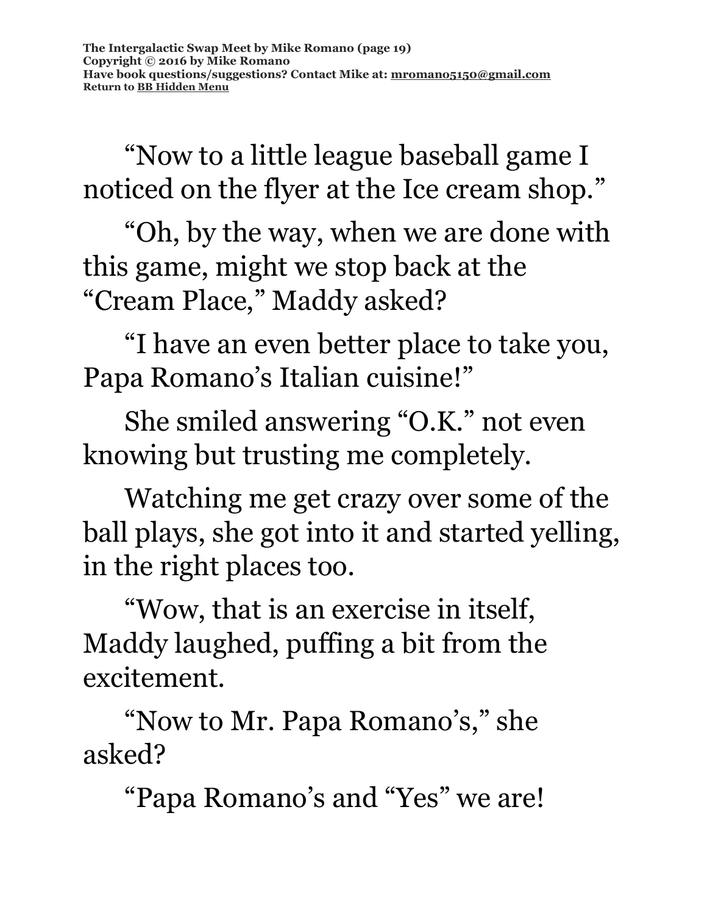"Now to a little league baseball game I noticed on the flyer at the Ice cream shop."

"Oh, by the way, when we are done with this game, might we stop back at the "Cream Place," Maddy asked?

"I have an even better place to take you, Papa Romano's Italian cuisine!"

She smiled answering "O.K." not even knowing but trusting me completely.

Watching me get crazy over some of the ball plays, she got into it and started yelling, in the right places too.

"Wow, that is an exercise in itself, Maddy laughed, puffing a bit from the excitement.

"Now to Mr. Papa Romano's," she asked?

"Papa Romano's and "Yes" we are!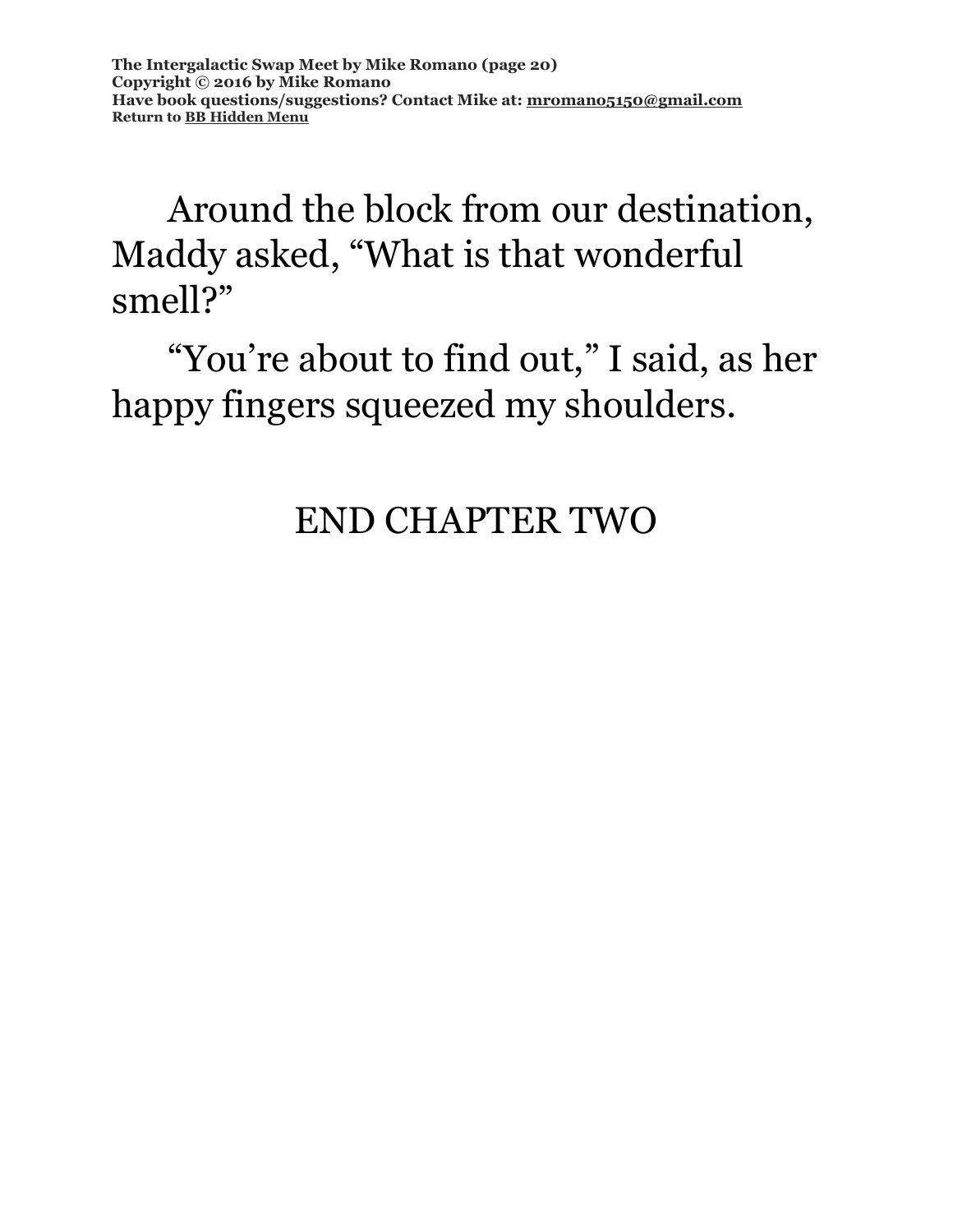Around the block from our destination, Maddy asked, “What is that wonderful smell?”

“You’re about to find out,” I said, as her happy fingers squeezed my shoulders.

END CHAPTER TWO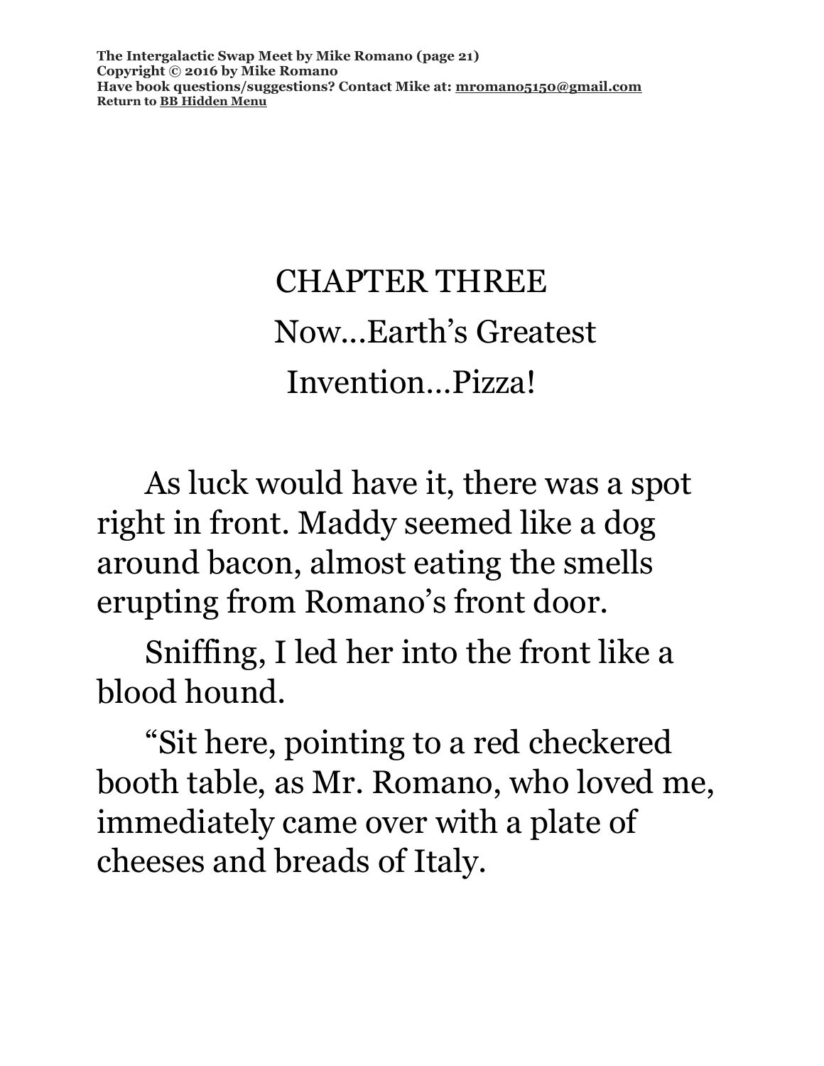# CHAPTER THREE

## Now…Earth's Greatest Invention…Pizza!

As luck would have it, there was a spot right in front. Maddy seemed like a dog around bacon, almost eating the smells erupting from Romano's front door.

Sniffing, I led her into the front like a blood hound.

"Sit here, pointing to a red checkered booth table, as Mr. Romano, who loved me, immediately came over with a plate of cheeses and breads of Italy.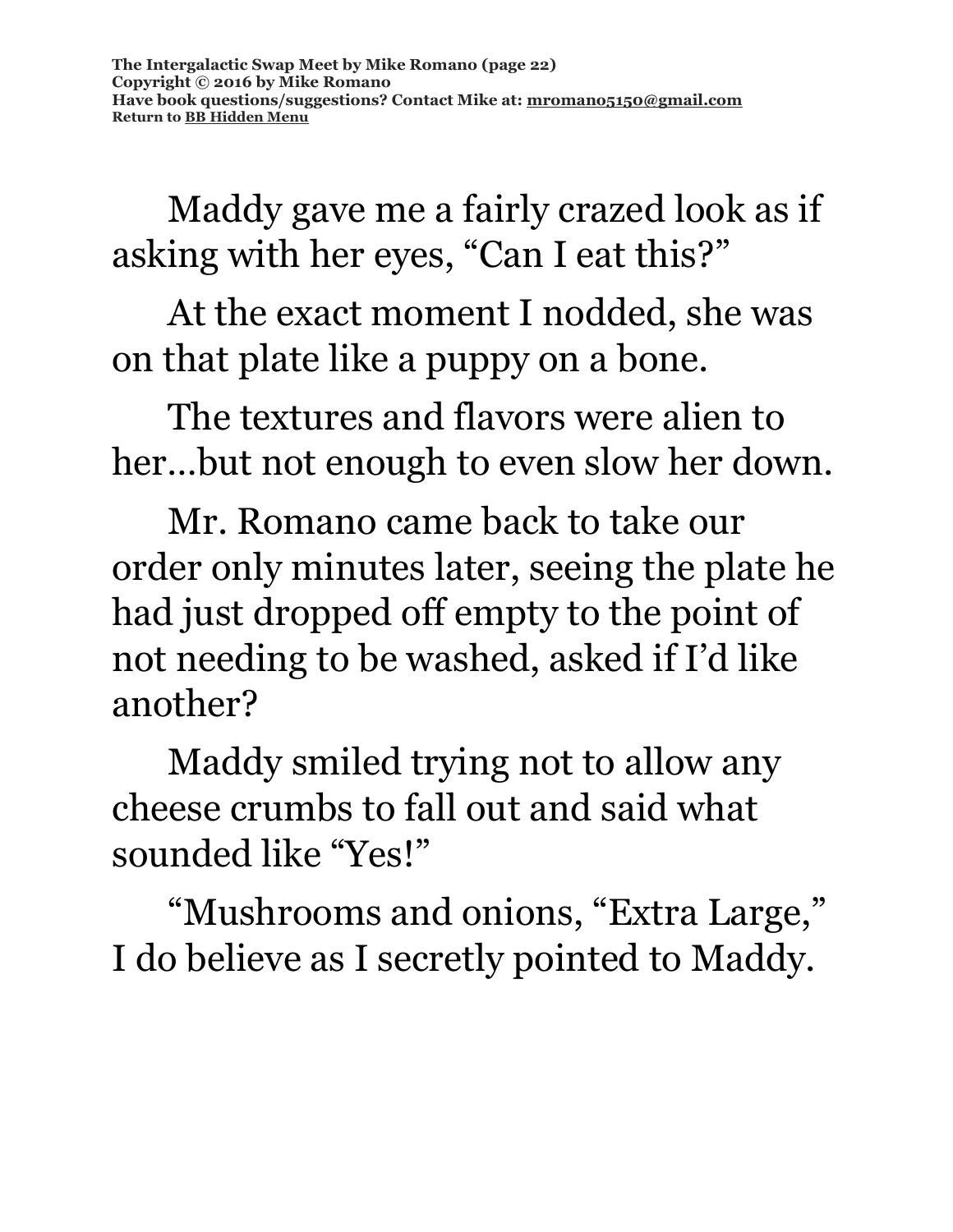Maddy gave me a fairly crazed look as if asking with her eyes, “Can I eat this?”

At the exact moment I nodded, she was on that plate like a puppy on a bone.

The textures and flavors were alien to her…but not enough to even slow her down.

Mr. Romano came back to take our order only minutes later, seeing the plate he had just dropped off empty to the point of not needing to be washed, asked if I’d like another?

Maddy smiled trying not to allow any cheese crumbs to fall out and said what sounded like “Yes!”

“Mushrooms and onions, “Extra Large,” I do believe as I secretly pointed to Maddy.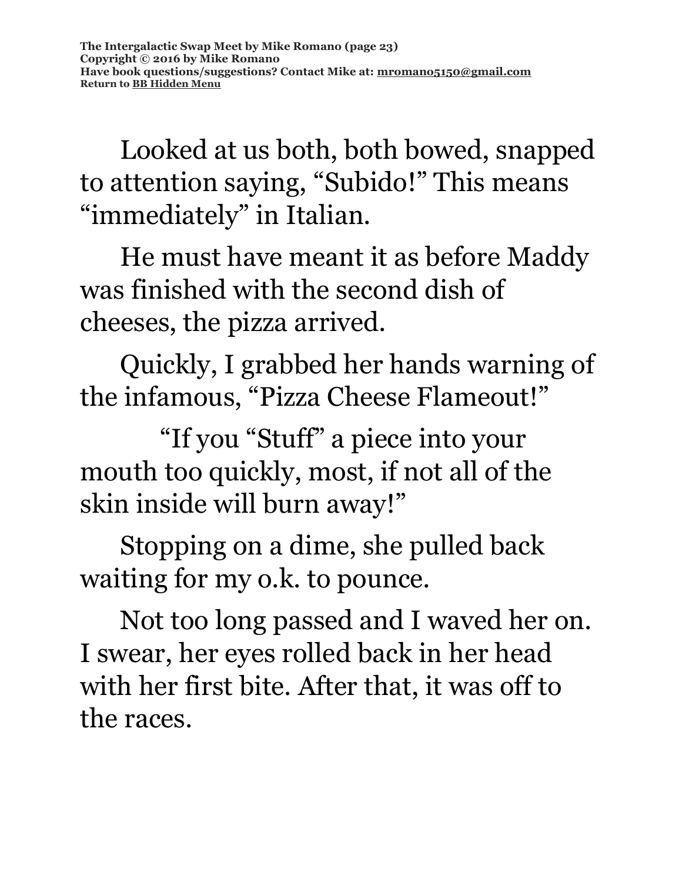Looked at us both, both bowed, snapped to attention saying, "Subido!" This means "immediately" in Italian.

He must have meant it as before Maddy was finished with the second dish of cheeses, the pizza arrived.

Quickly, I grabbed her hands warning of the infamous, "Pizza Cheese Flameout!"

"If you "Stuff" a piece into your mouth too quickly, most, if not all of the skin inside will burn away!"

Stopping on a dime, she pulled back waiting for my o.k. to pounce.

Not too long passed and I waved her on. I swear, her eyes rolled back in her head with her first bite. After that, it was off to the races.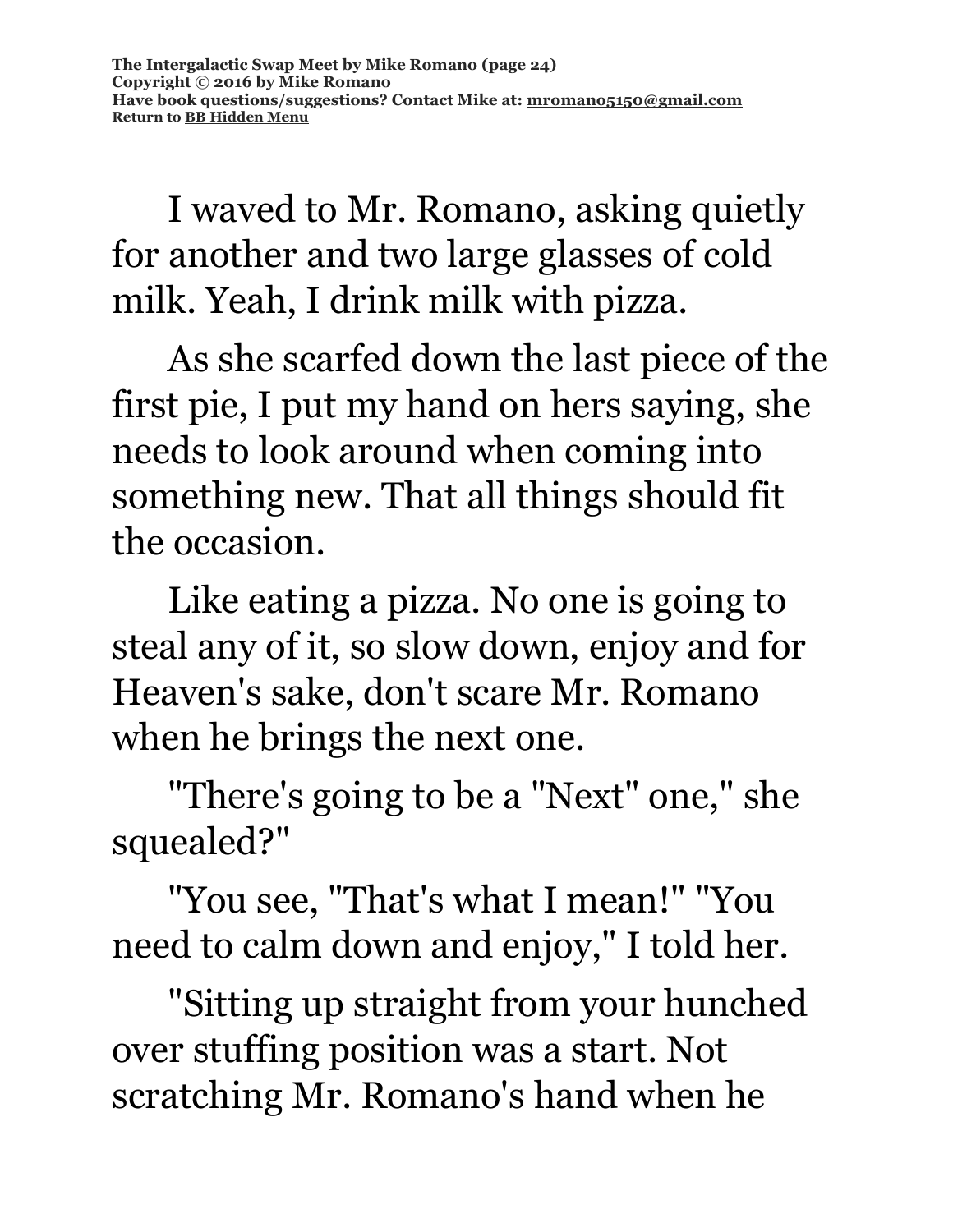I waved to Mr. Romano, asking quietly for another and two large glasses of cold milk. Yeah, I drink milk with pizza.

As she scarfed down the last piece of the first pie, I put my hand on hers saying, she needs to look around when coming into something new. That all things should fit the occasion.

Like eating a pizza. No one is going to steal any of it, so slow down, enjoy and for Heaven's sake, don't scare Mr. Romano when he brings the next one.

"There's going to be a "Next" one," she squealed?"

"You see, "That's what I mean!" "You need to calm down and enjoy," I told her.

"Sitting up straight from your hunched over stuffing position was a start. Not scratching Mr. Romano's hand when he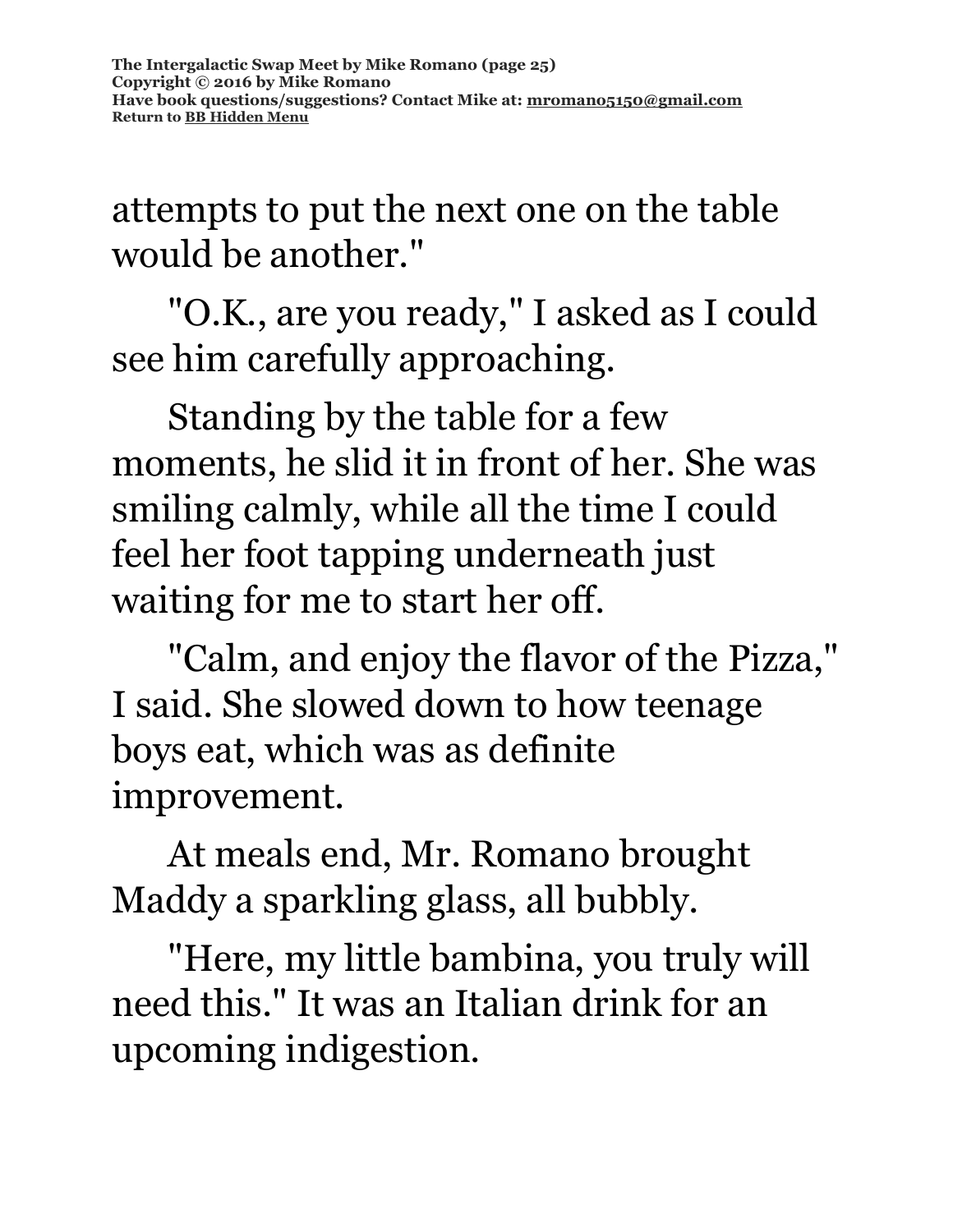attempts to put the next one on the table would be another."

"O.K., are you ready," I asked as I could see him carefully approaching.

Standing by the table for a few moments, he slid it in front of her. She was smiling calmly, while all the time I could feel her foot tapping underneath just waiting for me to start her off.

"Calm, and enjoy the flavor of the Pizza," I said. She slowed down to how teenage boys eat, which was as definite improvement.

At meals end, Mr. Romano brought Maddy a sparkling glass, all bubbly.

"Here, my little bambina, you truly will need this." It was an Italian drink for an upcoming indigestion.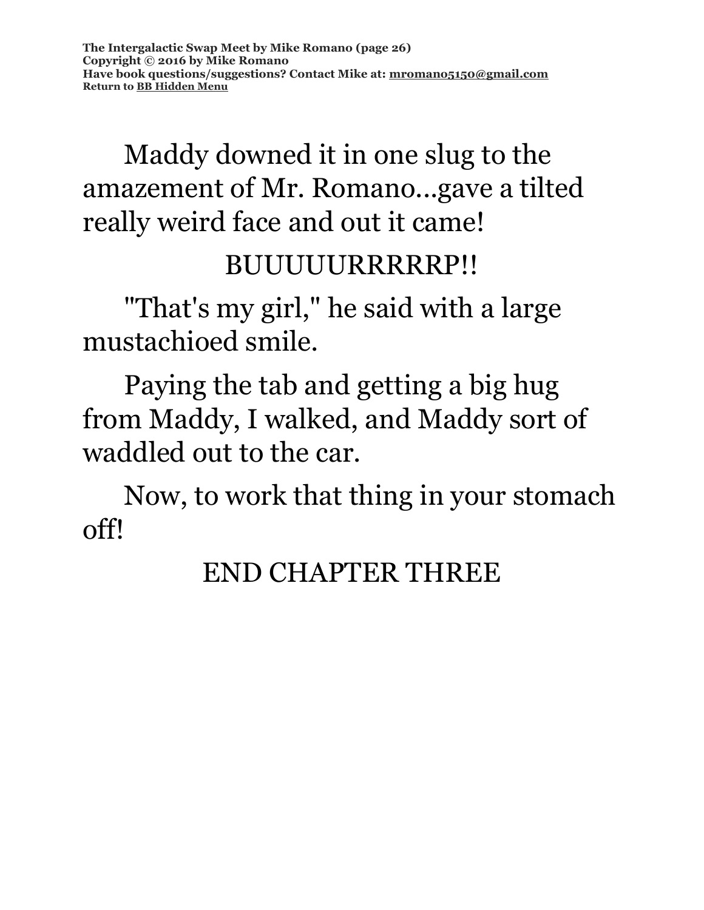Maddy downed it in one slug to the amazement of Mr. Romano...gave a tilted really weird face and out it came!

BUUUUURRRRRP!!

"That's my girl," he said with a large mustachioed smile.

Paying the tab and getting a big hug from Maddy, I walked, and Maddy sort of waddled out to the car.

Now, to work that thing in your stomach off!

END CHAPTER THREE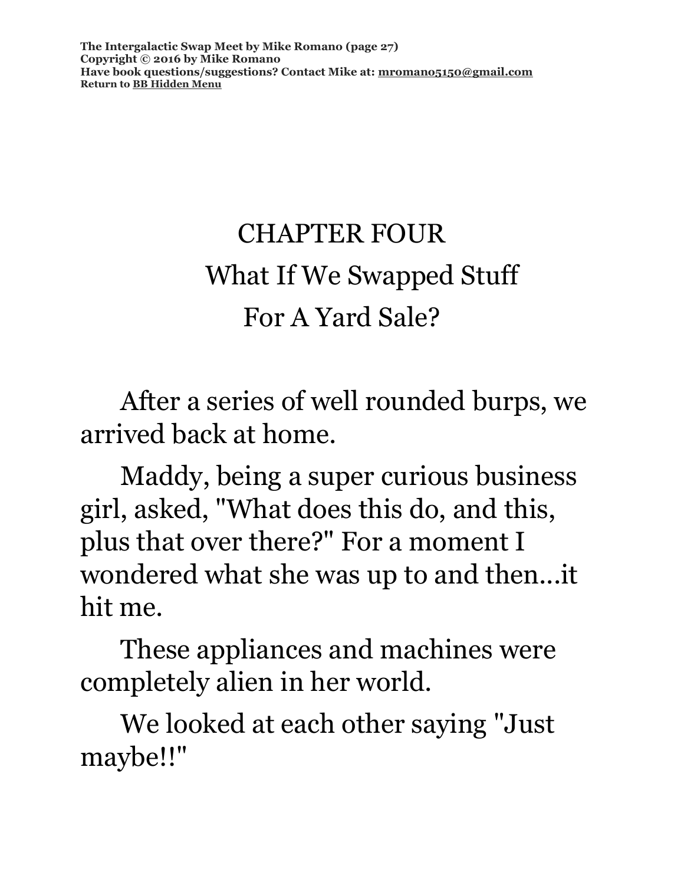# CHAPTER FOUR

## What If We Swapped Stuff For A Yard Sale?

After a series of well rounded burps, we arrived back at home.

Maddy, being a super curious business girl, asked, "What does this do, and this, plus that over there?" For a moment I wondered what she was up to and then...it hit me.

These appliances and machines were completely alien in her world.

We looked at each other saying "Just maybe!!"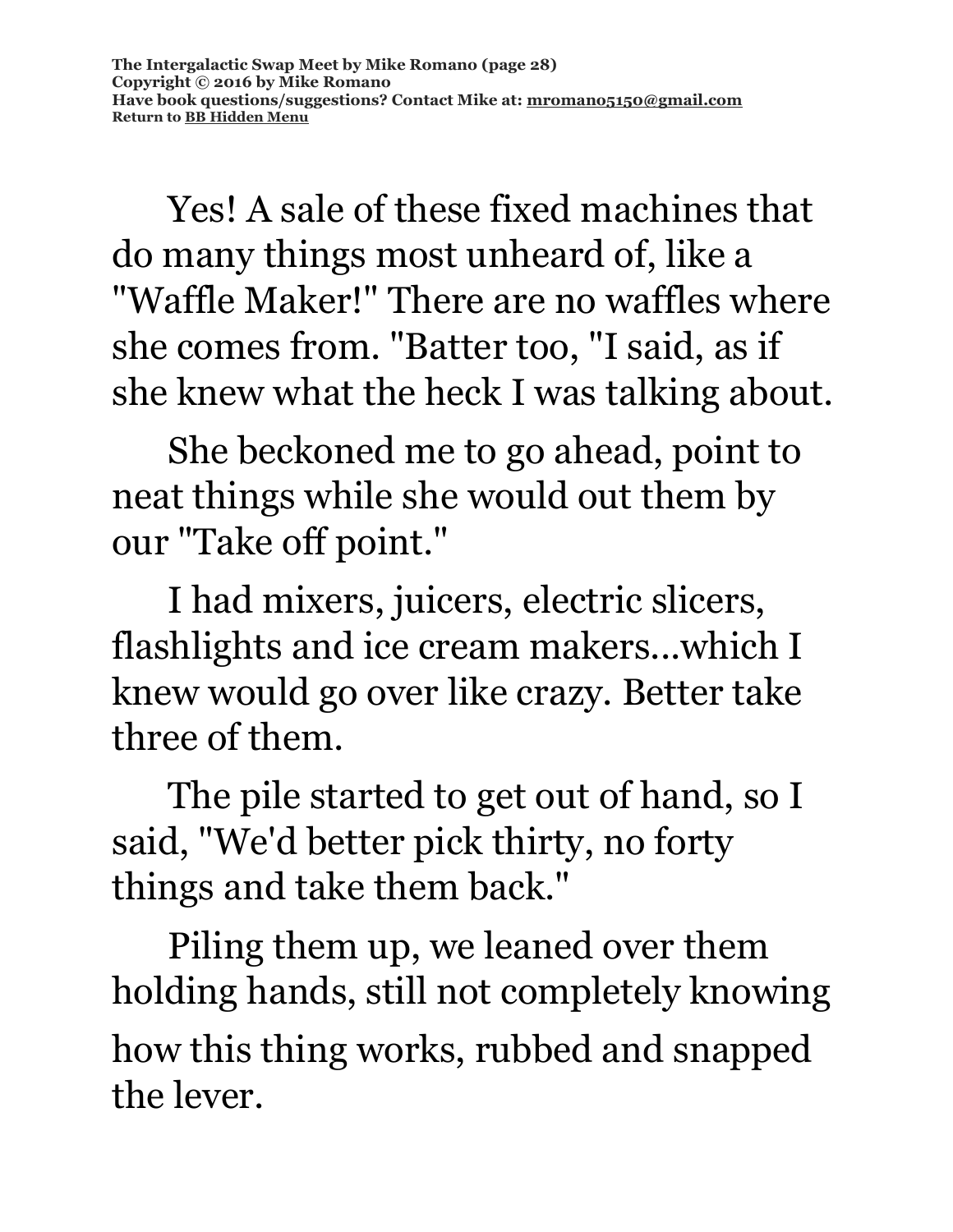Yes! A sale of these fixed machines that do many things most unheard of, like a "Waffle Maker!" There are no waffles where she comes from. "Batter too, "I said, as if she knew what the heck I was talking about.

She beckoned me to go ahead, point to neat things while she would out them by our "Take off point."

I had mixers, juicers, electric slicers, flashlights and ice cream makers...which I knew would go over like crazy. Better take three of them.

The pile started to get out of hand, so I said, "We'd better pick thirty, no forty things and take them back."

Piling them up, we leaned over them holding hands, still not completely knowing how this thing works, rubbed and snapped the lever.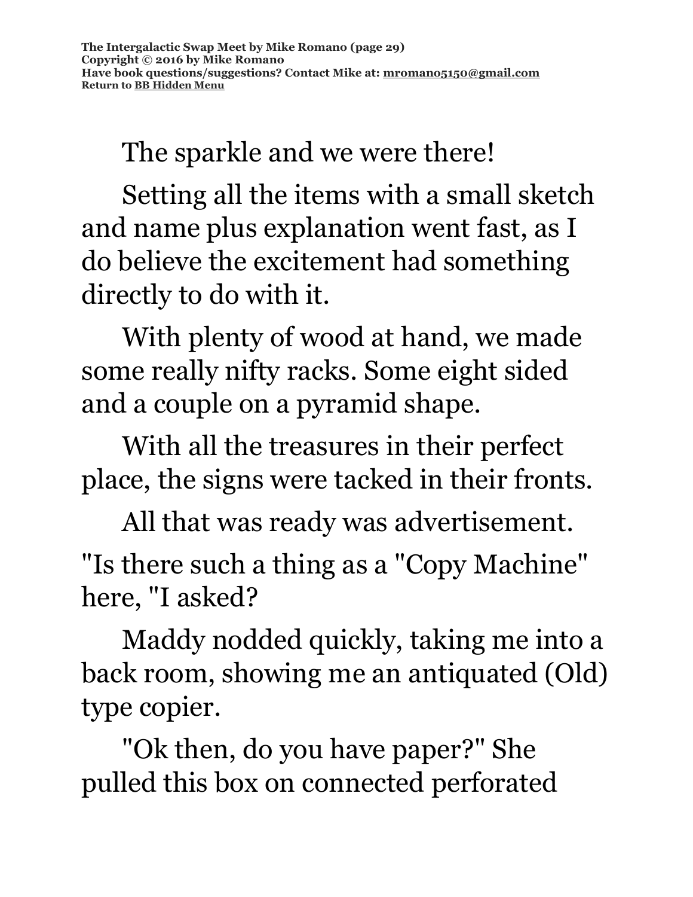The sparkle and we were there!

Setting all the items with a small sketch and name plus explanation went fast, as I do believe the excitement had something directly to do with it.

With plenty of wood at hand, we made some really nifty racks. Some eight sided and a couple on a pyramid shape.

With all the treasures in their perfect place, the signs were tacked in their fronts.

All that was ready was advertisement.

"Is there such a thing as a "Copy Machine" here, "I asked?

Maddy nodded quickly, taking me into a back room, showing me an antiquated (Old) type copier.

"Ok then, do you have paper?" She pulled this box on connected perforated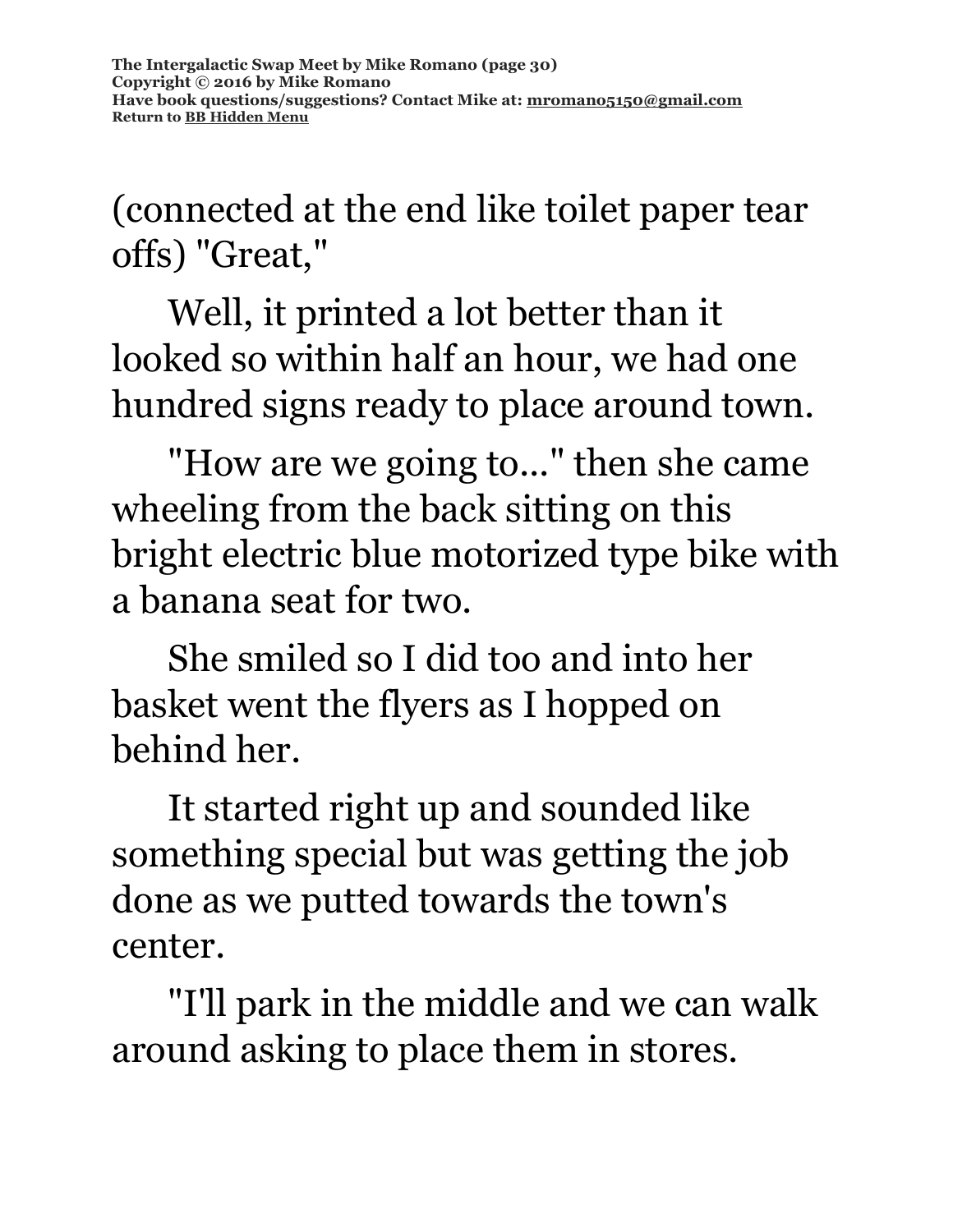(connected at the end like toilet paper tear offs) "Great,"

Well, it printed a lot better than it looked so within half an hour, we had one hundred signs ready to place around town.

"How are we going to..." then she came wheeling from the back sitting on this bright electric blue motorized type bike with a banana seat for two.

She smiled so I did too and into her basket went the flyers as I hopped on behind her.

It started right up and sounded like something special but was getting the job done as we putted towards the town's center.

"I'll park in the middle and we can walk around asking to place them in stores.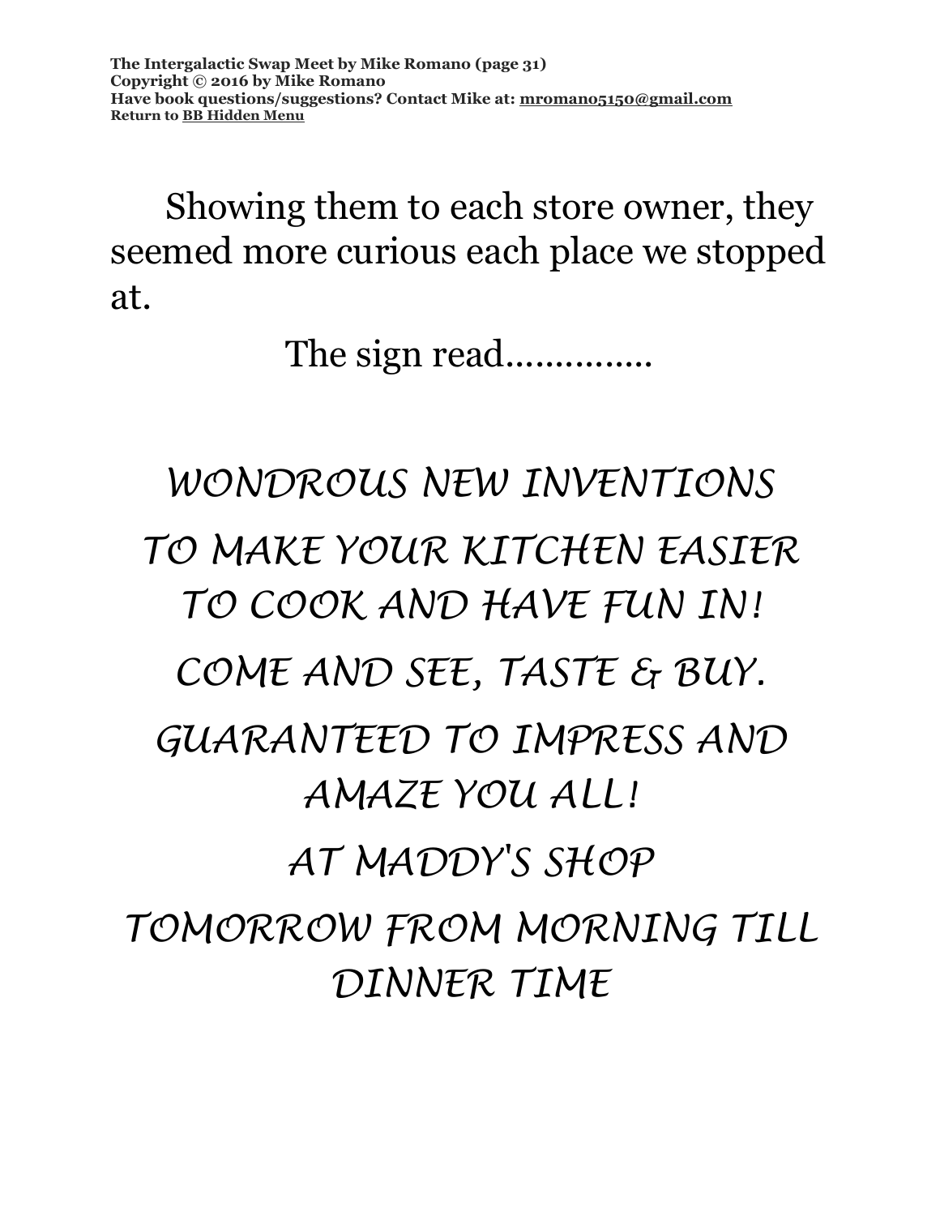Showing them to each store owner, they seemed more curious each place we stopped at.

The sign read...............

*WONDROUS NEW INVENTIONS*

*TO MAKE YOUR KITCHEN EASIER TO COOK AND HAVE FUN IN!*

*COME AND SEE, TASTE & BUY.*

*GUARANTEED TO IMPRESS AND AMAZE YOU ALL!*

*AT MADDY'S SHOP*

*TOMORROW FROM MORNING TILL DINNER TIME*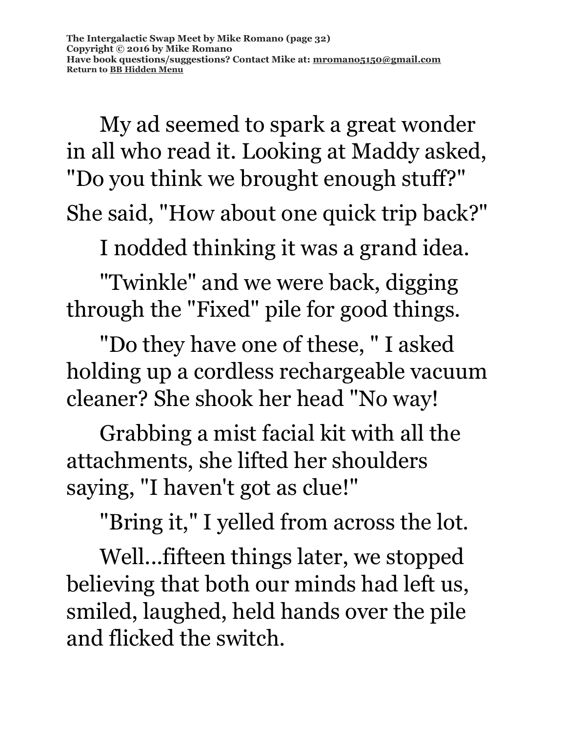My ad seemed to spark a great wonder in all who read it. Looking at Maddy asked, "Do you think we brought enough stuff?"

She said, "How about one quick trip back?"

I nodded thinking it was a grand idea.

"Twinkle" and we were back, digging through the "Fixed" pile for good things.

"Do they have one of these, " I asked holding up a cordless rechargeable vacuum cleaner? She shook her head "No way!

Grabbing a mist facial kit with all the attachments, she lifted her shoulders saying, "I haven't got as clue!"

"Bring it," I yelled from across the lot.

Well…fifteen things later, we stopped believing that both our minds had left us, smiled, laughed, held hands over the pile and flicked the switch.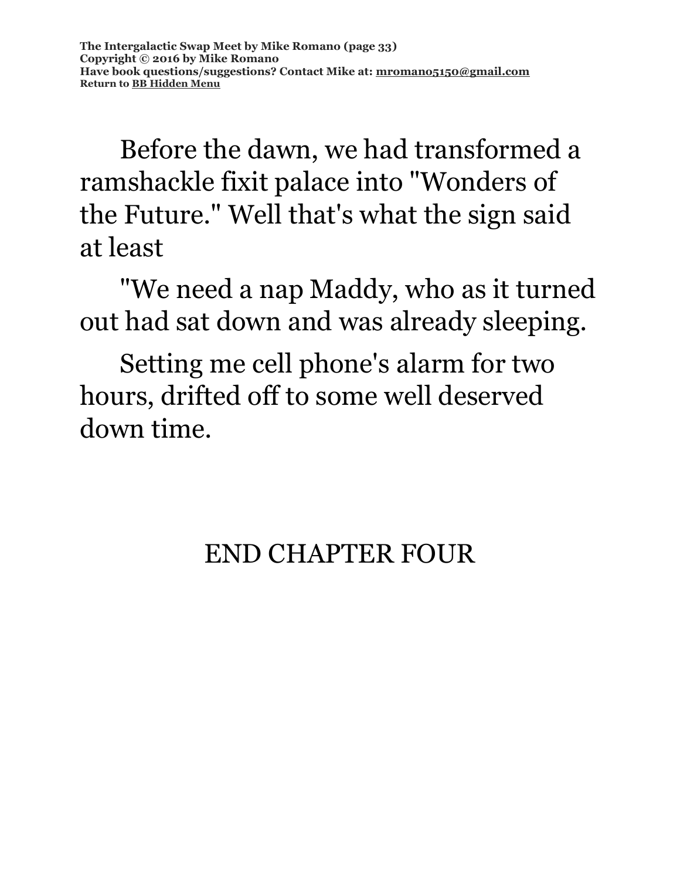Before the dawn, we had transformed a ramshackle fixit palace into "Wonders of the Future." Well that's what the sign said at least

"We need a nap Maddy, who as it turned out had sat down and was already sleeping.

Setting me cell phone's alarm for two hours, drifted off to some well deserved down time.

END CHAPTER FOUR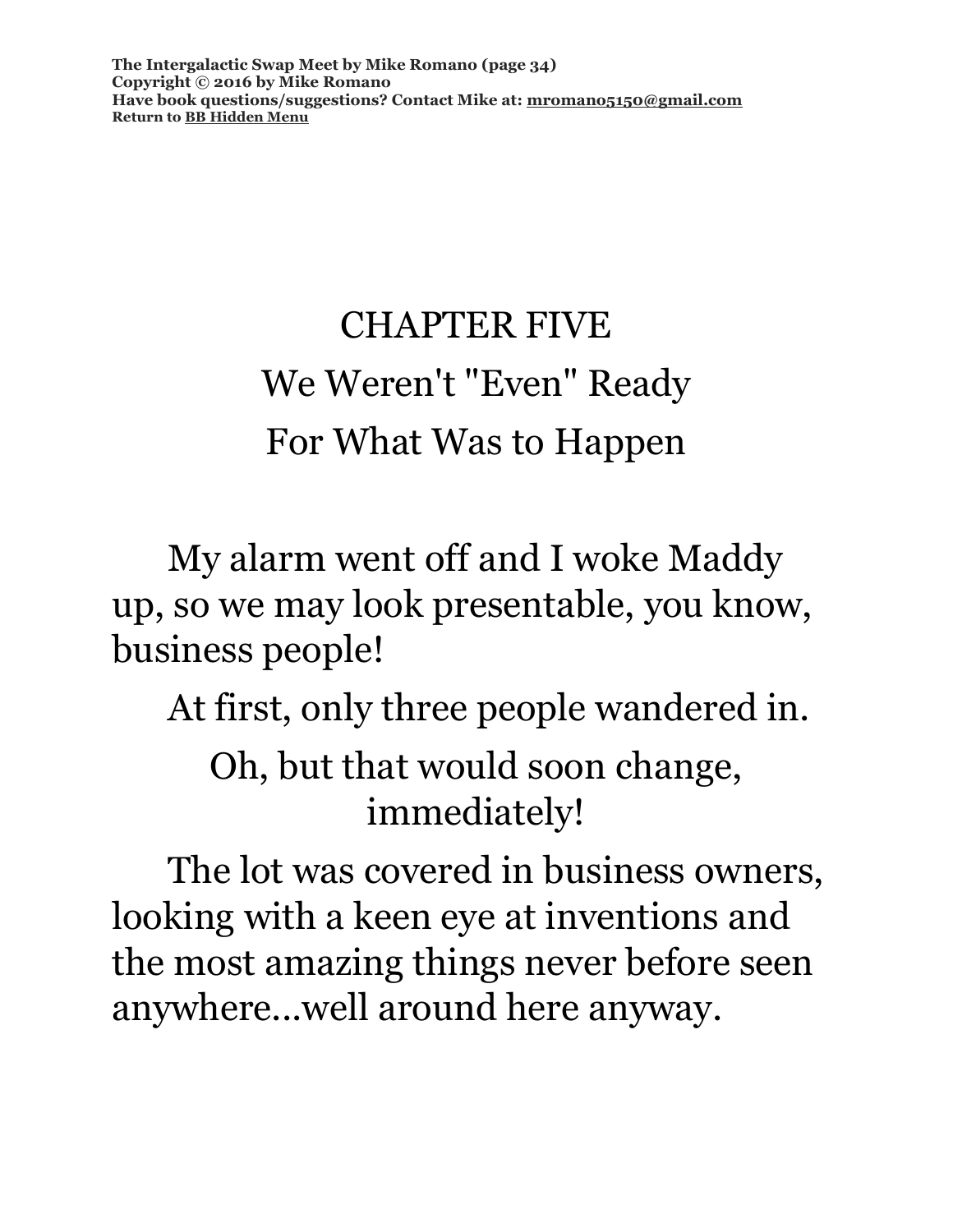# CHAPTER FIVE

## We Weren't "Even" Ready For What Was to Happen

My alarm went off and I woke Maddy up, so we may look presentable, you know, business people!

At first, only three people wandered in.

Oh, but that would soon change, immediately!

The lot was covered in business owners, looking with a keen eye at inventions and the most amazing things never before seen anywhere...well around here anyway.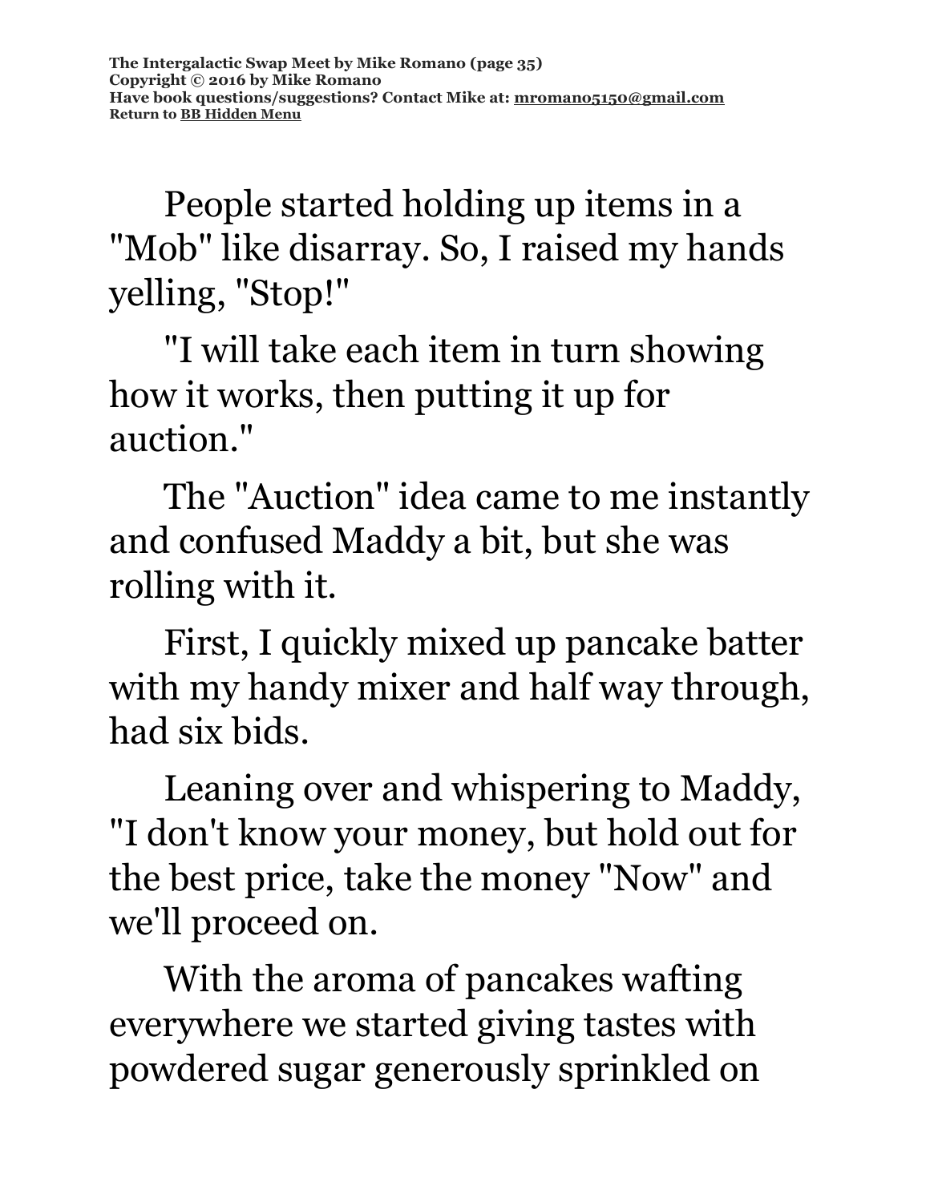People started holding up items in a "Mob" like disarray. So, I raised my hands yelling, "Stop!"

"I will take each item in turn showing how it works, then putting it up for auction."

The "Auction" idea came to me instantly and confused Maddy a bit, but she was rolling with it.

First, I quickly mixed up pancake batter with my handy mixer and half way through, had six bids.

Leaning over and whispering to Maddy, "I don't know your money, but hold out for the best price, take the money "Now" and we'll proceed on.

With the aroma of pancakes wafting everywhere we started giving tastes with powdered sugar generously sprinkled on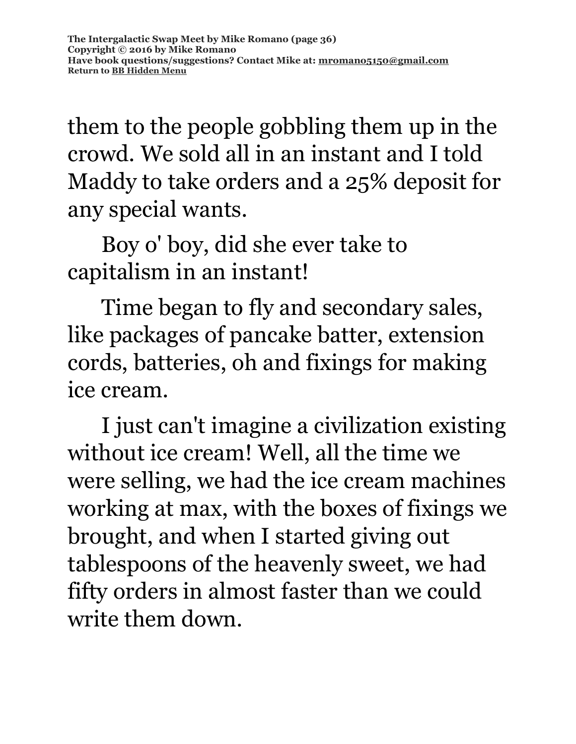them to the people gobbling them up in the crowd. We sold all in an instant and I told Maddy to take orders and a 25% deposit for any special wants.

Boy o' boy, did she ever take to capitalism in an instant!

Time began to fly and secondary sales, like packages of pancake batter, extension cords, batteries, oh and fixings for making ice cream.

I just can't imagine a civilization existing without ice cream! Well, all the time we were selling, we had the ice cream machines working at max, with the boxes of fixings we brought, and when I started giving out tablespoons of the heavenly sweet, we had fifty orders in almost faster than we could write them down.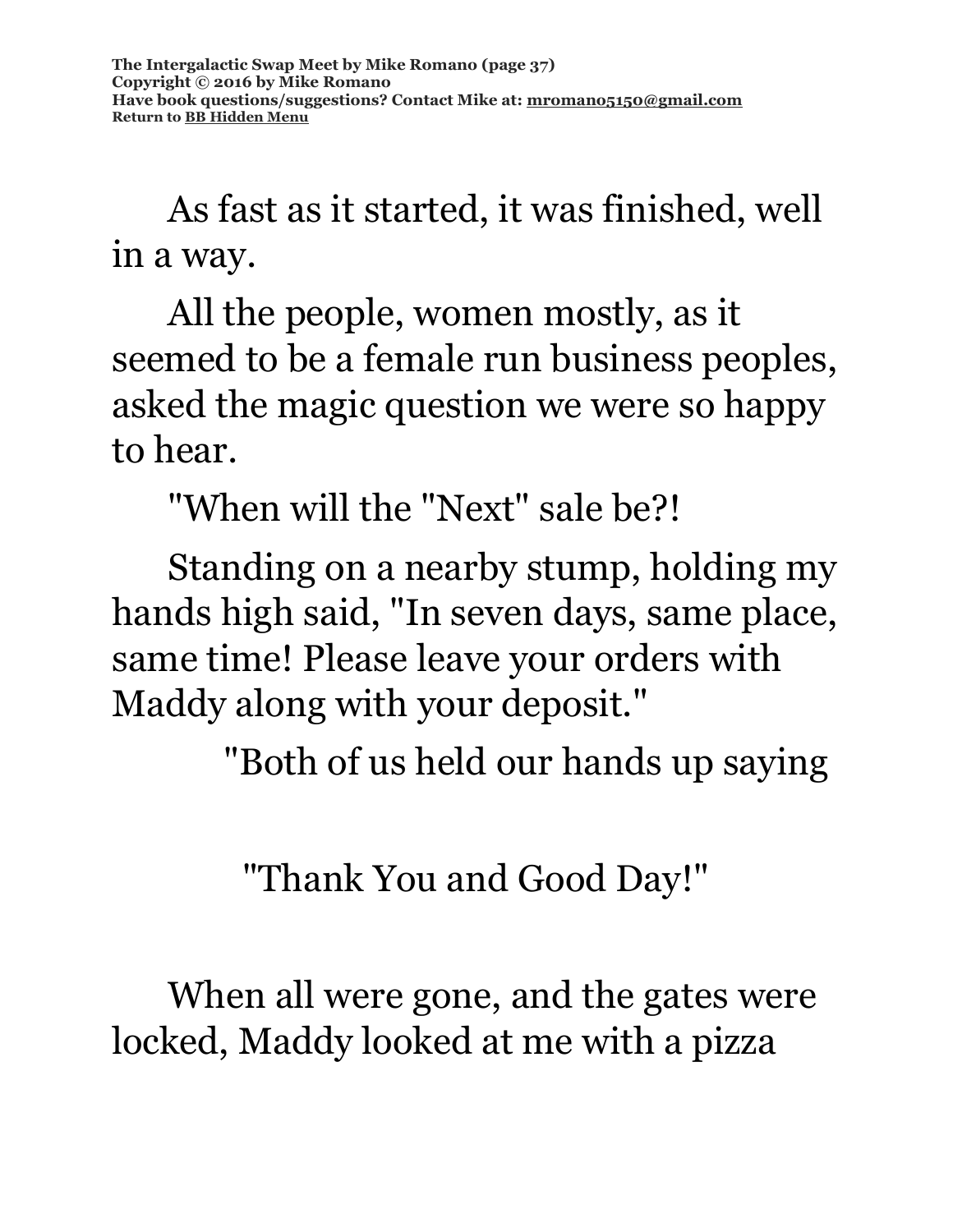As fast as it started, it was finished, well in a way.

All the people, women mostly, as it seemed to be a female run business peoples, asked the magic question we were so happy to hear.

"When will the "Next" sale be?!

Standing on a nearby stump, holding my hands high said, "In seven days, same place, same time! Please leave your orders with Maddy along with your deposit."

"Both of us held our hands up saying

"Thank You and Good Day!"

When all were gone, and the gates were locked, Maddy looked at me with a pizza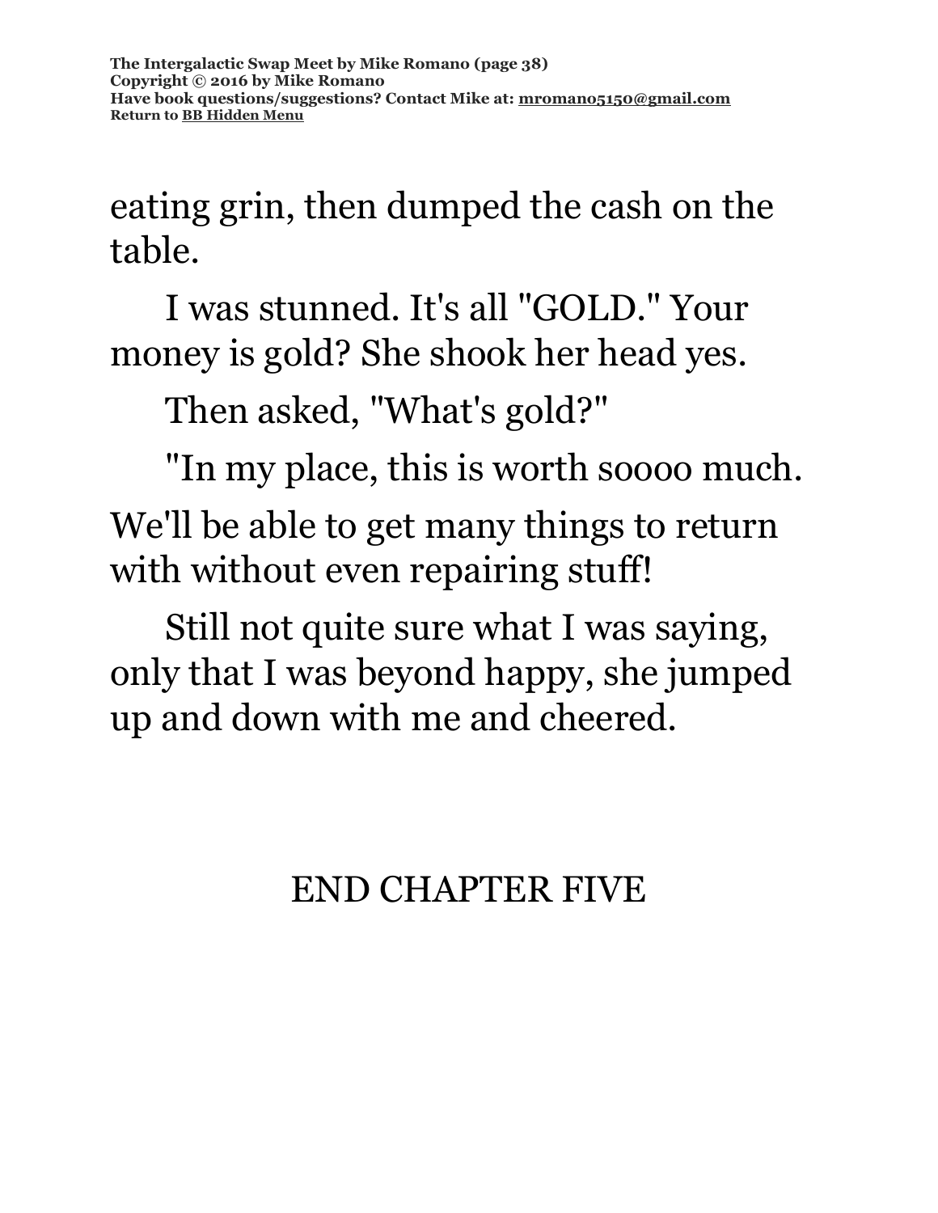eating grin, then dumped the cash on the table.

I was stunned. It's all "GOLD." Your money is gold? She shook her head yes.

Then asked, "What's gold?"

"In my place, this is worth soooo much.

We'll be able to get many things to return with without even repairing stuff!

Still not quite sure what I was saying, only that I was beyond happy, she jumped up and down with me and cheered.

END CHAPTER FIVE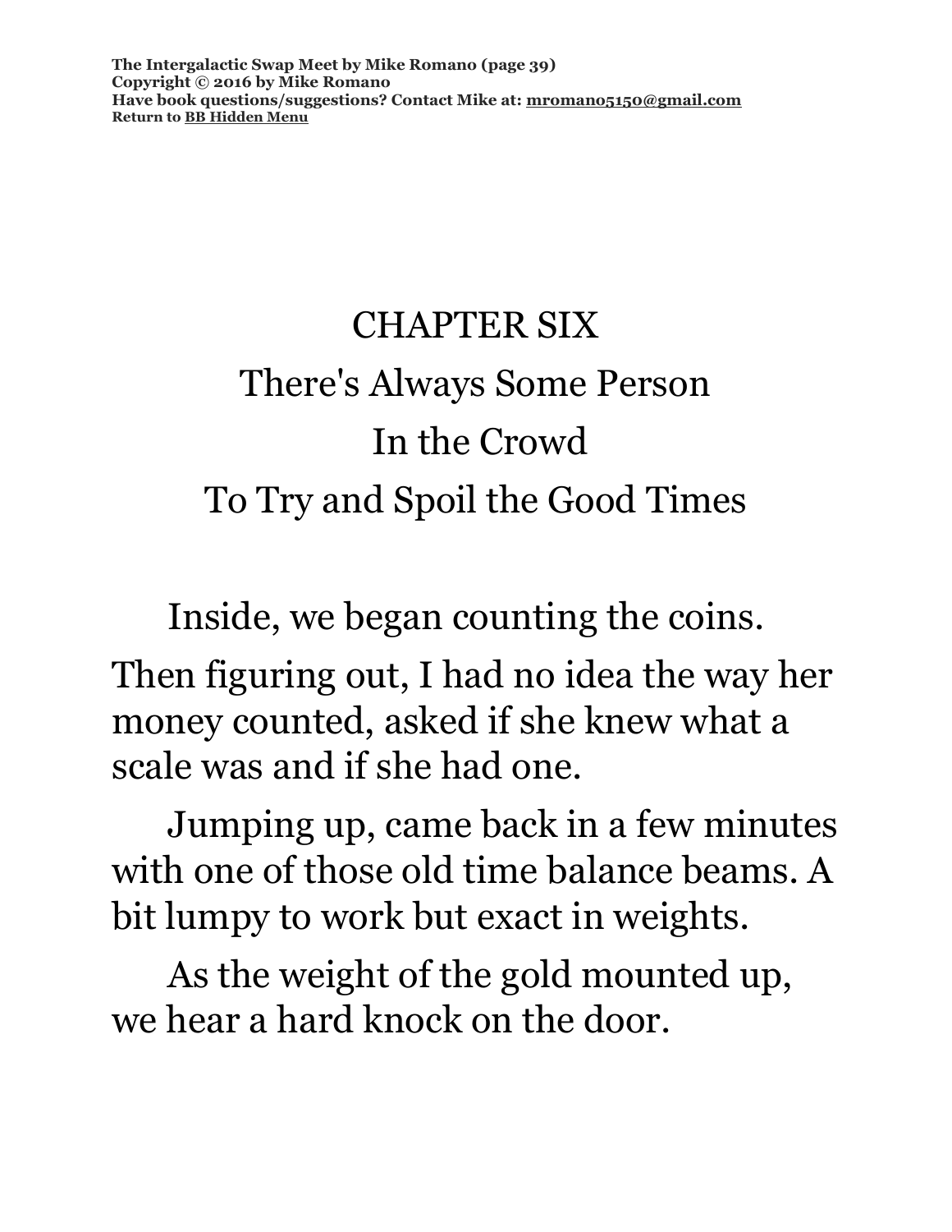# CHAPTER SIX

## There's Always Some Person In the Crowd To Try and Spoil the Good Times

Inside, we began counting the coins. Then figuring out, I had no idea the way her money counted, asked if she knew what a scale was and if she had one.

Jumping up, came back in a few minutes with one of those old time balance beams. A bit lumpy to work but exact in weights.

As the weight of the gold mounted up, we hear a hard knock on the door.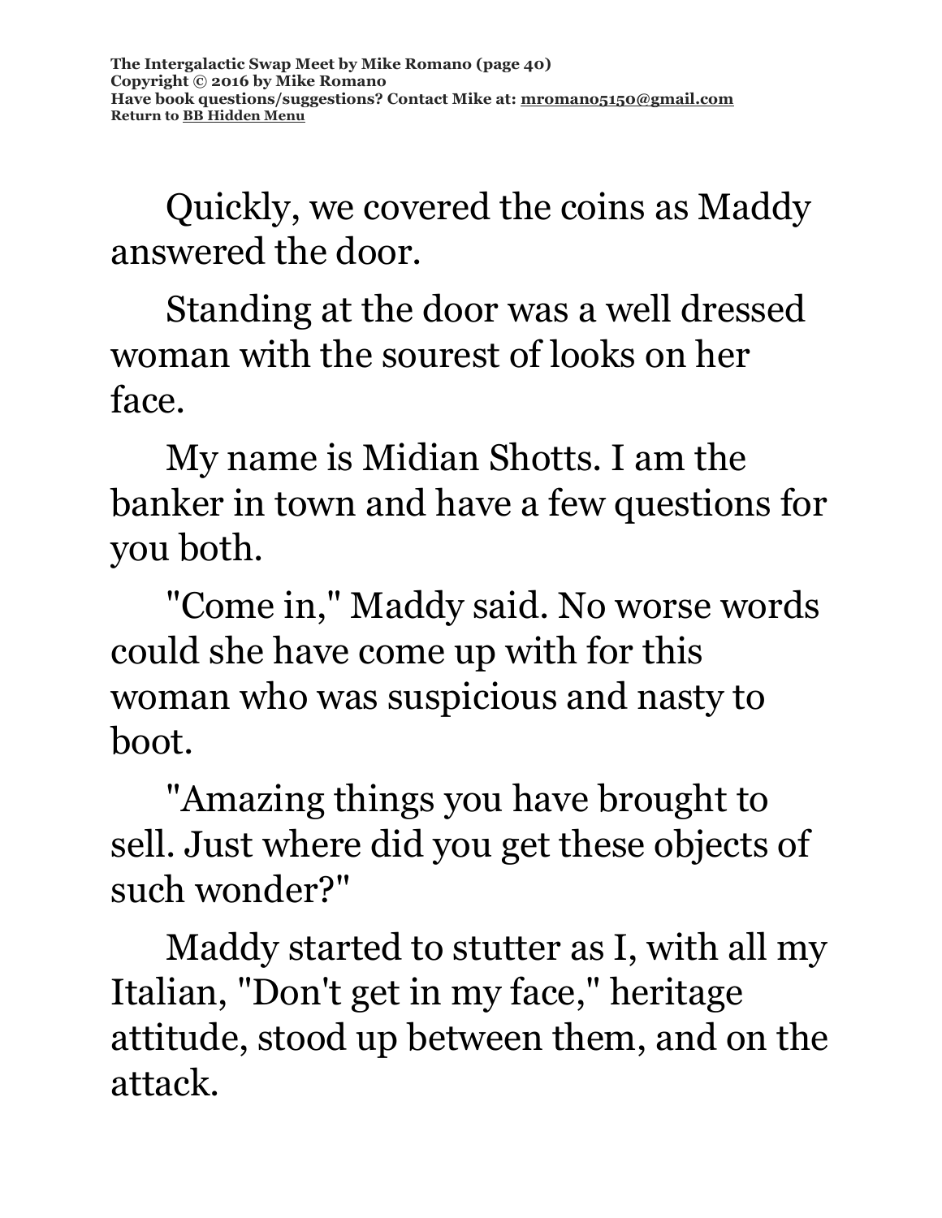Quickly, we covered the coins as Maddy answered the door.

Standing at the door was a well dressed woman with the sourest of looks on her face.

My name is Midian Shotts. I am the banker in town and have a few questions for you both.

"Come in," Maddy said. No worse words could she have come up with for this woman who was suspicious and nasty to boot.

"Amazing things you have brought to sell. Just where did you get these objects of such wonder?"

Maddy started to stutter as I, with all my Italian, "Don't get in my face," heritage attitude, stood up between them, and on the attack.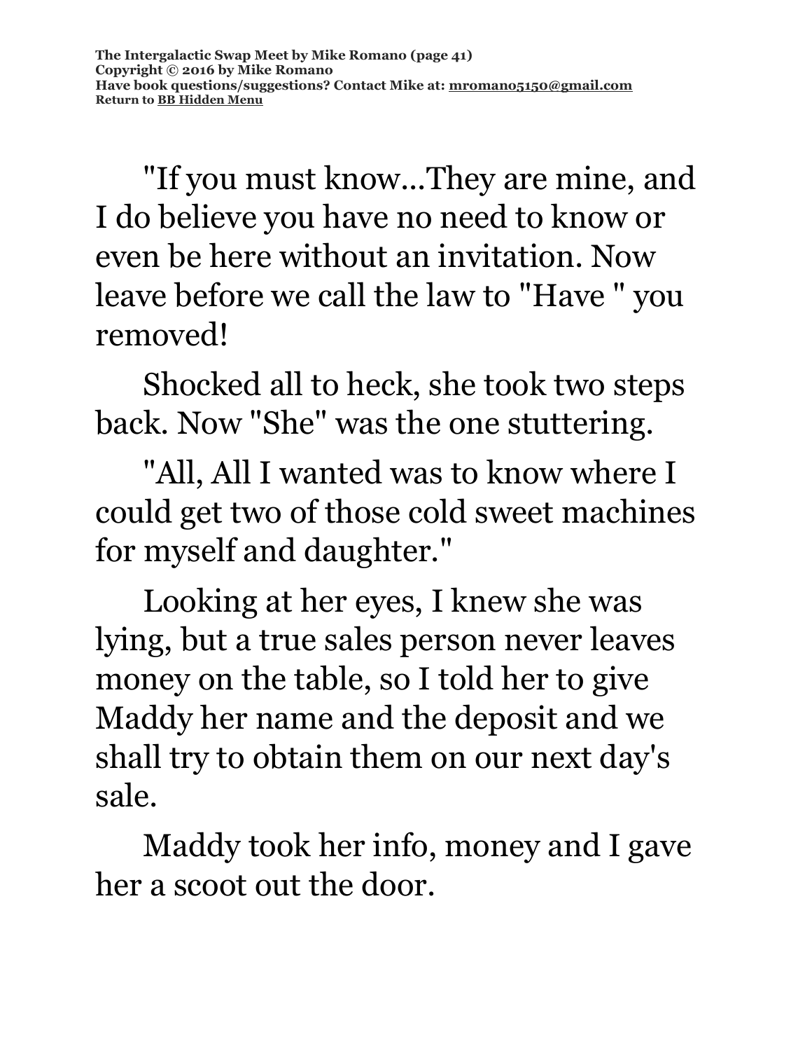"If you must know...They are mine, and I do believe you have no need to know or even be here without an invitation. Now leave before we call the law to "Have " you removed!

Shocked all to heck, she took two steps back. Now "She" was the one stuttering.

"All, All I wanted was to know where I could get two of those cold sweet machines for myself and daughter."

Looking at her eyes, I knew she was lying, but a true sales person never leaves money on the table, so I told her to give Maddy her name and the deposit and we shall try to obtain them on our next day's sale.

Maddy took her info, money and I gave her a scoot out the door.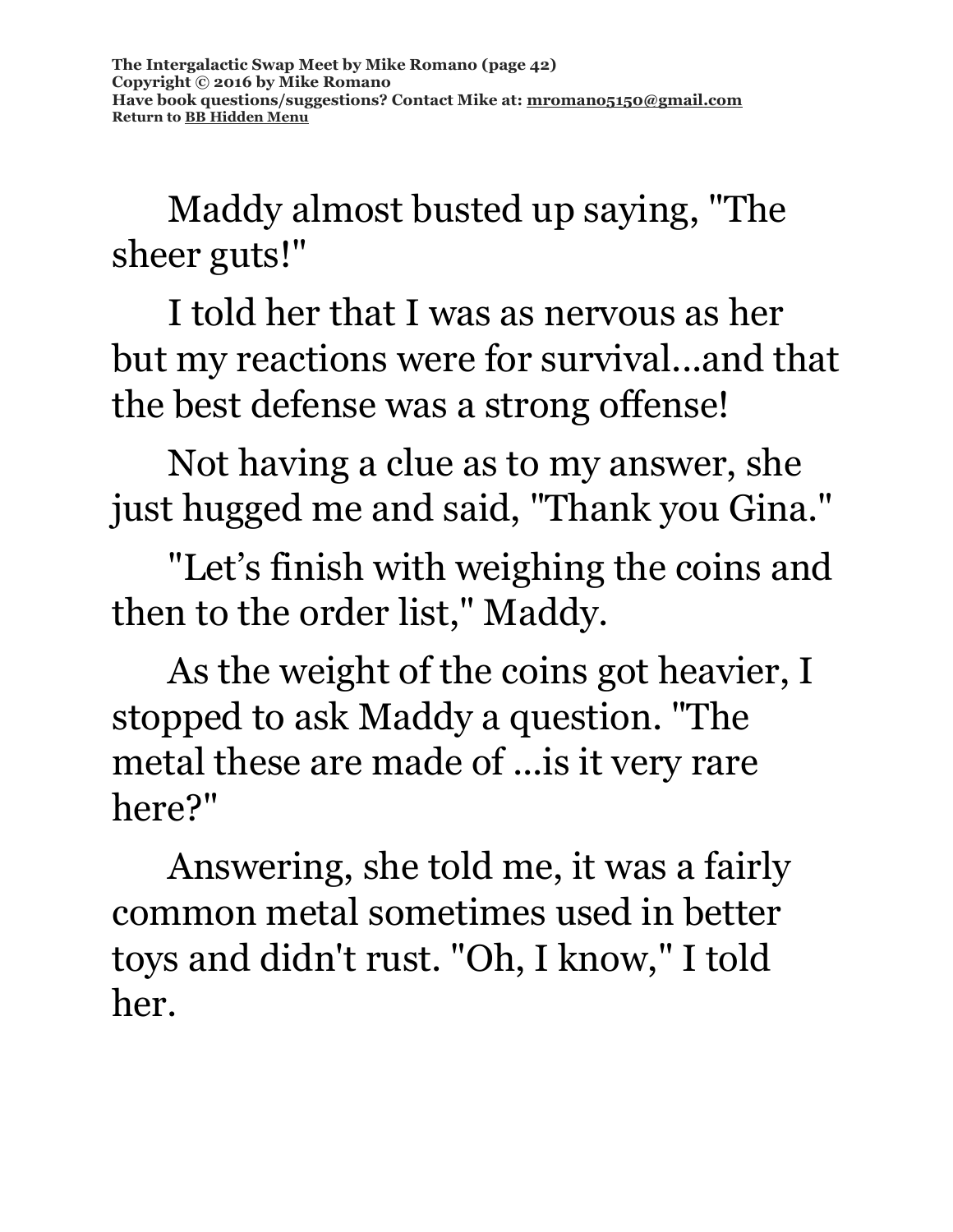Maddy almost busted up saying, "The sheer guts!"

I told her that I was as nervous as her but my reactions were for survival...and that the best defense was a strong offense!

Not having a clue as to my answer, she just hugged me and said, "Thank you Gina."

"Let's finish with weighing the coins and then to the order list," Maddy.

As the weight of the coins got heavier, I stopped to ask Maddy a question. "The metal these are made of ...is it very rare here?"

Answering, she told me, it was a fairly common metal sometimes used in better toys and didn't rust. "Oh, I know," I told her.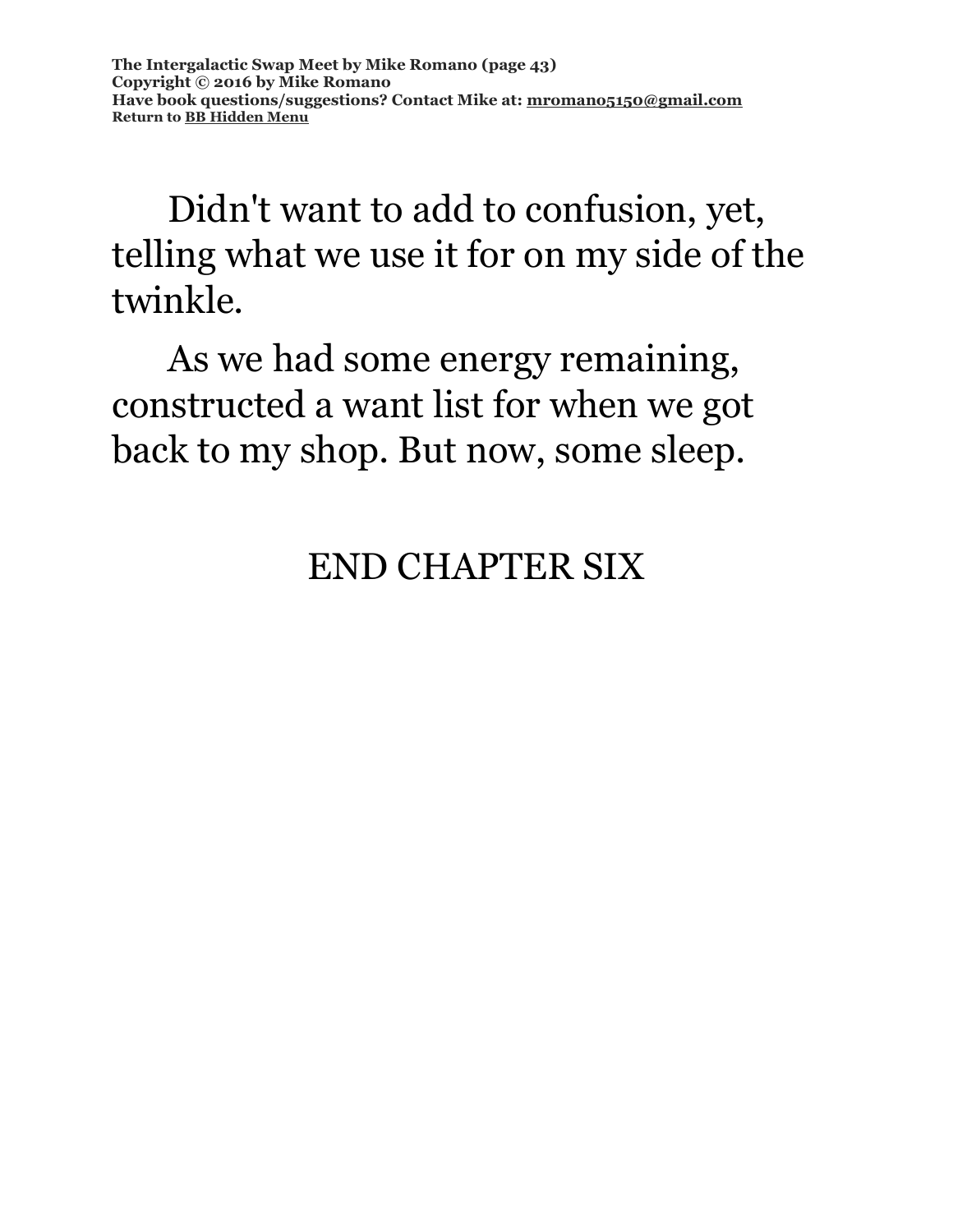Didn't want to add to confusion, yet, telling what we use it for on my side of the twinkle.

As we had some energy remaining, constructed a want list for when we got back to my shop. But now, some sleep.

END CHAPTER SIX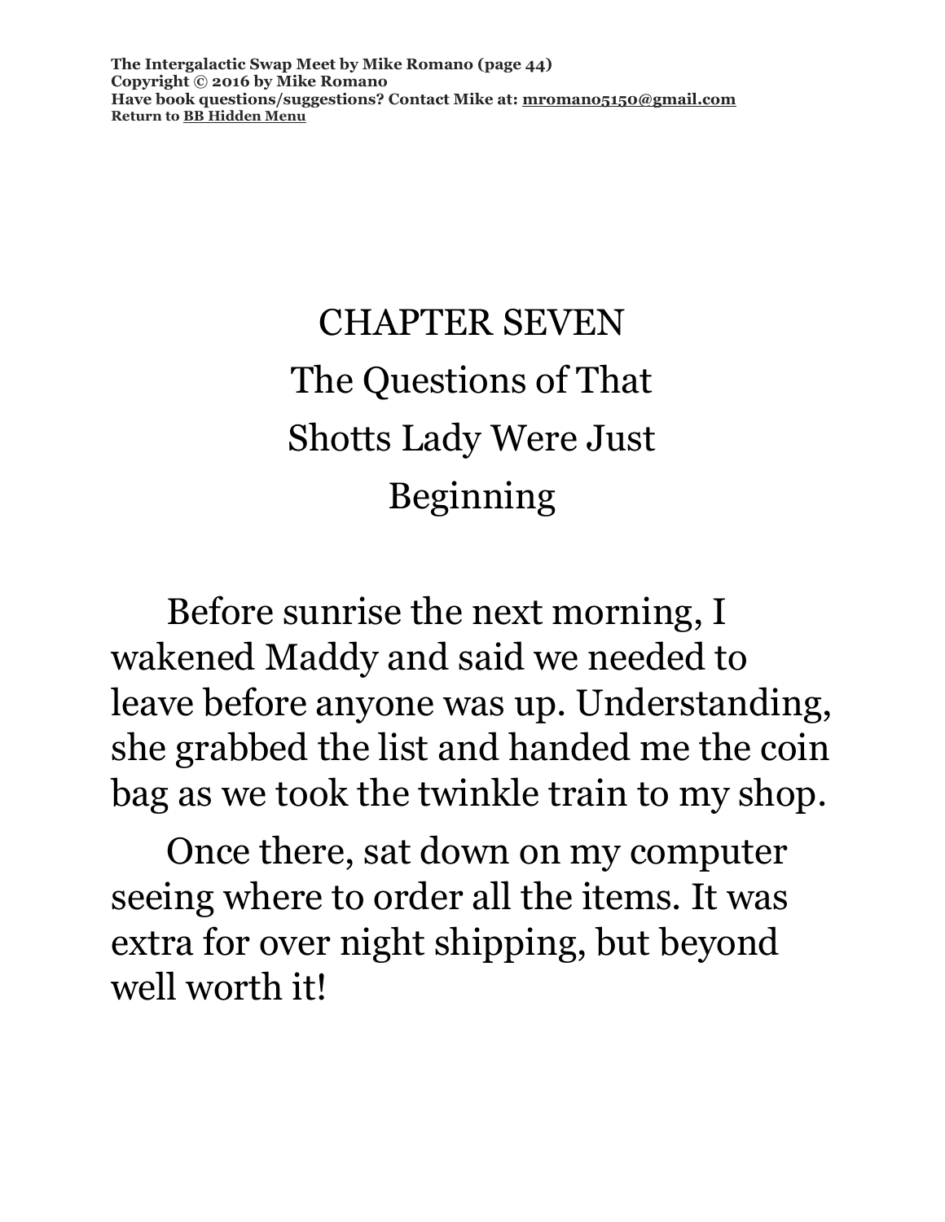# CHAPTER SEVEN
# The Questions of That Shotts Lady Were Just Beginning

Before sunrise the next morning, I wakened Maddy and said we needed to leave before anyone was up. Understanding, she grabbed the list and handed me the coin bag as we took the twinkle train to my shop.

Once there, sat down on my computer seeing where to order all the items. It was extra for over night shipping, but beyond well worth it!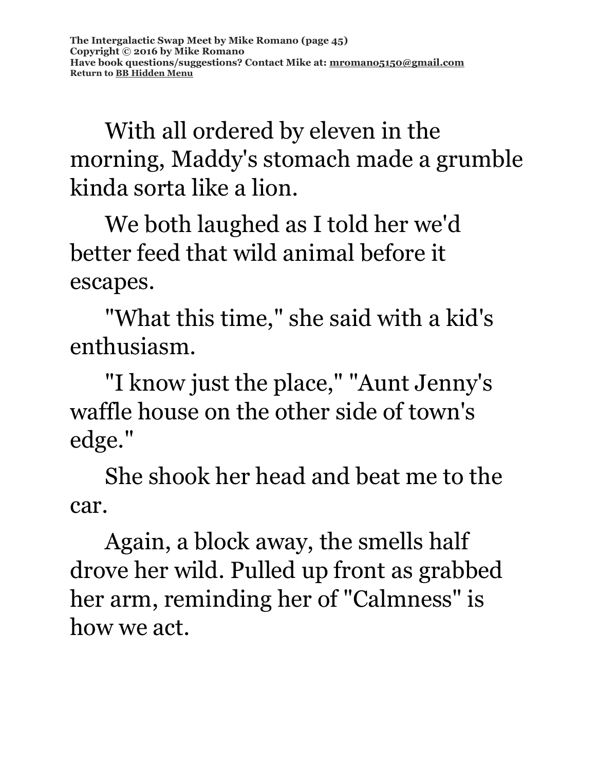With all ordered by eleven in the morning, Maddy's stomach made a grumble kinda sorta like a lion.

We both laughed as I told her we'd better feed that wild animal before it escapes.

"What this time," she said with a kid's enthusiasm.

"I know just the place," "Aunt Jenny's waffle house on the other side of town's edge."

She shook her head and beat me to the car.

Again, a block away, the smells half drove her wild. Pulled up front as grabbed her arm, reminding her of "Calmness" is how we act.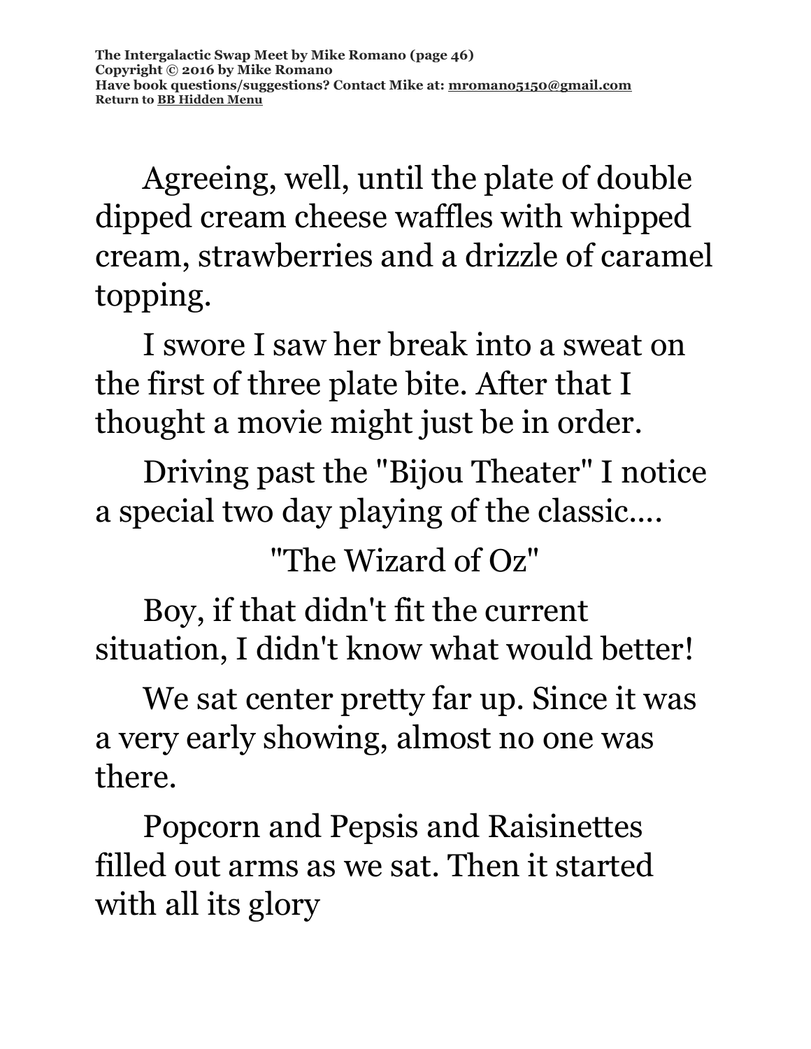Agreeing, well, until the plate of double dipped cream cheese waffles with whipped cream, strawberries and a drizzle of caramel topping.

I swore I saw her break into a sweat on the first of three plate bite. After that I thought a movie might just be in order.

Driving past the "Bijou Theater" I notice a special two day playing of the classic....

"The Wizard of Oz"

Boy, if that didn't fit the current situation, I didn't know what would better!

We sat center pretty far up. Since it was a very early showing, almost no one was there.

Popcorn and Pepsis and Raisinettes filled out arms as we sat. Then it started with all its glory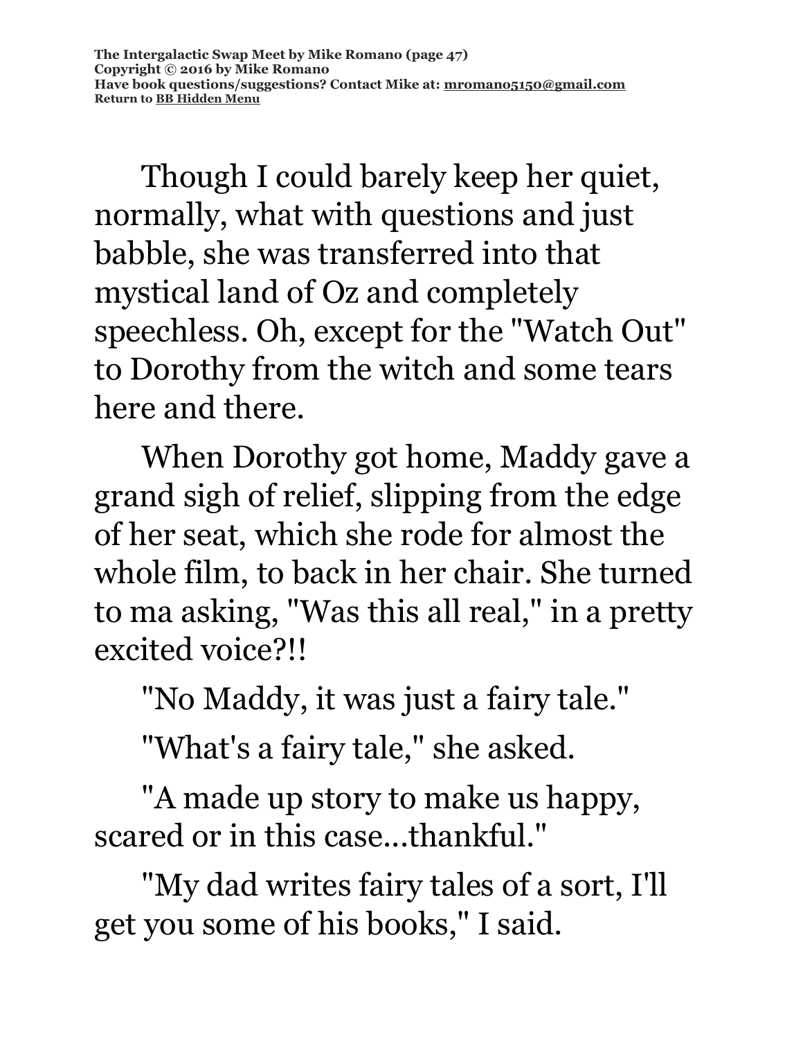Though I could barely keep her quiet, normally, what with questions and just babble, she was transferred into that mystical land of Oz and completely speechless. Oh, except for the "Watch Out" to Dorothy from the witch and some tears here and there.

When Dorothy got home, Maddy gave a grand sigh of relief, slipping from the edge of her seat, which she rode for almost the whole film, to back in her chair. She turned to ma asking, "Was this all real," in a pretty excited voice?!!

"No Maddy, it was just a fairy tale."

"What's a fairy tale," she asked.

"A made up story to make us happy, scared or in this case...thankful."

"My dad writes fairy tales of a sort, I'll get you some of his books," I said.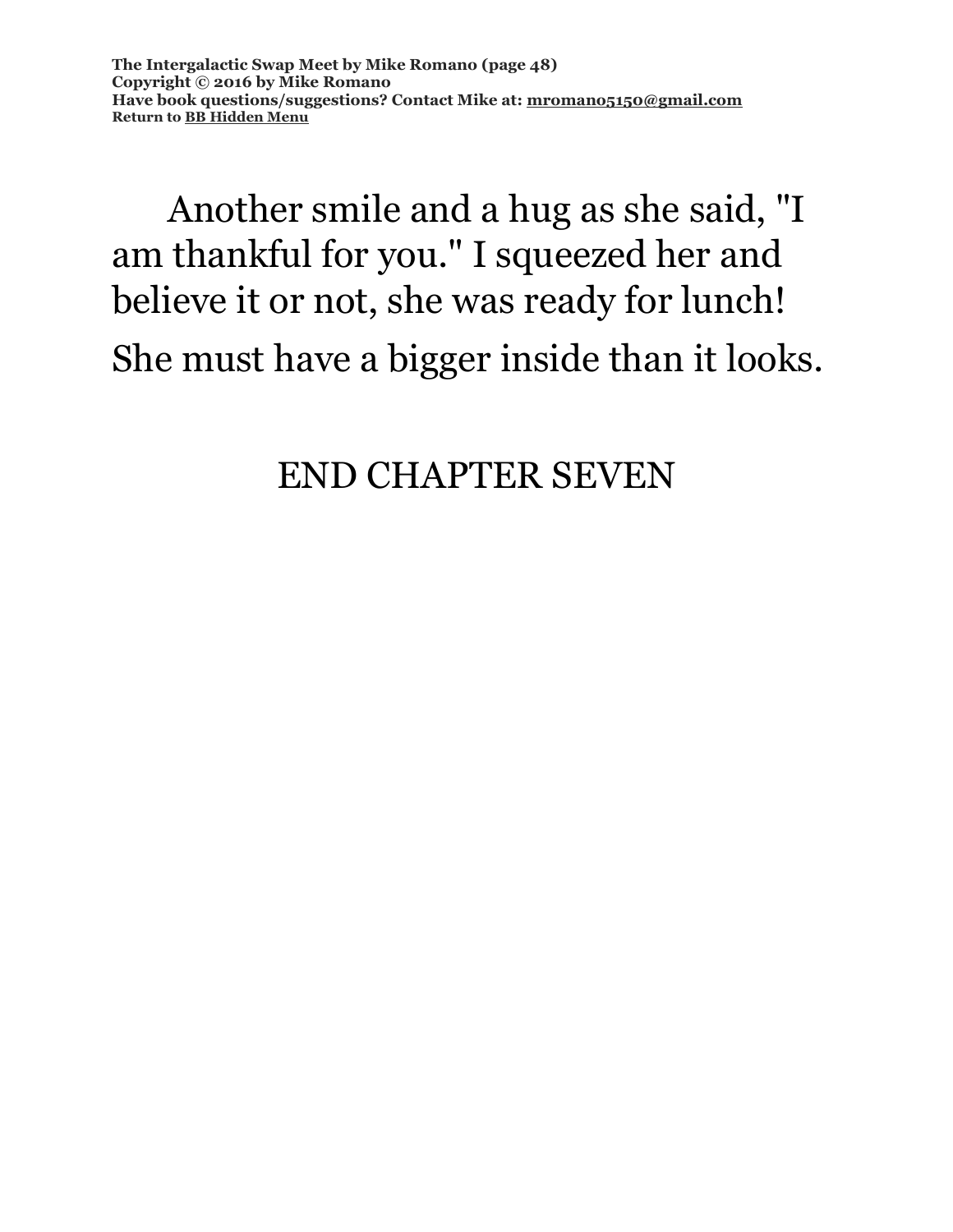Another smile and a hug as she said, "I am thankful for you." I squeezed her and believe it or not, she was ready for lunch! She must have a bigger inside than it looks.

END CHAPTER SEVEN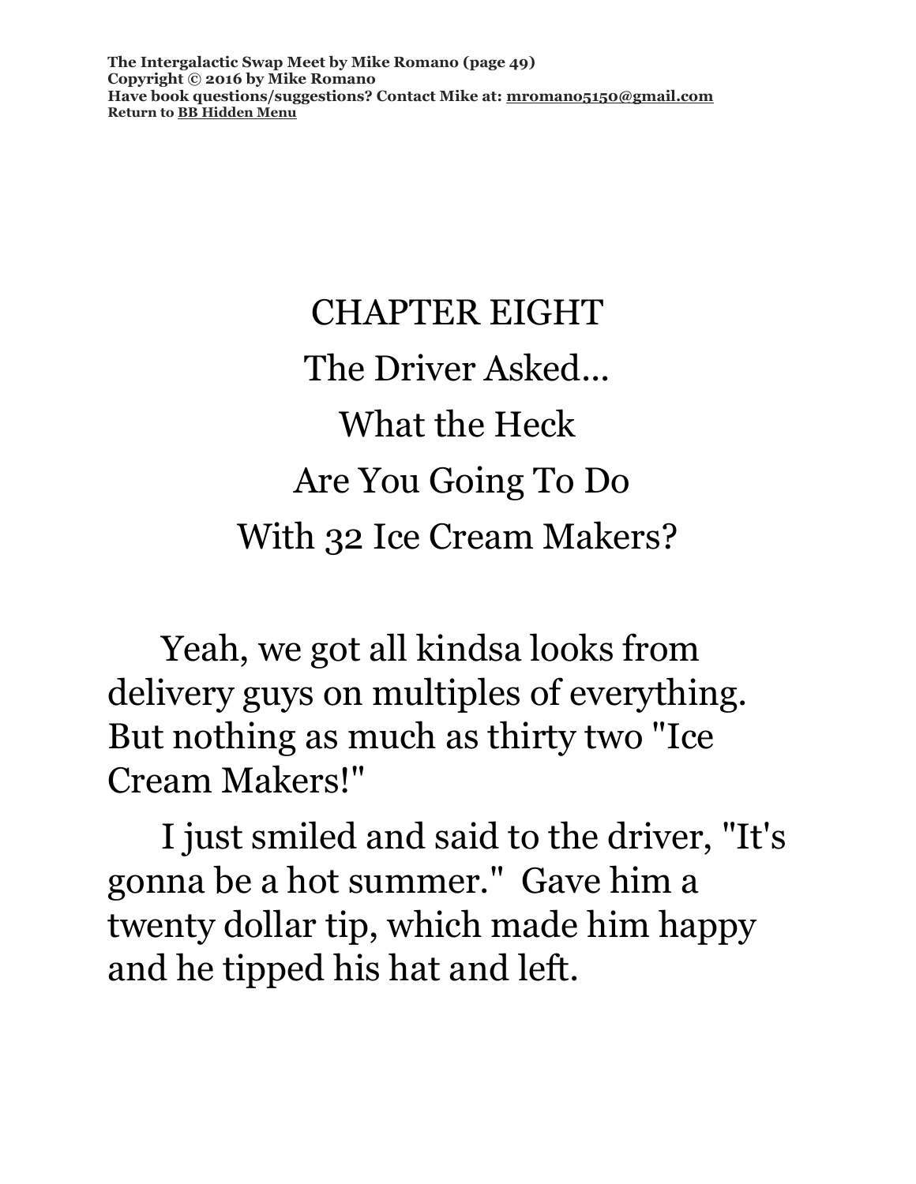# CHAPTER EIGHT

## The Driver Asked...
## What the Heck
## Are You Going To Do
## With 32 Ice Cream Makers?

Yeah, we got all kindsa looks from delivery guys on multiples of everything. But nothing as much as thirty two "Ice Cream Makers!"

I just smiled and said to the driver, "It's gonna be a hot summer." Gave him a twenty dollar tip, which made him happy and he tipped his hat and left.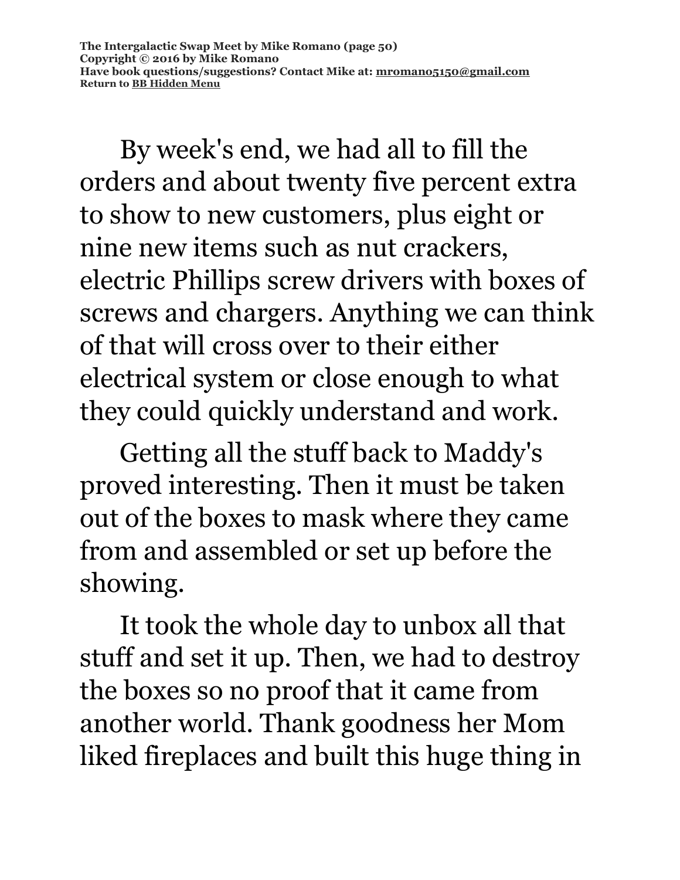By week's end, we had all to fill the orders and about twenty five percent extra to show to new customers, plus eight or nine new items such as nut crackers, electric Phillips screw drivers with boxes of screws and chargers. Anything we can think of that will cross over to their either electrical system or close enough to what they could quickly understand and work.

Getting all the stuff back to Maddy's proved interesting. Then it must be taken out of the boxes to mask where they came from and assembled or set up before the showing.

It took the whole day to unbox all that stuff and set it up. Then, we had to destroy the boxes so no proof that it came from another world. Thank goodness her Mom liked fireplaces and built this huge thing in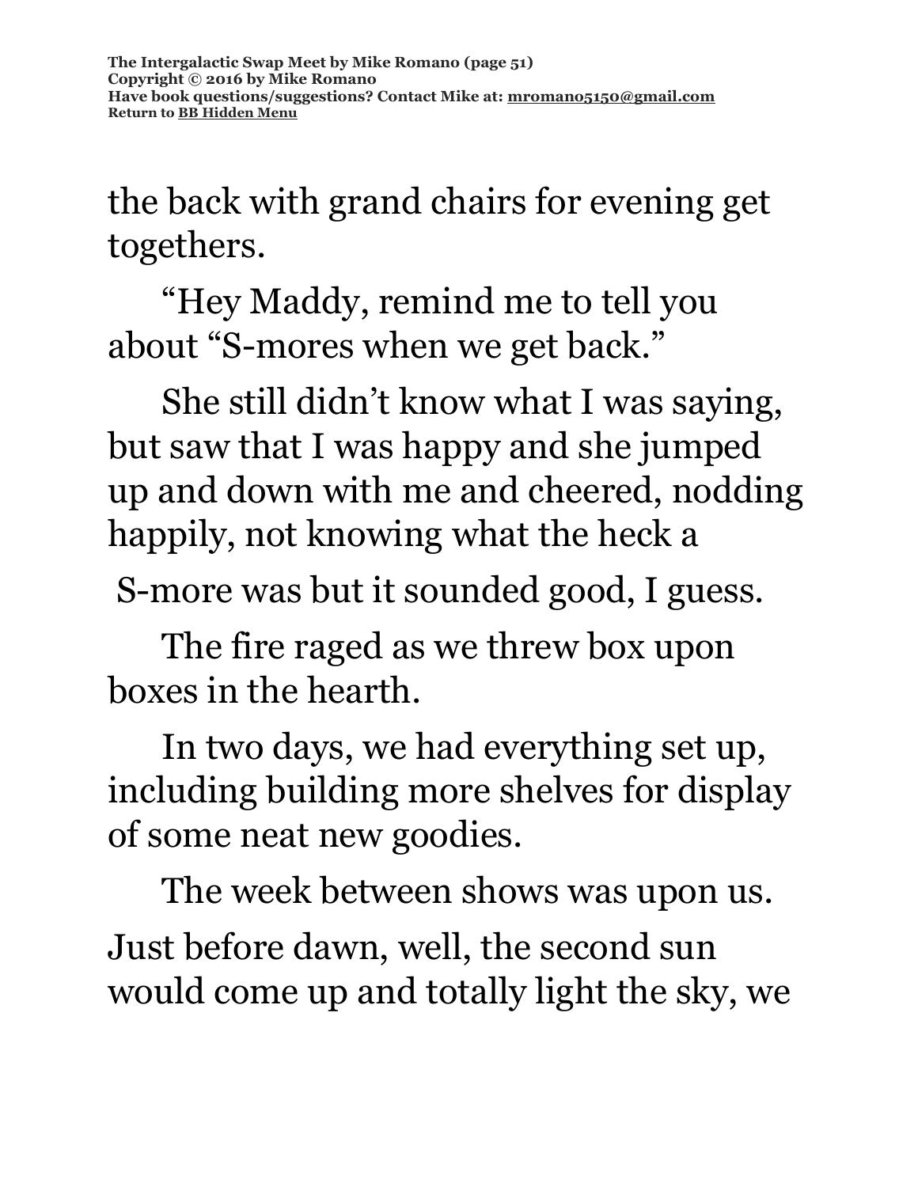the back with grand chairs for evening get togethers.

"Hey Maddy, remind me to tell you about "S-mores when we get back."

She still didn't know what I was saying, but saw that I was happy and she jumped up and down with me and cheered, nodding happily, not knowing what the heck a S-more was but it sounded good, I guess.

The fire raged as we threw box upon boxes in the hearth.

In two days, we had everything set up, including building more shelves for display of some neat new goodies.

The week between shows was upon us. Just before dawn, well, the second sun would come up and totally light the sky, we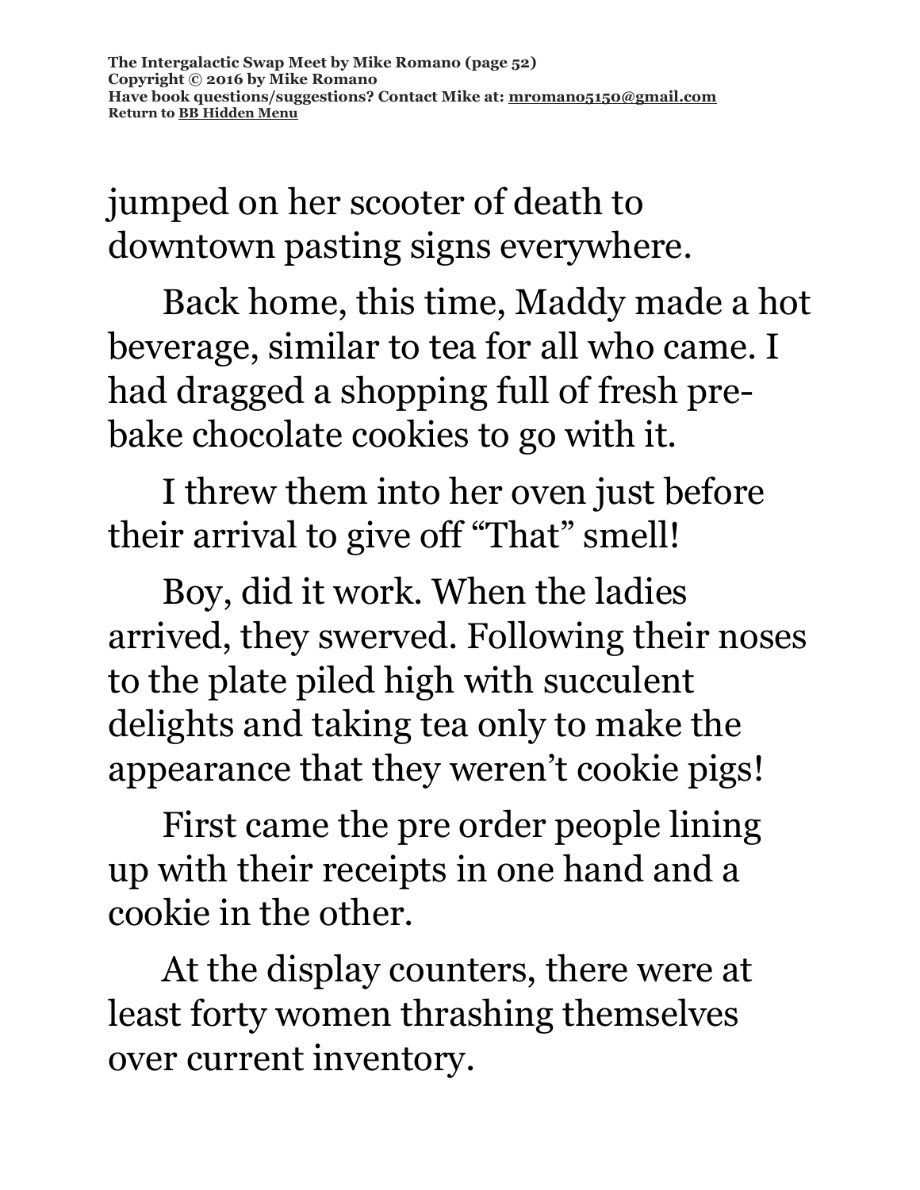jumped on her scooter of death to downtown pasting signs everywhere.

Back home, this time, Maddy made a hot beverage, similar to tea for all who came. I had dragged a shopping full of fresh pre-bake chocolate cookies to go with it.

I threw them into her oven just before their arrival to give off "That" smell!

Boy, did it work. When the ladies arrived, they swerved. Following their noses to the plate piled high with succulent delights and taking tea only to make the appearance that they weren't cookie pigs!

First came the pre order people lining up with their receipts in one hand and a cookie in the other.

At the display counters, there were at least forty women thrashing themselves over current inventory.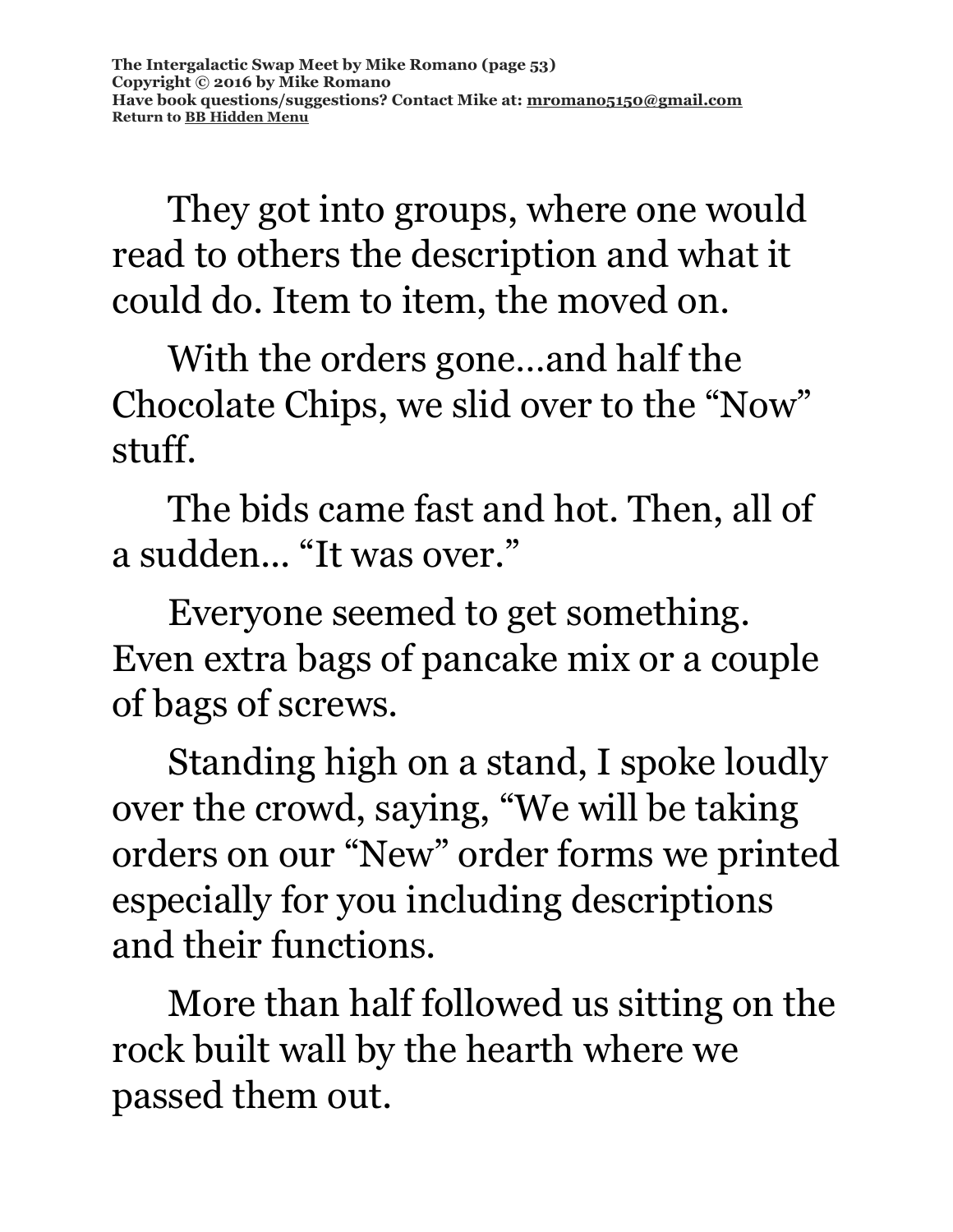They got into groups, where one would read to others the description and what it could do. Item to item, the moved on.

With the orders gone…and half the Chocolate Chips, we slid over to the "Now" stuff.

The bids came fast and hot. Then, all of a sudden… "It was over."

Everyone seemed to get something. Even extra bags of pancake mix or a couple of bags of screws.

Standing high on a stand, I spoke loudly over the crowd, saying, "We will be taking orders on our "New" order forms we printed especially for you including descriptions and their functions.

More than half followed us sitting on the rock built wall by the hearth where we passed them out.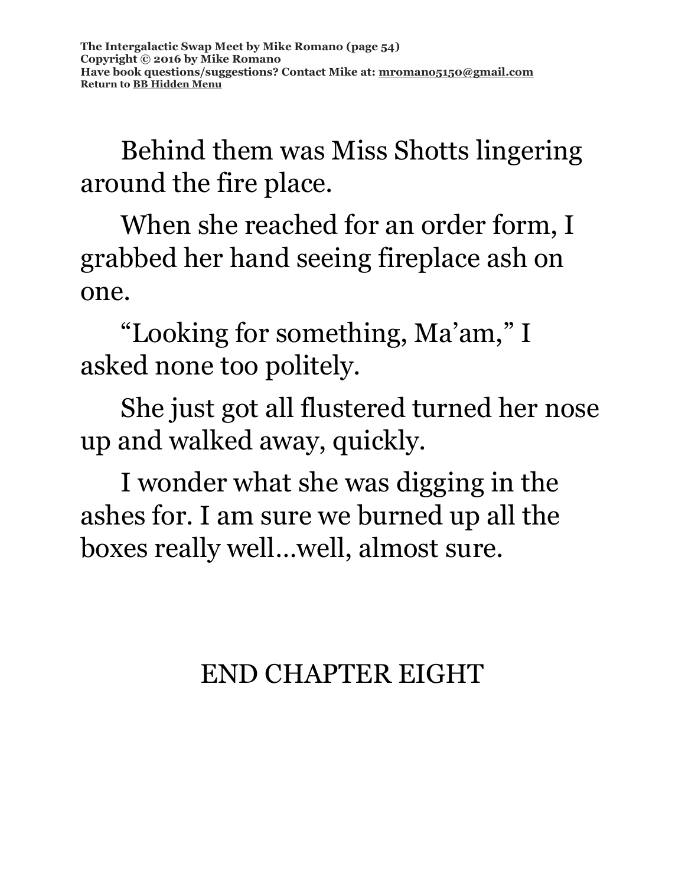Behind them was Miss Shotts lingering around the fire place.

When she reached for an order form, I grabbed her hand seeing fireplace ash on one.

“Looking for something, Ma’am,” I asked none too politely.

She just got all flustered turned her nose up and walked away, quickly.

I wonder what she was digging in the ashes for. I am sure we burned up all the boxes really well…well, almost sure.

END CHAPTER EIGHT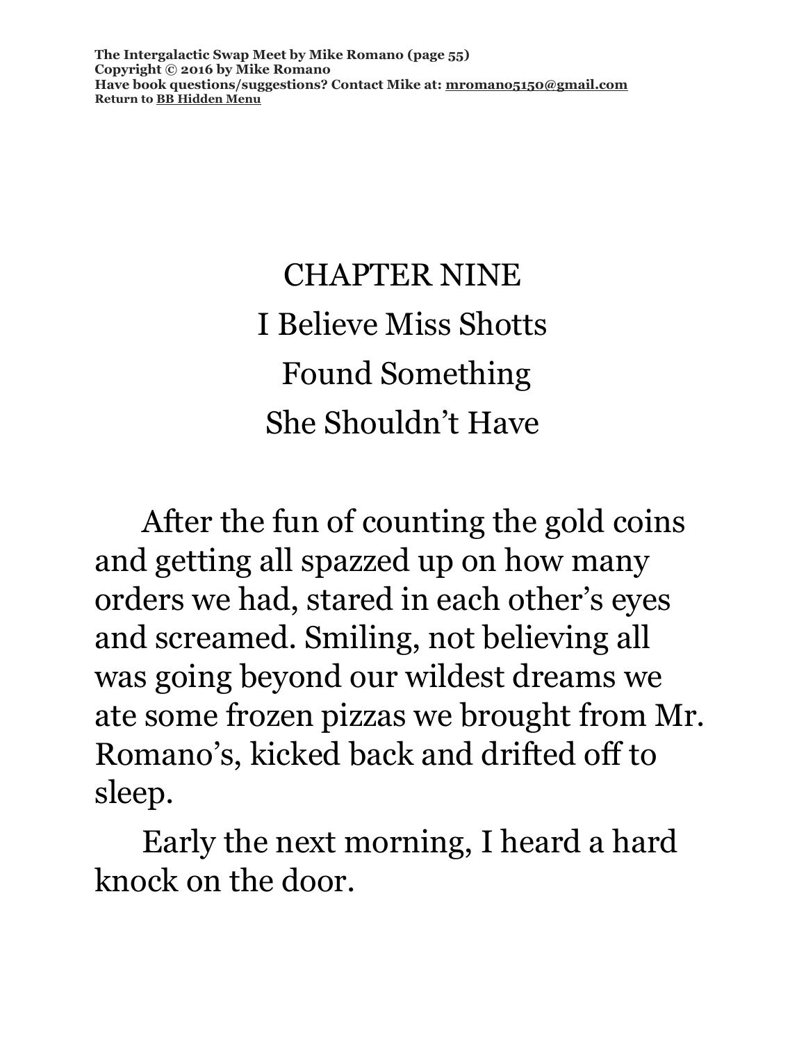# CHAPTER NINE

## I Believe Miss Shotts Found Something She Shouldn't Have

After the fun of counting the gold coins and getting all spazzed up on how many orders we had, stared in each other's eyes and screamed. Smiling, not believing all was going beyond our wildest dreams we ate some frozen pizzas we brought from Mr. Romano's, kicked back and drifted off to sleep.

Early the next morning, I heard a hard knock on the door.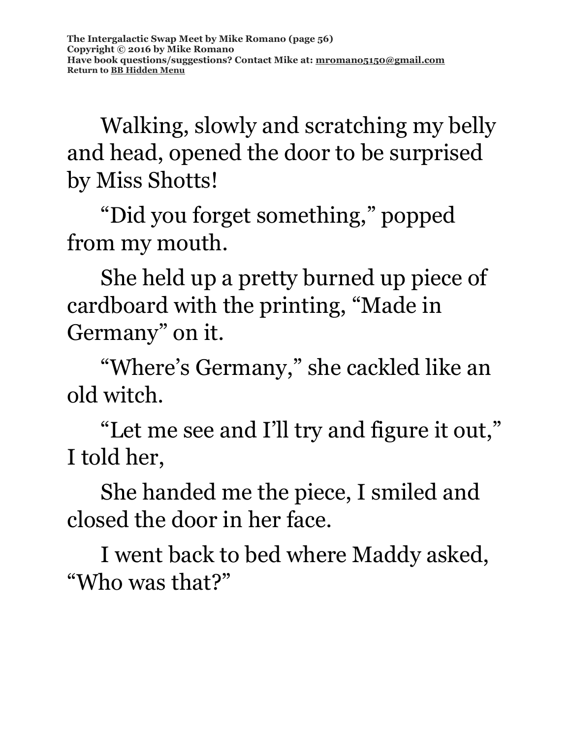Walking, slowly and scratching my belly and head, opened the door to be surprised by Miss Shotts!

"Did you forget something," popped from my mouth.

She held up a pretty burned up piece of cardboard with the printing, "Made in Germany" on it.

"Where's Germany," she cackled like an old witch.

"Let me see and I'll try and figure it out," I told her,

She handed me the piece, I smiled and closed the door in her face.

I went back to bed where Maddy asked, "Who was that?"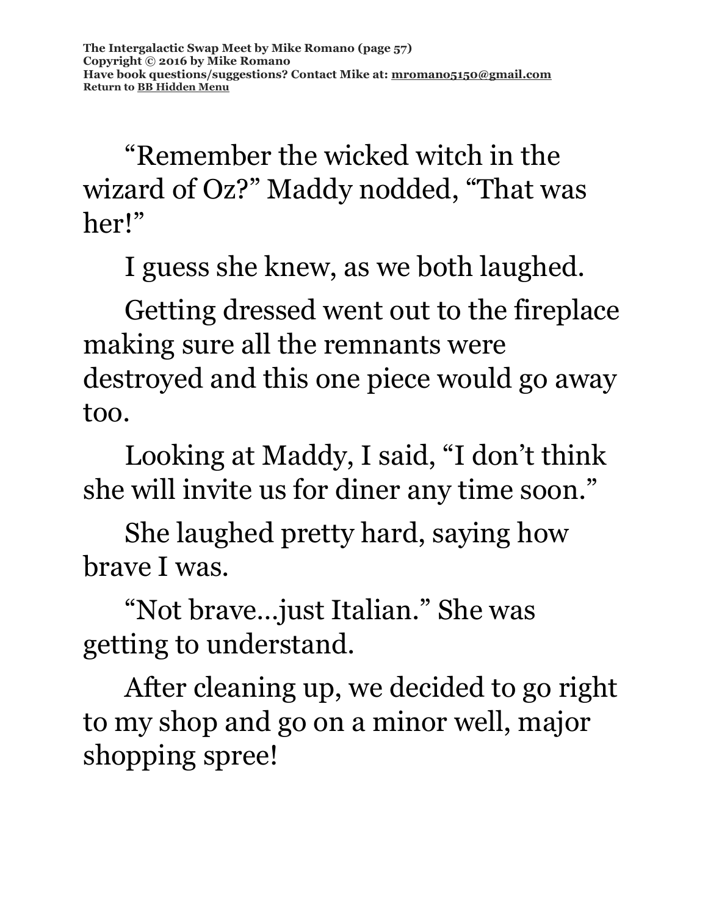"Remember the wicked witch in the wizard of Oz?" Maddy nodded, "That was her!"

I guess she knew, as we both laughed.

Getting dressed went out to the fireplace making sure all the remnants were destroyed and this one piece would go away too.

Looking at Maddy, I said, "I don't think she will invite us for diner any time soon."

She laughed pretty hard, saying how brave I was.

"Not brave…just Italian." She was getting to understand.

After cleaning up, we decided to go right to my shop and go on a minor well, major shopping spree!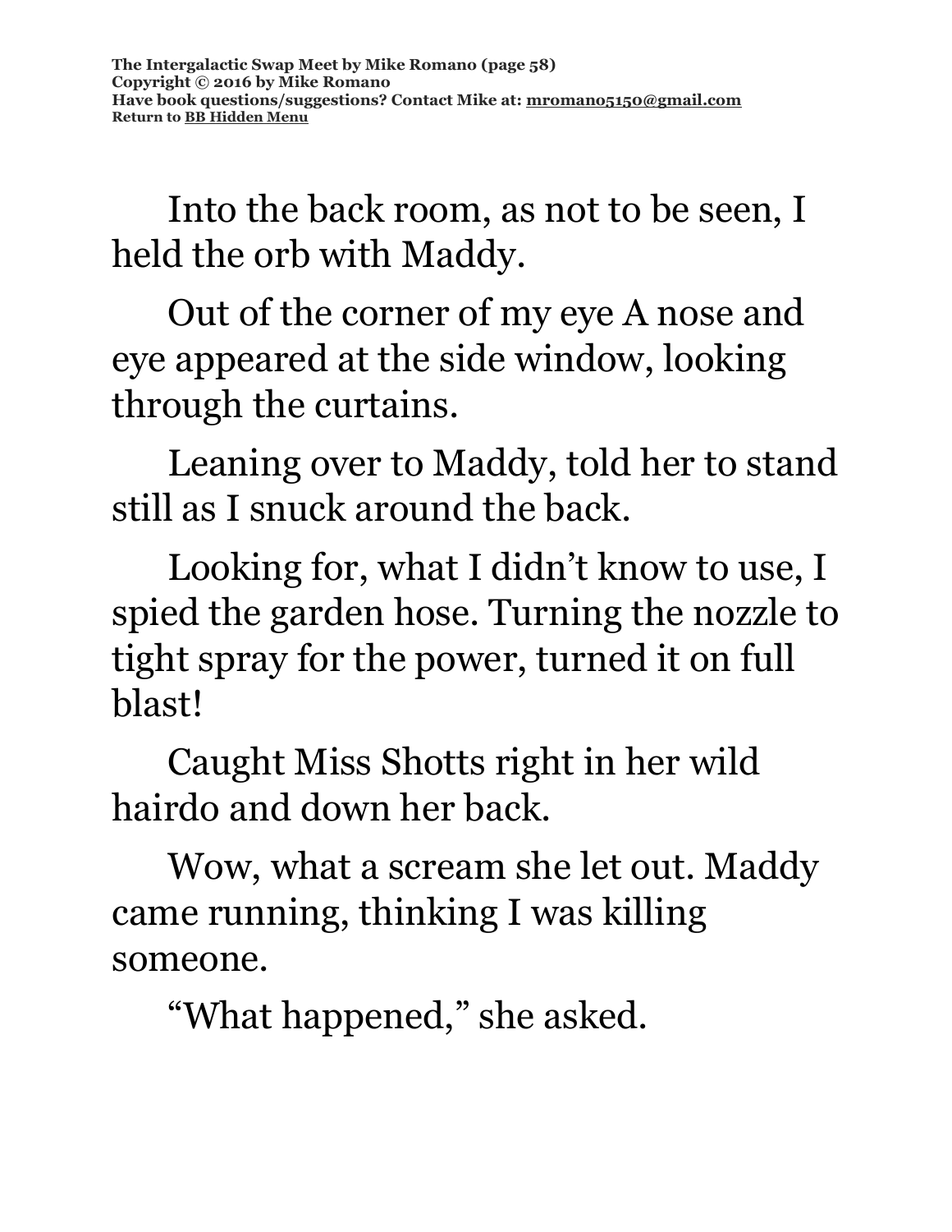Into the back room, as not to be seen, I held the orb with Maddy.

Out of the corner of my eye A nose and eye appeared at the side window, looking through the curtains.

Leaning over to Maddy, told her to stand still as I snuck around the back.

Looking for, what I didn't know to use, I spied the garden hose. Turning the nozzle to tight spray for the power, turned it on full blast!

Caught Miss Shotts right in her wild hairdo and down her back.

Wow, what a scream she let out. Maddy came running, thinking I was killing someone.

"What happened," she asked.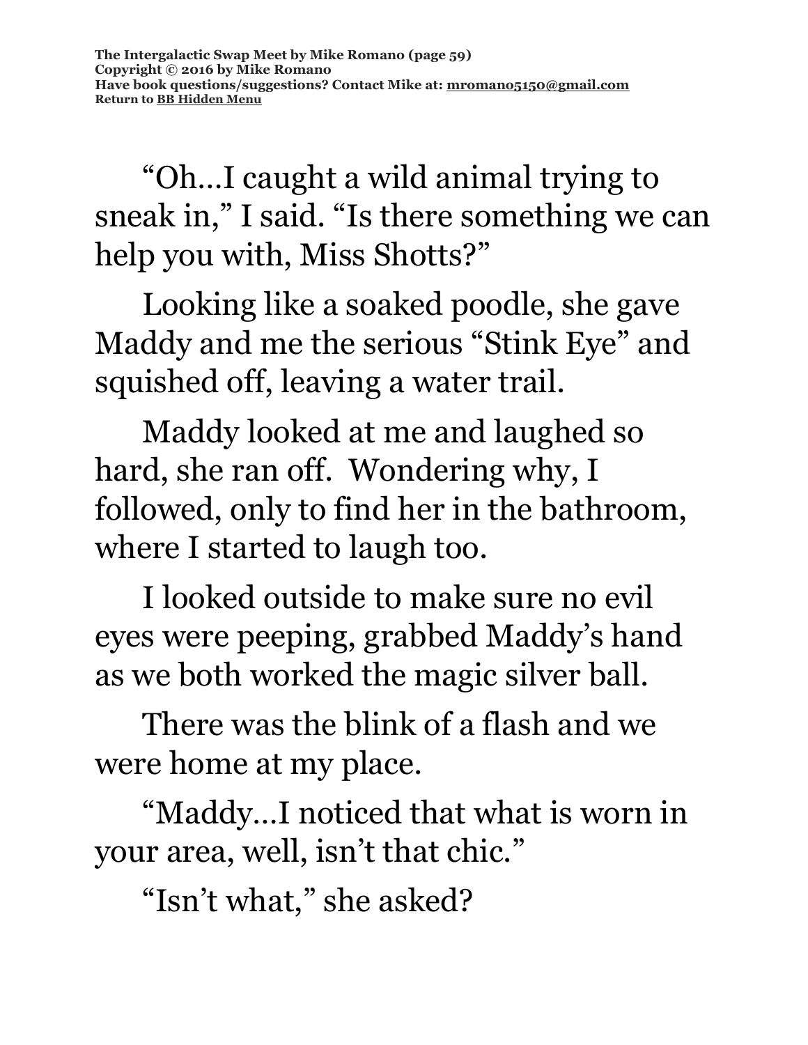“Oh…I caught a wild animal trying to sneak in,” I said. “Is there something we can help you with, Miss Shotts?”

Looking like a soaked poodle, she gave Maddy and me the serious “Stink Eye” and squished off, leaving a water trail.

Maddy looked at me and laughed so hard, she ran off.  Wondering why, I followed, only to find her in the bathroom, where I started to laugh too.

I looked outside to make sure no evil eyes were peeping, grabbed Maddy’s hand as we both worked the magic silver ball.

There was the blink of a flash and we were home at my place.

“Maddy…I noticed that what is worn in your area, well, isn’t that chic.”

“Isn’t what,” she asked?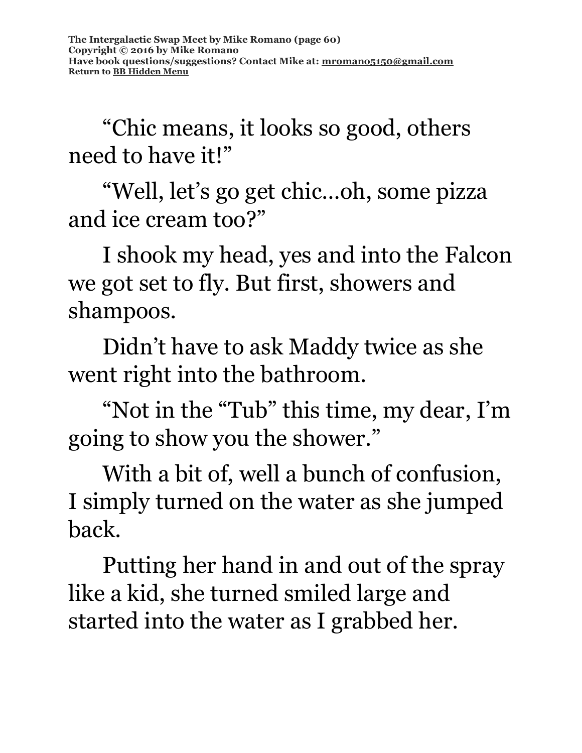"Chic means, it looks so good, others need to have it!"

"Well, let's go get chic…oh, some pizza and ice cream too?"

I shook my head, yes and into the Falcon we got set to fly. But first, showers and shampoos.

Didn't have to ask Maddy twice as she went right into the bathroom.

"Not in the "Tub" this time, my dear, I'm going to show you the shower."

With a bit of, well a bunch of confusion, I simply turned on the water as she jumped back.

Putting her hand in and out of the spray like a kid, she turned smiled large and started into the water as I grabbed her.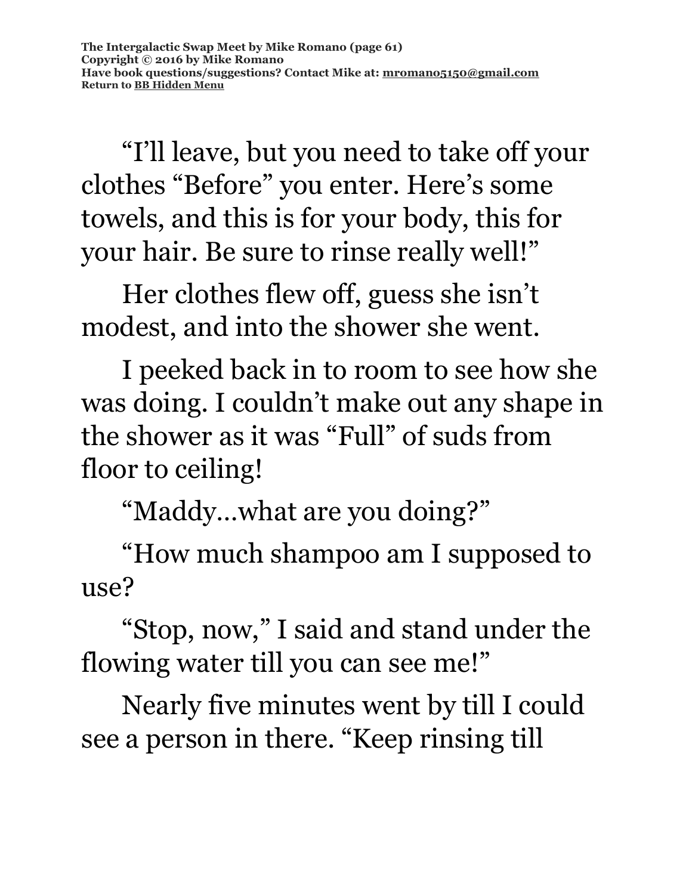"I'll leave, but you need to take off your clothes "Before" you enter. Here's some towels, and this is for your body, this for your hair. Be sure to rinse really well!"

Her clothes flew off, guess she isn't modest, and into the shower she went.

I peeked back in to room to see how she was doing. I couldn't make out any shape in the shower as it was "Full" of suds from floor to ceiling!

"Maddy…what are you doing?"

"How much shampoo am I supposed to use?

"Stop, now," I said and stand under the flowing water till you can see me!"

Nearly five minutes went by till I could see a person in there. "Keep rinsing till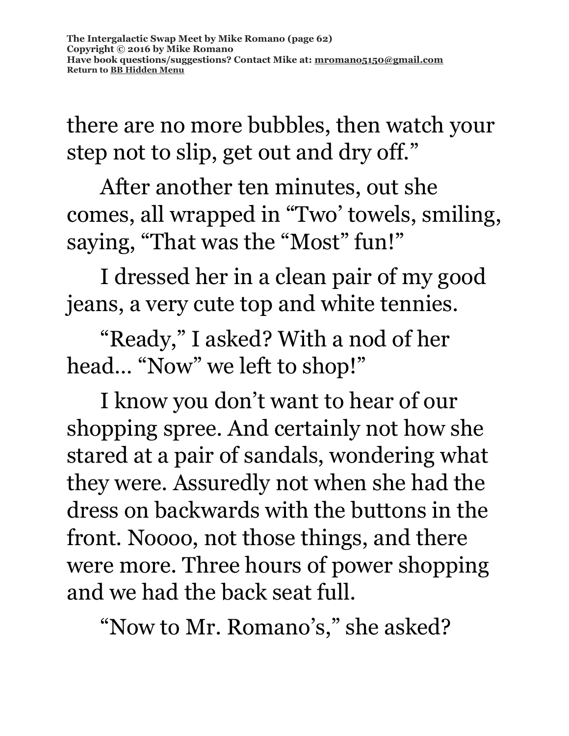there are no more bubbles, then watch your step not to slip, get out and dry off."

After another ten minutes, out she comes, all wrapped in "Two' towels, smiling, saying, "That was the "Most" fun!"

I dressed her in a clean pair of my good jeans, a very cute top and white tennies.

"Ready," I asked? With a nod of her head… "Now" we left to shop!"

I know you don't want to hear of our shopping spree. And certainly not how she stared at a pair of sandals, wondering what they were. Assuredly not when she had the dress on backwards with the buttons in the front. Noooo, not those things, and there were more. Three hours of power shopping and we had the back seat full.

"Now to Mr. Romano's," she asked?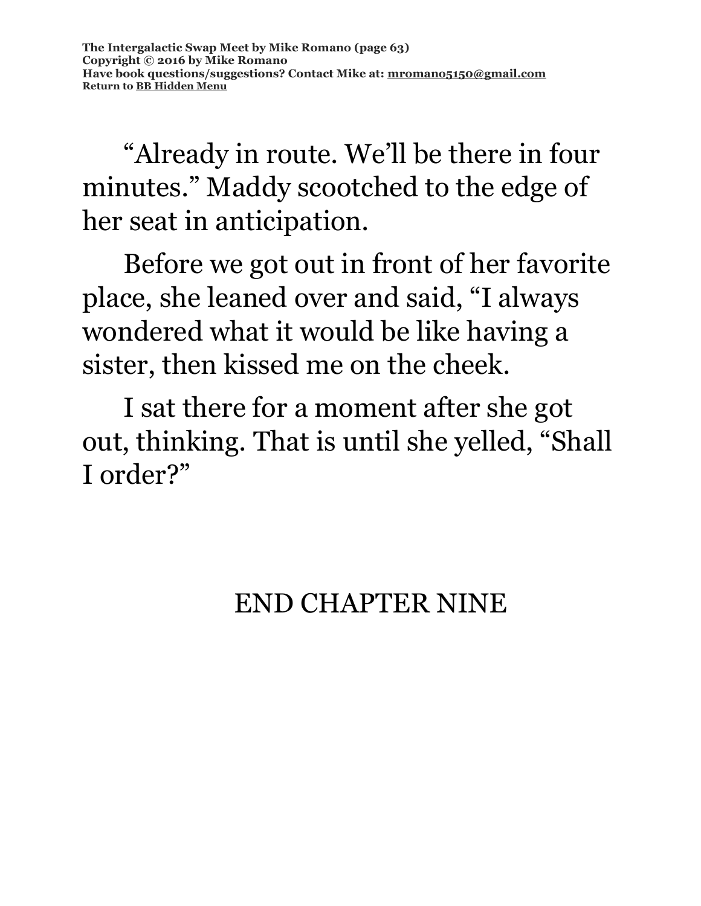"Already in route. We'll be there in four minutes." Maddy scootched to the edge of her seat in anticipation.

Before we got out in front of her favorite place, she leaned over and said, "I always wondered what it would be like having a sister, then kissed me on the cheek.

I sat there for a moment after she got out, thinking. That is until she yelled, "Shall I order?"

END CHAPTER NINE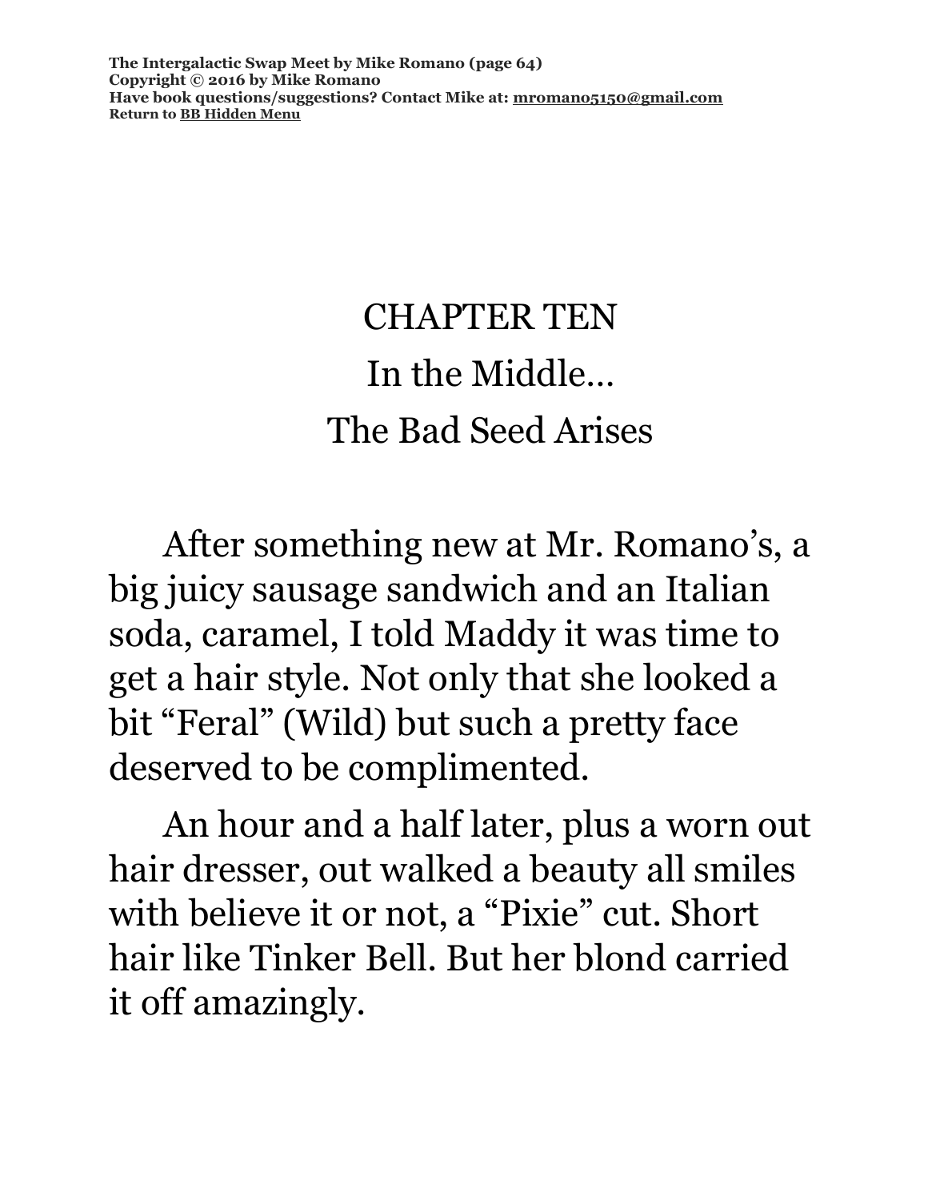# CHAPTER TEN

## In the Middle…

## The Bad Seed Arises

After something new at Mr. Romano's, a big juicy sausage sandwich and an Italian soda, caramel, I told Maddy it was time to get a hair style. Not only that she looked a bit "Feral" (Wild) but such a pretty face deserved to be complimented.

An hour and a half later, plus a worn out hair dresser, out walked a beauty all smiles with believe it or not, a "Pixie" cut. Short hair like Tinker Bell. But her blond carried it off amazingly.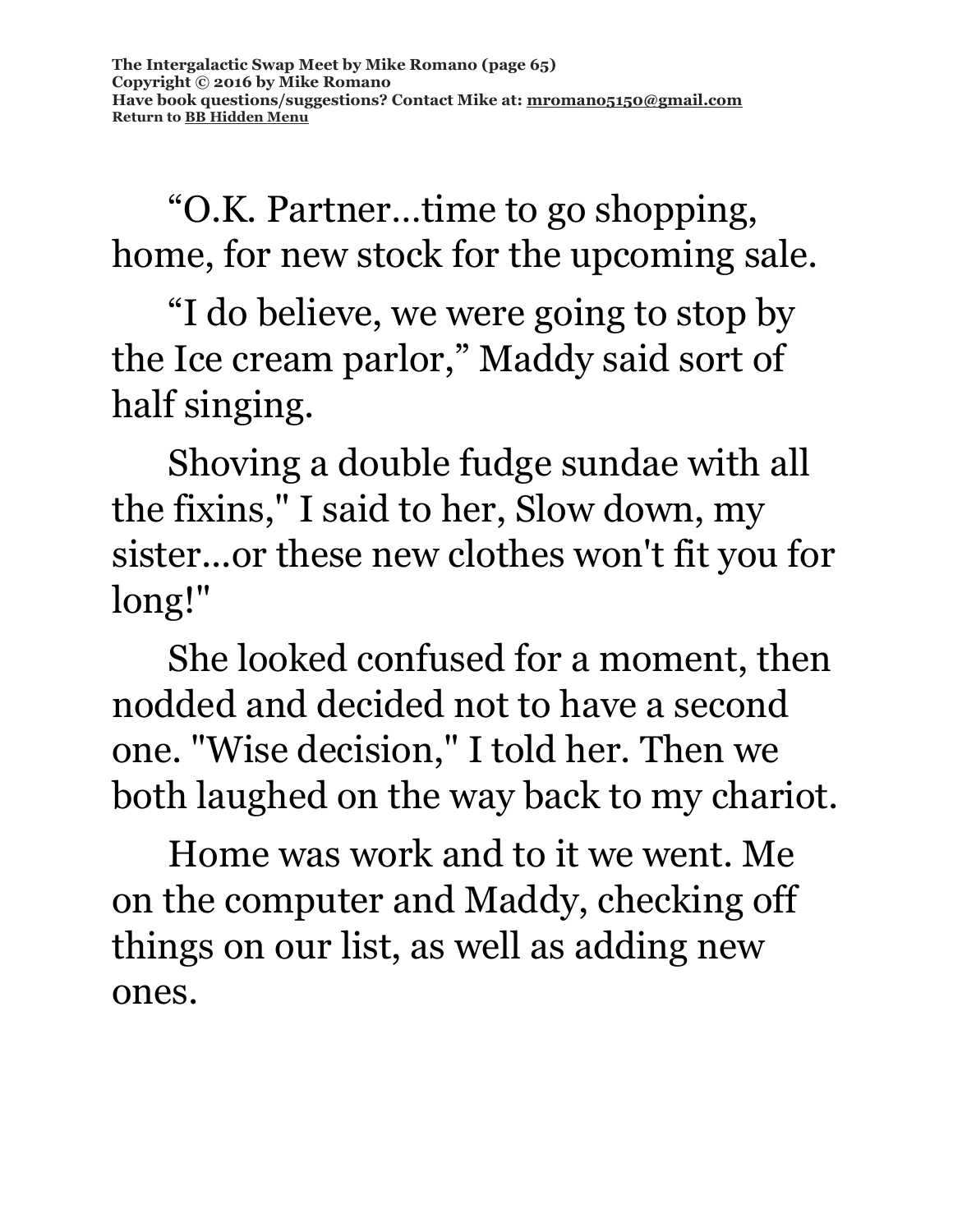“O.K. Partner…time to go shopping, home, for new stock for the upcoming sale.

“I do believe, we were going to stop by the Ice cream parlor,” Maddy said sort of half singing.

Shoving a double fudge sundae with all the fixins," I said to her, Slow down, my sister...or these new clothes won't fit you for long!"

She looked confused for a moment, then nodded and decided not to have a second one. "Wise decision," I told her. Then we both laughed on the way back to my chariot.

Home was work and to it we went. Me on the computer and Maddy, checking off things on our list, as well as adding new ones.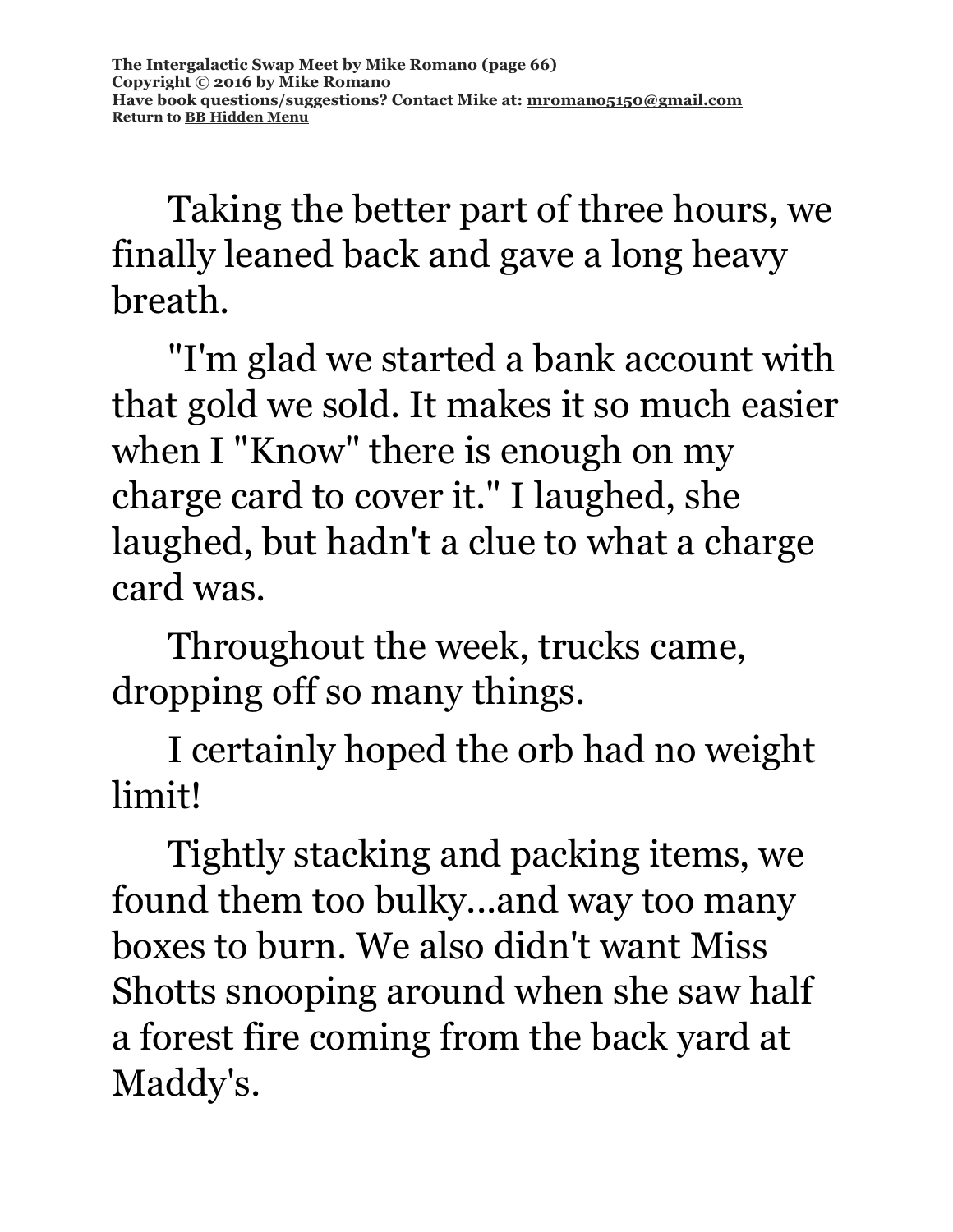Taking the better part of three hours, we finally leaned back and gave a long heavy breath.

"I'm glad we started a bank account with that gold we sold. It makes it so much easier when I "Know" there is enough on my charge card to cover it." I laughed, she laughed, but hadn't a clue to what a charge card was.

Throughout the week, trucks came, dropping off so many things.

I certainly hoped the orb had no weight limit!

Tightly stacking and packing items, we found them too bulky...and way too many boxes to burn. We also didn't want Miss Shotts snooping around when she saw half a forest fire coming from the back yard at Maddy's.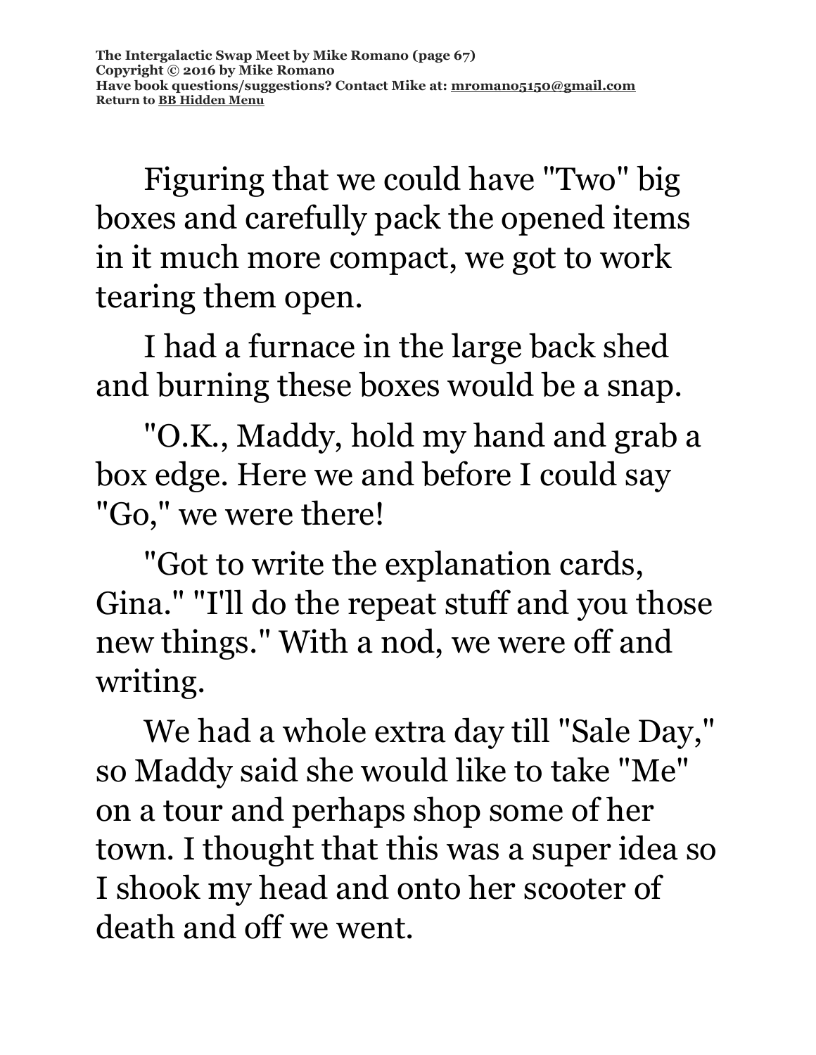Figuring that we could have "Two" big boxes and carefully pack the opened items in it much more compact, we got to work tearing them open.

I had a furnace in the large back shed and burning these boxes would be a snap.

"O.K., Maddy, hold my hand and grab a box edge. Here we and before I could say "Go," we were there!

"Got to write the explanation cards, Gina." "I'll do the repeat stuff and you those new things." With a nod, we were off and writing.

We had a whole extra day till "Sale Day," so Maddy said she would like to take "Me" on a tour and perhaps shop some of her town. I thought that this was a super idea so I shook my head and onto her scooter of death and off we went.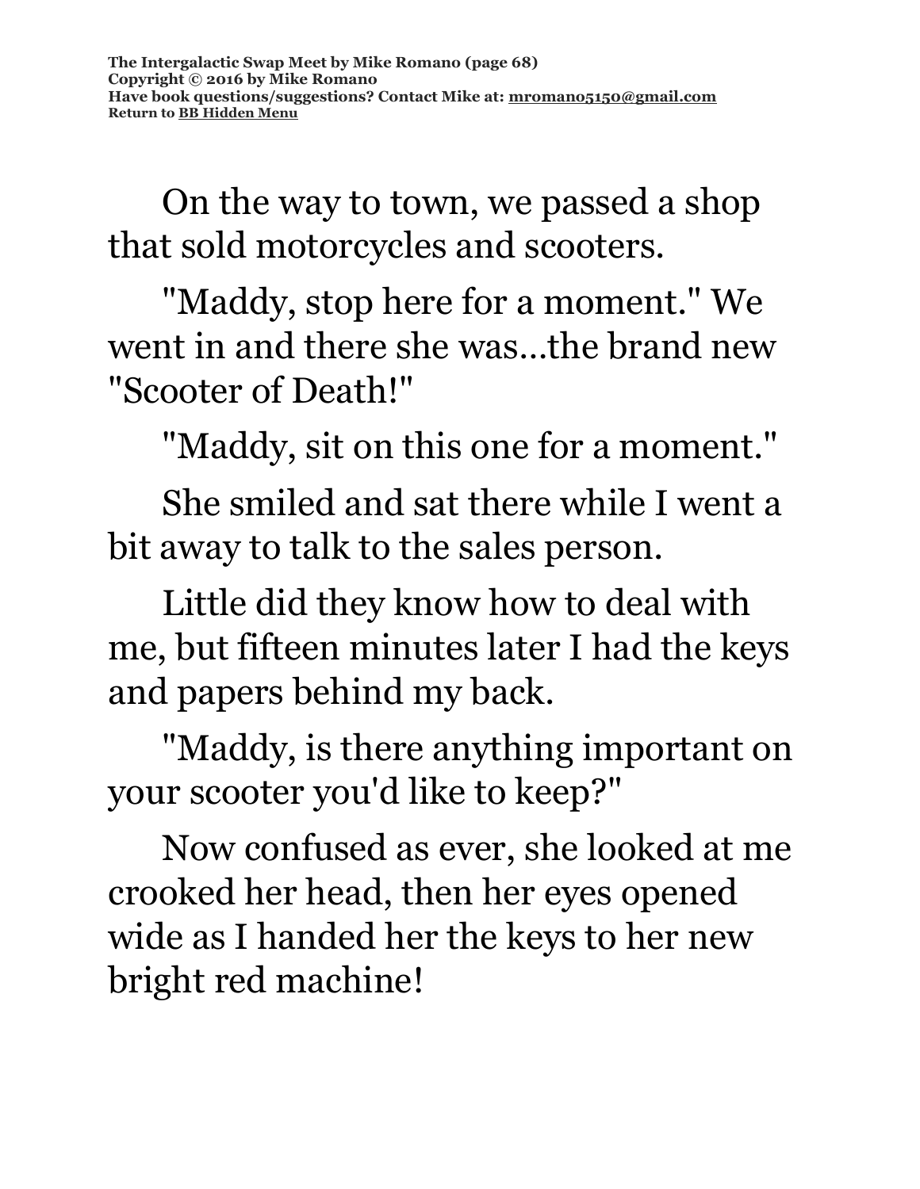On the way to town, we passed a shop that sold motorcycles and scooters.

"Maddy, stop here for a moment." We went in and there she was...the brand new "Scooter of Death!"

"Maddy, sit on this one for a moment."

She smiled and sat there while I went a bit away to talk to the sales person.

Little did they know how to deal with me, but fifteen minutes later I had the keys and papers behind my back.

"Maddy, is there anything important on your scooter you'd like to keep?"

Now confused as ever, she looked at me crooked her head, then her eyes opened wide as I handed her the keys to her new bright red machine!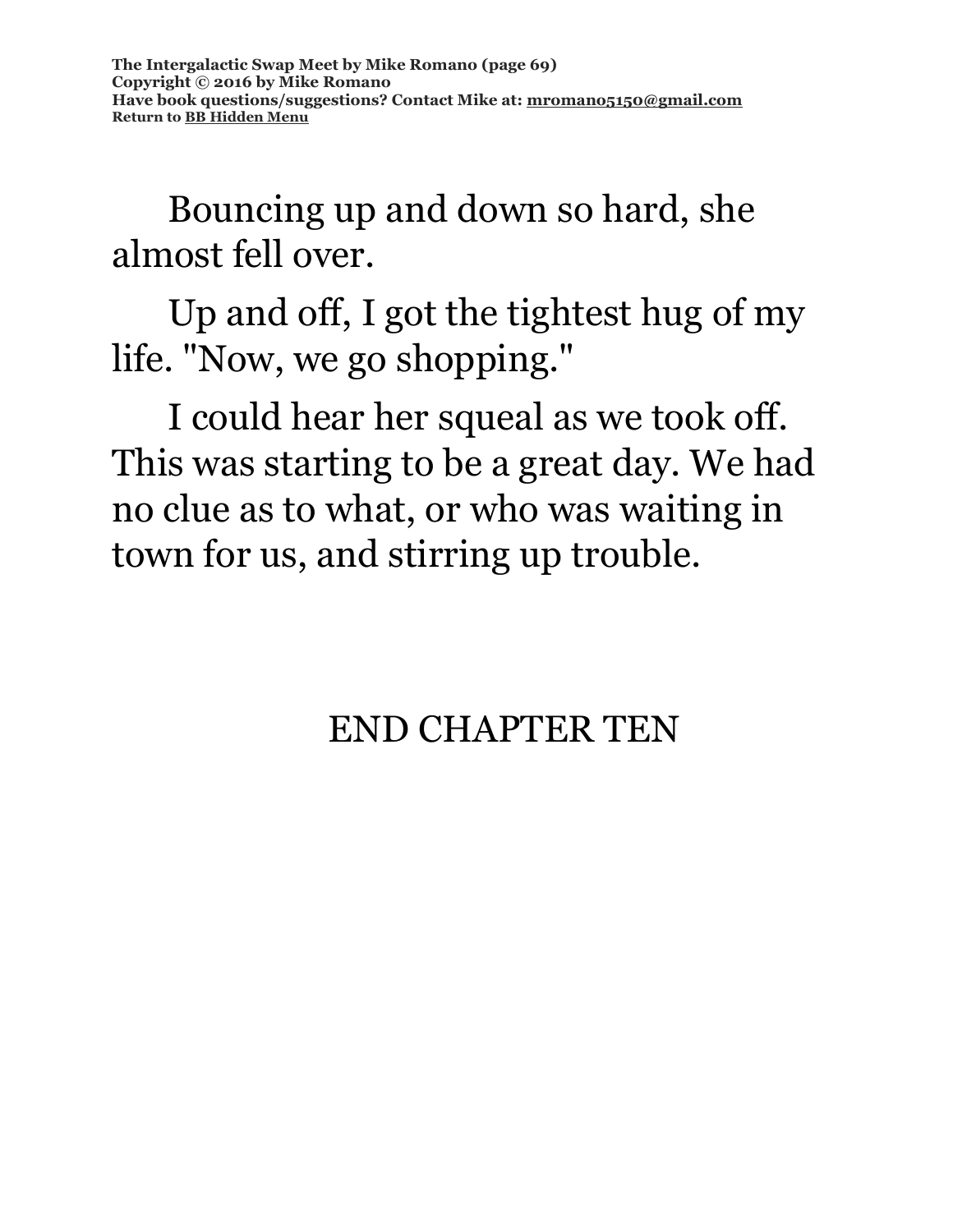Bouncing up and down so hard, she almost fell over.

Up and off, I got the tightest hug of my life. "Now, we go shopping."

I could hear her squeal as we took off. This was starting to be a great day. We had no clue as to what, or who was waiting in town for us, and stirring up trouble.

END CHAPTER TEN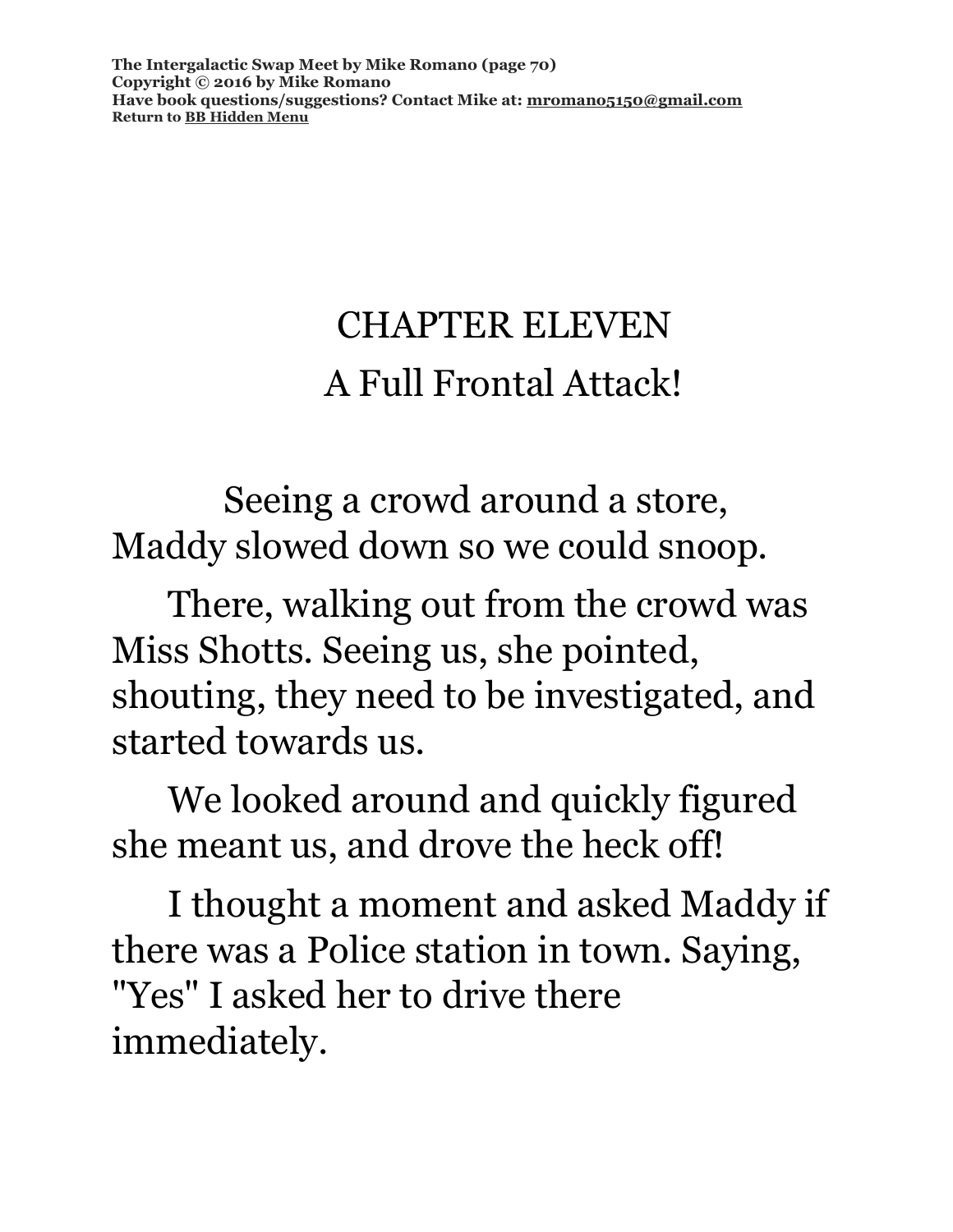# CHAPTER ELEVEN

## A Full Frontal Attack!

Seeing a crowd around a store, Maddy slowed down so we could snoop.

There, walking out from the crowd was Miss Shotts. Seeing us, she pointed, shouting, they need to be investigated, and started towards us.

We looked around and quickly figured she meant us, and drove the heck off!

I thought a moment and asked Maddy if there was a Police station in town. Saying, "Yes" I asked her to drive there immediately.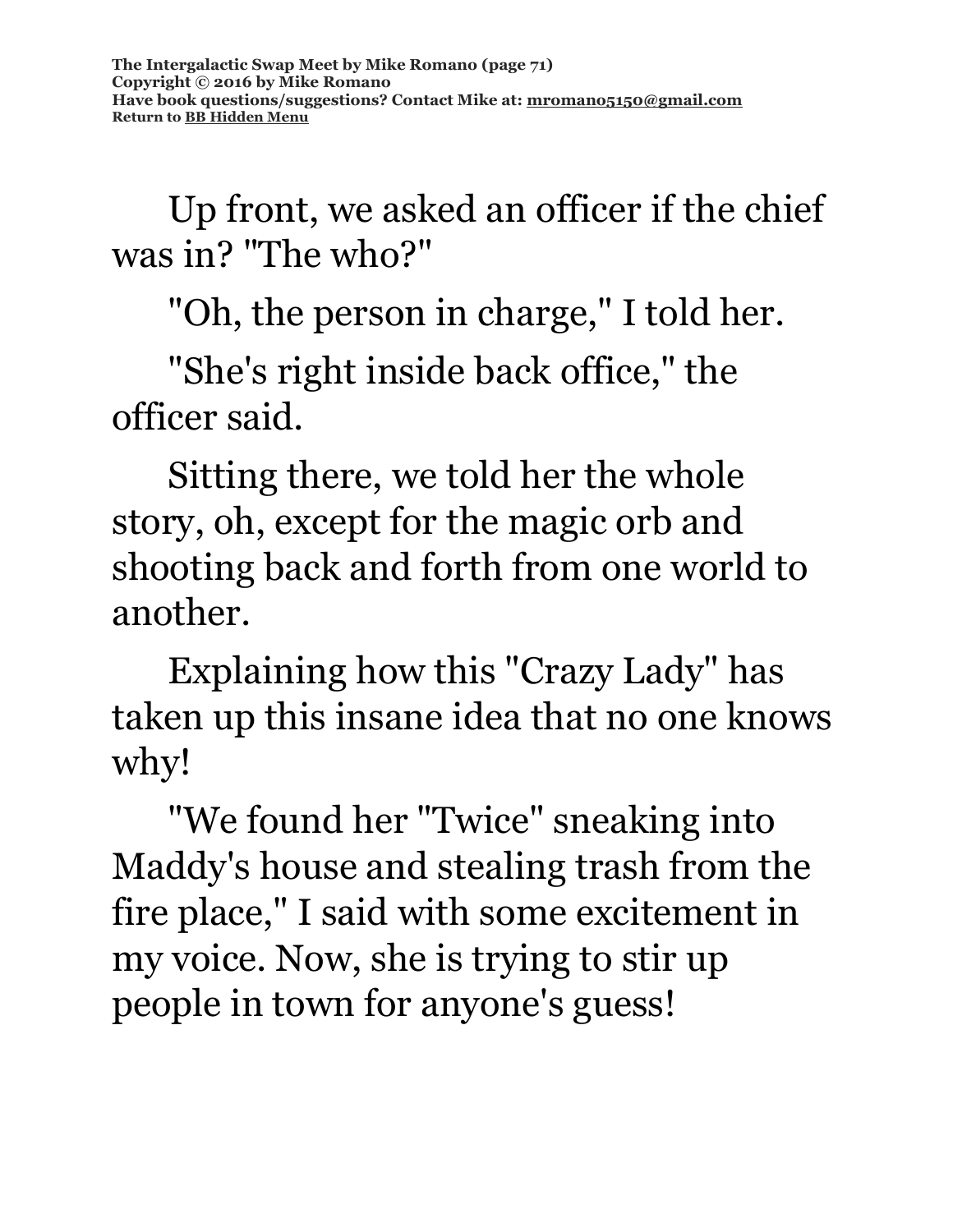Up front, we asked an officer if the chief was in? "The who?"

"Oh, the person in charge," I told her.

"She's right inside back office," the officer said.

Sitting there, we told her the whole story, oh, except for the magic orb and shooting back and forth from one world to another.

Explaining how this "Crazy Lady" has taken up this insane idea that no one knows why!

"We found her "Twice" sneaking into Maddy's house and stealing trash from the fire place," I said with some excitement in my voice. Now, she is trying to stir up people in town for anyone's guess!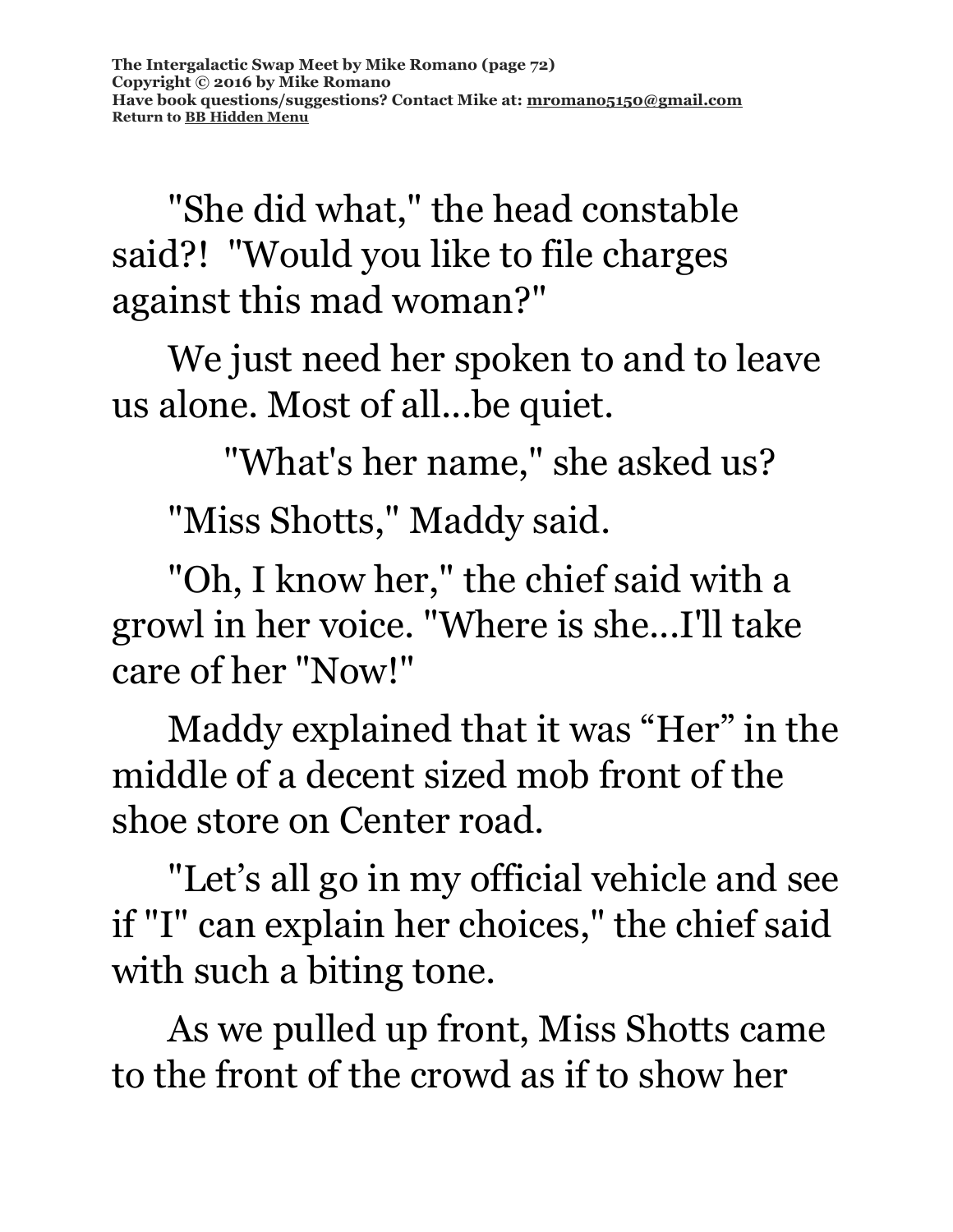"She did what," the head constable said?! "Would you like to file charges against this mad woman?"

We just need her spoken to and to leave us alone. Most of all...be quiet.

"What's her name," she asked us?

"Miss Shotts," Maddy said.

"Oh, I know her," the chief said with a growl in her voice. "Where is she...I'll take care of her "Now!"

Maddy explained that it was "Her" in the middle of a decent sized mob front of the shoe store on Center road.

"Let's all go in my official vehicle and see if "I" can explain her choices," the chief said with such a biting tone.

As we pulled up front, Miss Shotts came to the front of the crowd as if to show her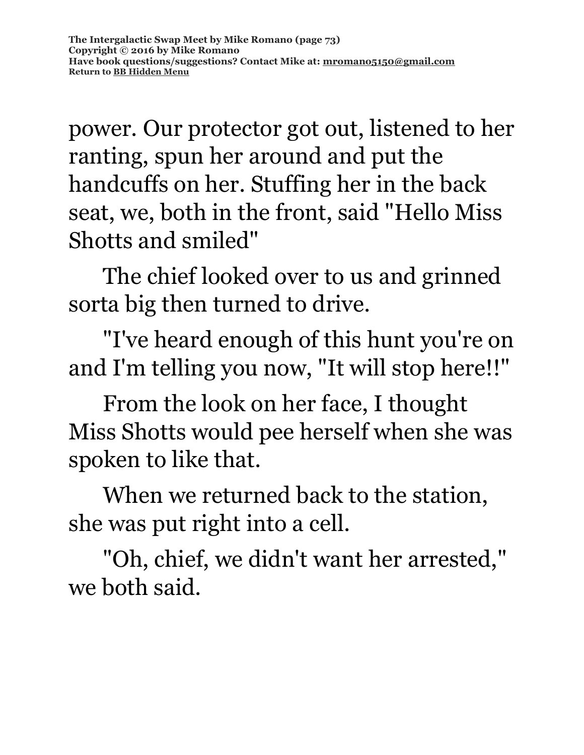power. Our protector got out, listened to her ranting, spun her around and put the handcuffs on her. Stuffing her in the back seat, we, both in the front, said "Hello Miss Shotts and smiled"

The chief looked over to us and grinned sorta big then turned to drive.

"I've heard enough of this hunt you're on and I'm telling you now, "It will stop here!!"

From the look on her face, I thought Miss Shotts would pee herself when she was spoken to like that.

When we returned back to the station, she was put right into a cell.

"Oh, chief, we didn't want her arrested," we both said.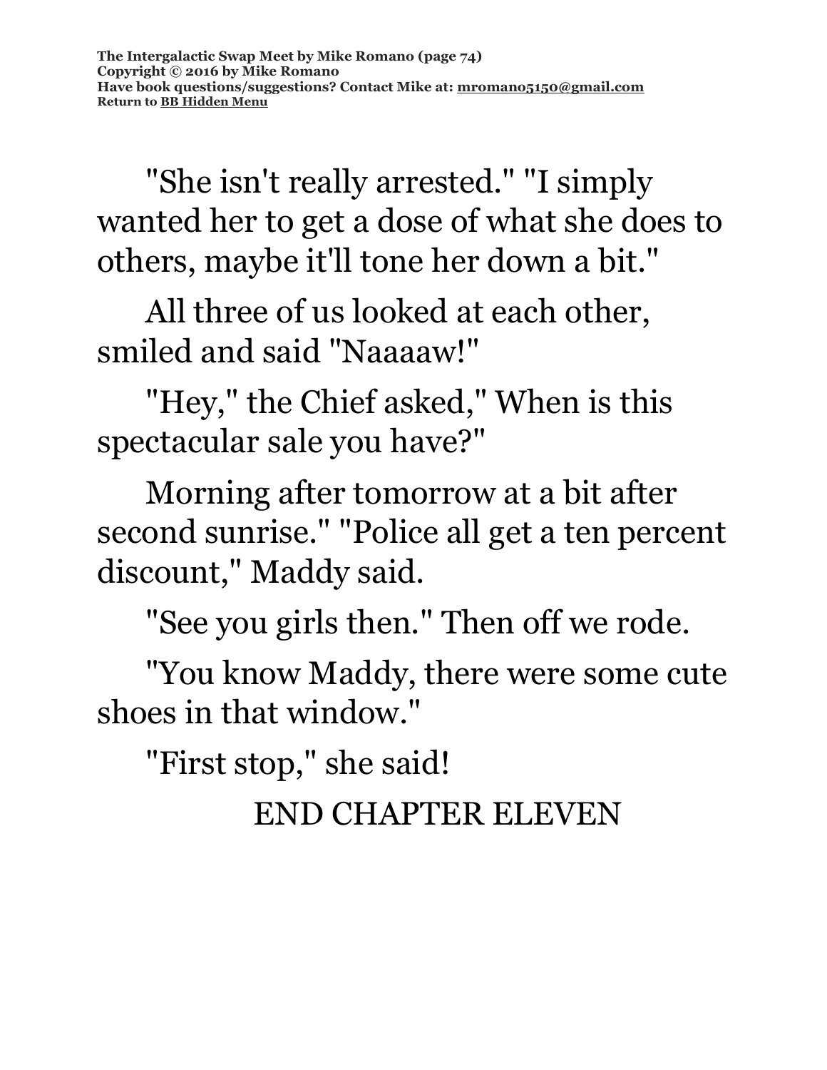"She isn't really arrested." "I simply wanted her to get a dose of what she does to others, maybe it'll tone her down a bit."

All three of us looked at each other, smiled and said "Naaaaw!"

"Hey," the Chief asked," When is this spectacular sale you have?"

Morning after tomorrow at a bit after second sunrise." "Police all get a ten percent discount," Maddy said.

"See you girls then." Then off we rode.

"You know Maddy, there were some cute shoes in that window."

"First stop," she said!

END CHAPTER ELEVEN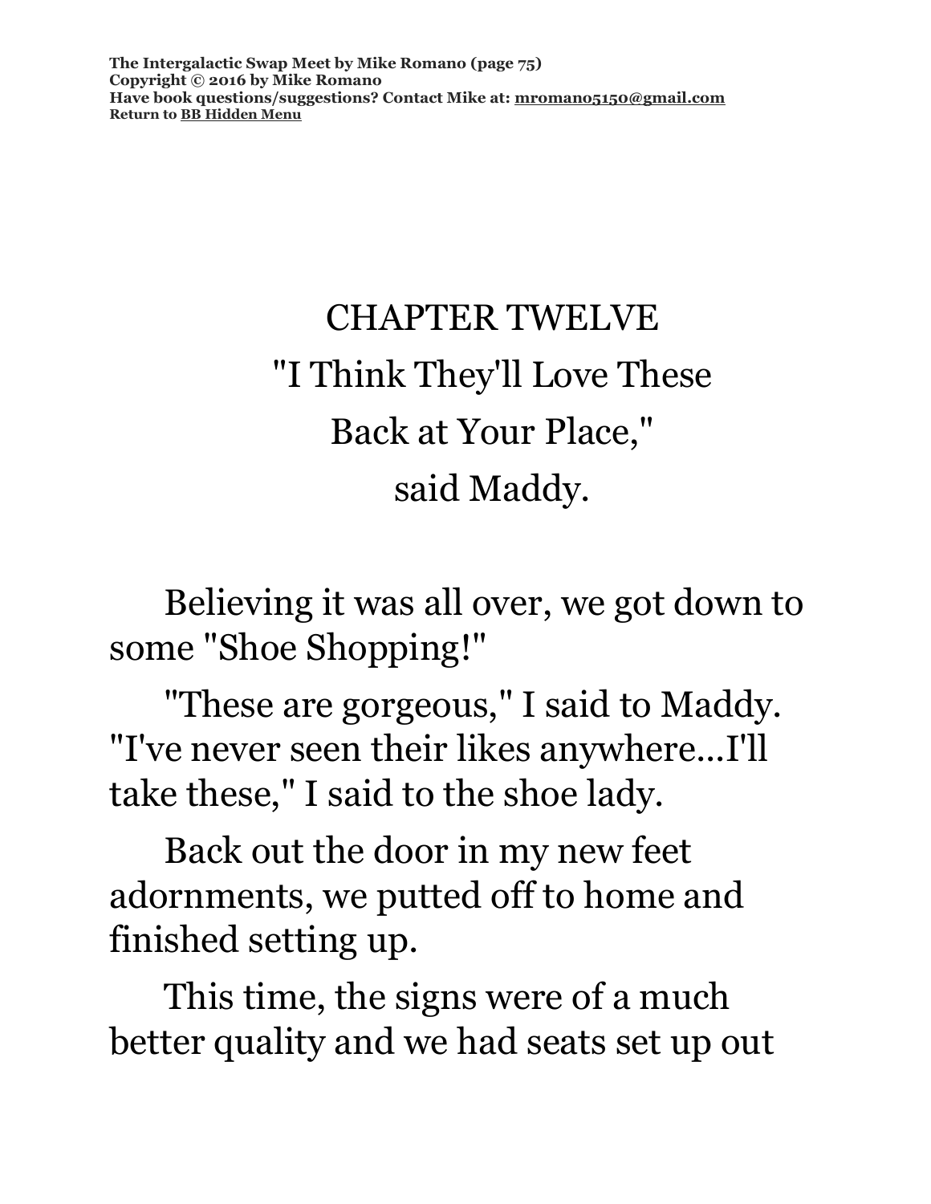# CHAPTER TWELVE

## "I Think They'll Love These Back at Your Place," said Maddy.

Believing it was all over, we got down to some "Shoe Shopping!"

"These are gorgeous," I said to Maddy. "I've never seen their likes anywhere...I'll take these," I said to the shoe lady.

Back out the door in my new feet adornments, we putted off to home and finished setting up.

This time, the signs were of a much better quality and we had seats set up out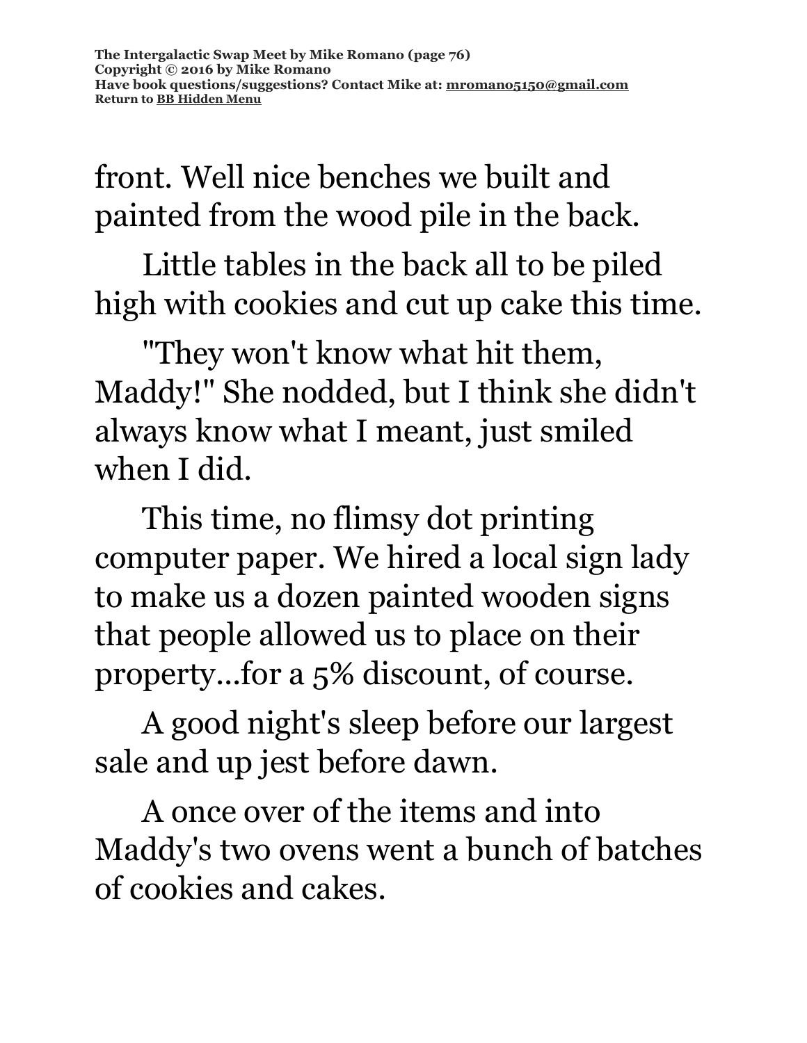front. Well nice benches we built and painted from the wood pile in the back.

Little tables in the back all to be piled high with cookies and cut up cake this time.

"They won't know what hit them, Maddy!" She nodded, but I think she didn't always know what I meant, just smiled when I did.

This time, no flimsy dot printing computer paper. We hired a local sign lady to make us a dozen painted wooden signs that people allowed us to place on their property...for a 5% discount, of course.

A good night's sleep before our largest sale and up jest before dawn.

A once over of the items and into Maddy's two ovens went a bunch of batches of cookies and cakes.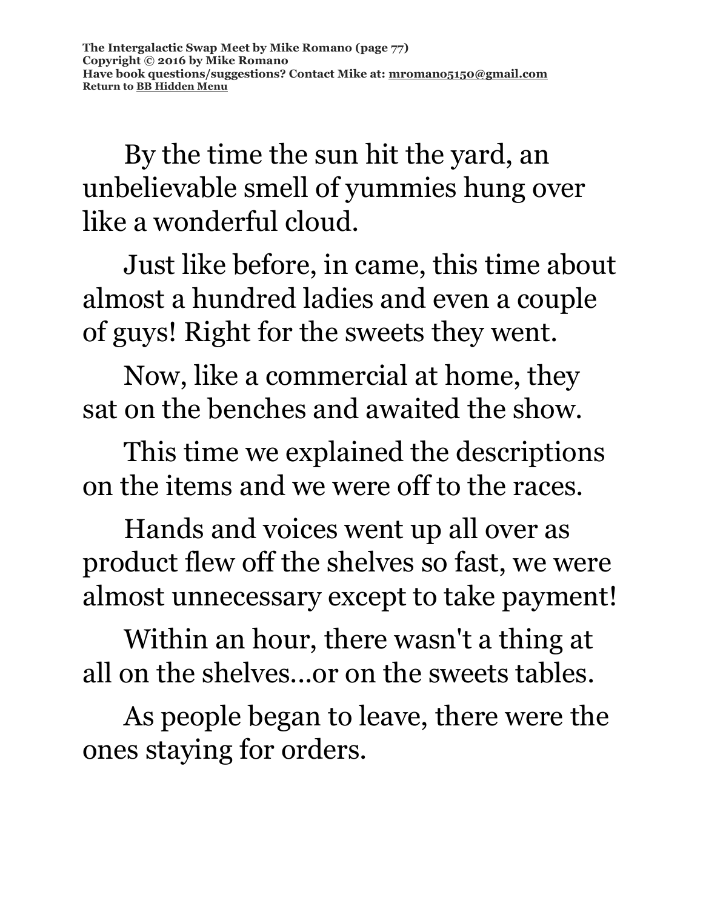By the time the sun hit the yard, an unbelievable smell of yummies hung over like a wonderful cloud.

Just like before, in came, this time about almost a hundred ladies and even a couple of guys! Right for the sweets they went.

Now, like a commercial at home, they sat on the benches and awaited the show.

This time we explained the descriptions on the items and we were off to the races.

Hands and voices went up all over as product flew off the shelves so fast, we were almost unnecessary except to take payment!

Within an hour, there wasn't a thing at all on the shelves...or on the sweets tables.

As people began to leave, there were the ones staying for orders.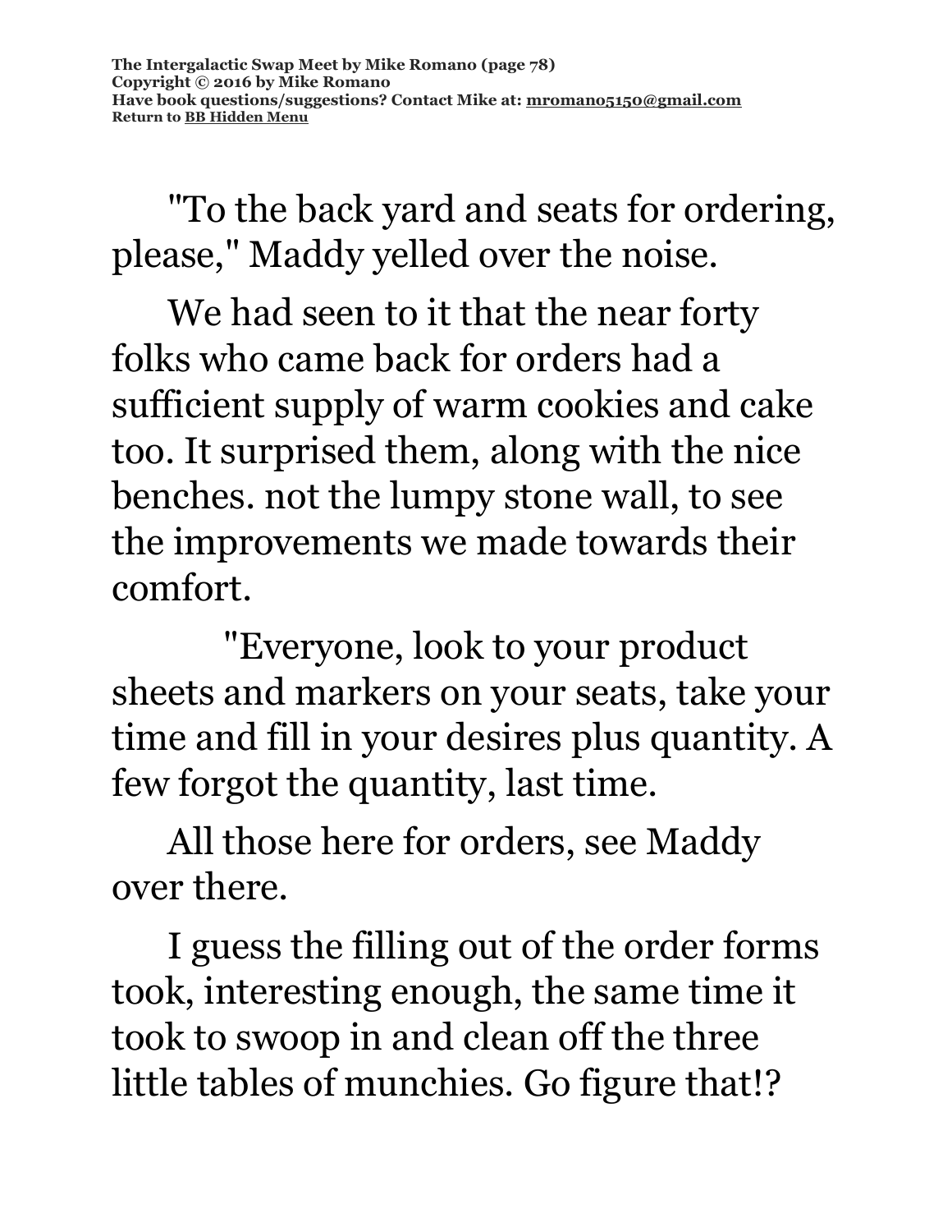"To the back yard and seats for ordering, please," Maddy yelled over the noise.

We had seen to it that the near forty folks who came back for orders had a sufficient supply of warm cookies and cake too. It surprised them, along with the nice benches. not the lumpy stone wall, to see the improvements we made towards their comfort.

"Everyone, look to your product sheets and markers on your seats, take your time and fill in your desires plus quantity. A few forgot the quantity, last time.

All those here for orders, see Maddy over there.

I guess the filling out of the order forms took, interesting enough, the same time it took to swoop in and clean off the three little tables of munchies. Go figure that!?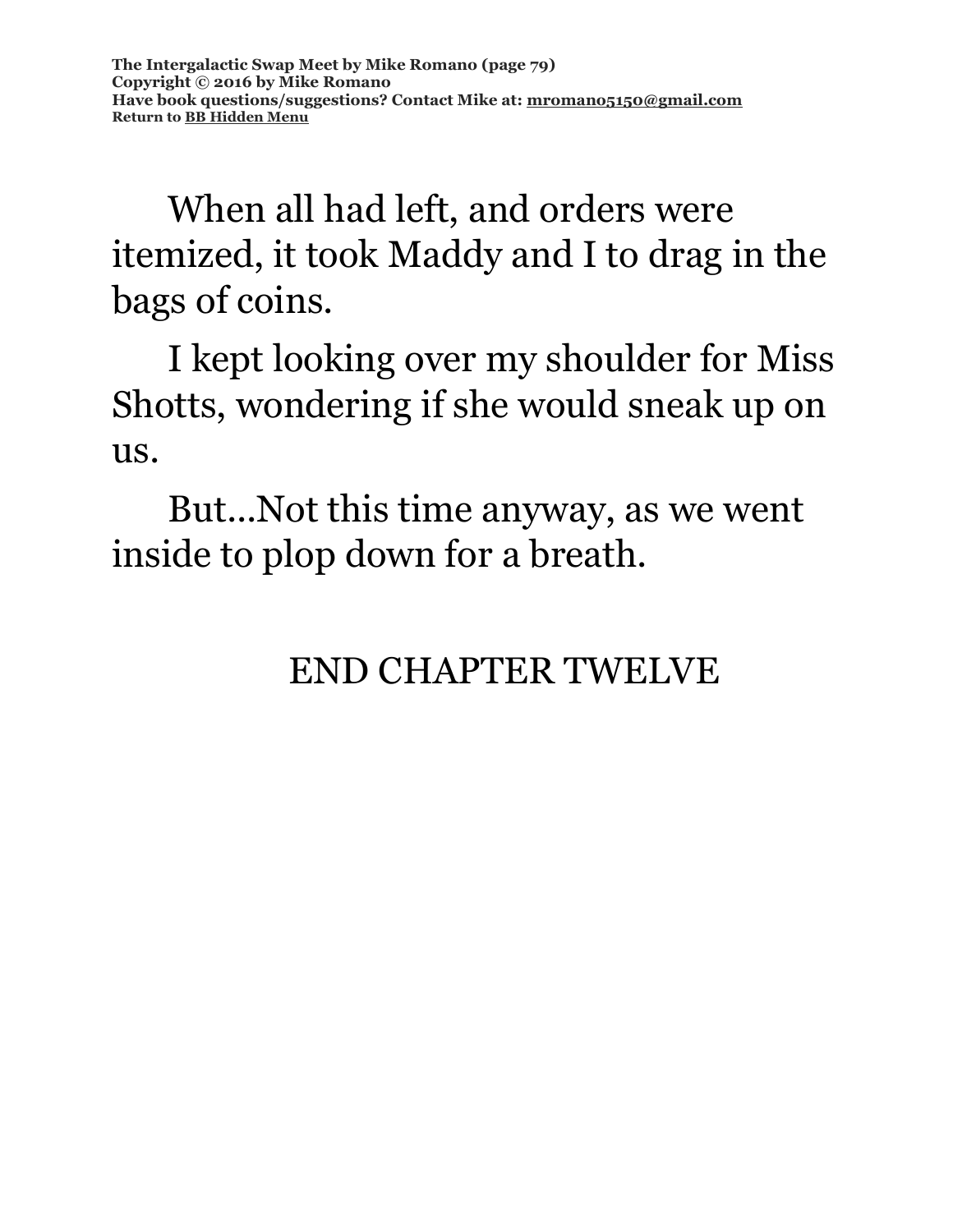When all had left, and orders were itemized, it took Maddy and I to drag in the bags of coins.

I kept looking over my shoulder for Miss Shotts, wondering if she would sneak up on us.

But...Not this time anyway, as we went inside to plop down for a breath.

END CHAPTER TWELVE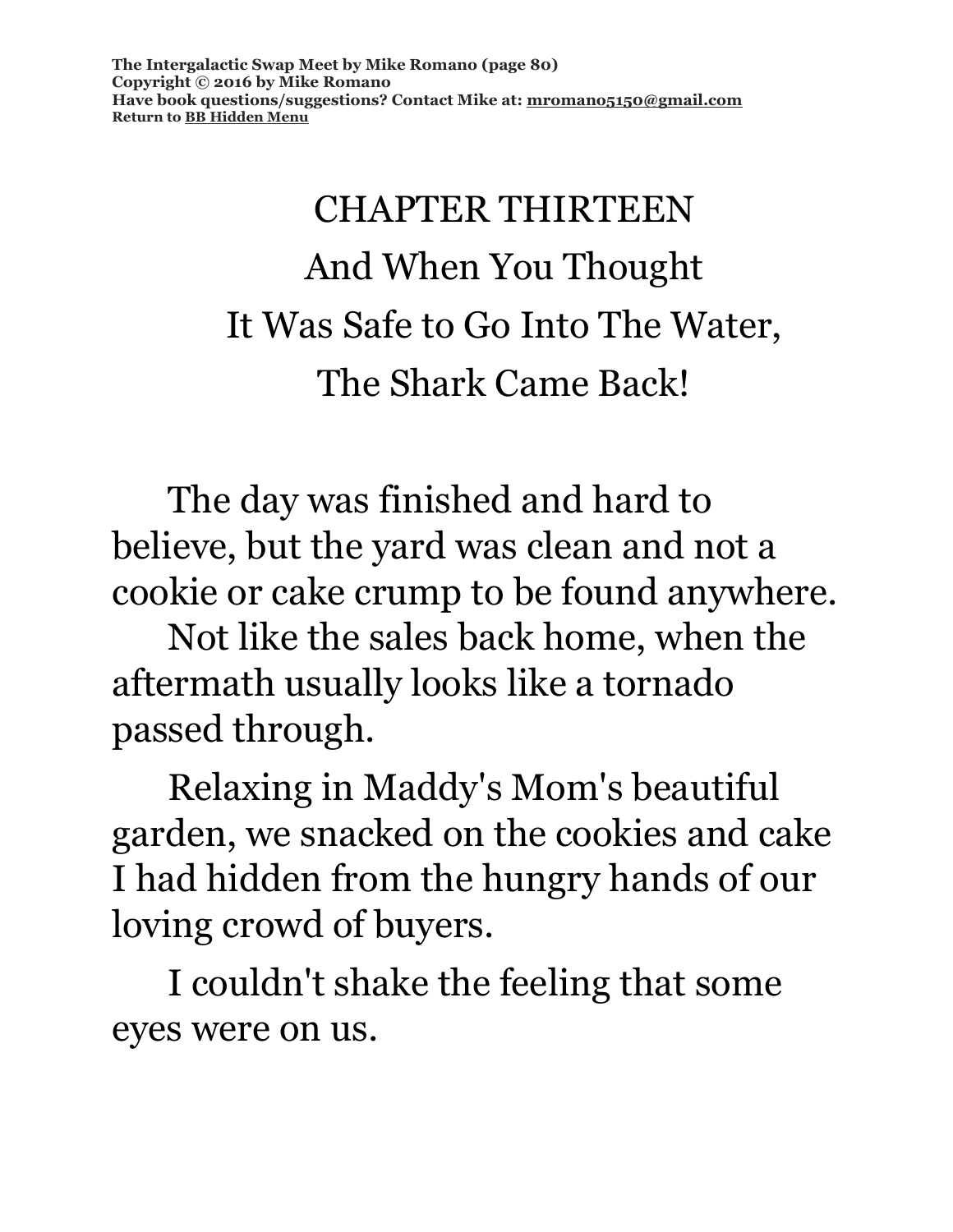# CHAPTER THIRTEEN

## And When You Thought It Was Safe to Go Into The Water, The Shark Came Back!

The day was finished and hard to believe, but the yard was clean and not a cookie or cake crump to be found anywhere.

Not like the sales back home, when the aftermath usually looks like a tornado passed through.

Relaxing in Maddy's Mom's beautiful garden, we snacked on the cookies and cake I had hidden from the hungry hands of our loving crowd of buyers.

I couldn't shake the feeling that some eyes were on us.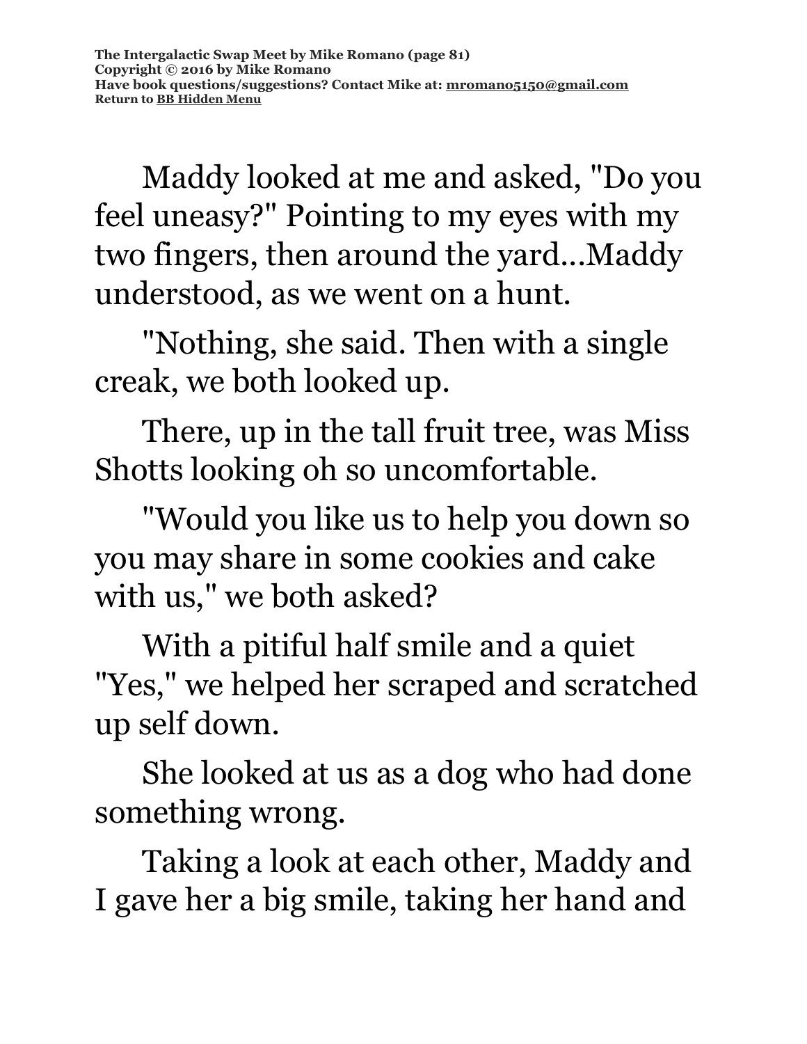Maddy looked at me and asked, "Do you feel uneasy?" Pointing to my eyes with my two fingers, then around the yard...Maddy understood, as we went on a hunt.

"Nothing, she said. Then with a single creak, we both looked up.

There, up in the tall fruit tree, was Miss Shotts looking oh so uncomfortable.

"Would you like us to help you down so you may share in some cookies and cake with us," we both asked?

With a pitiful half smile and a quiet "Yes," we helped her scraped and scratched up self down.

She looked at us as a dog who had done something wrong.

Taking a look at each other, Maddy and I gave her a big smile, taking her hand and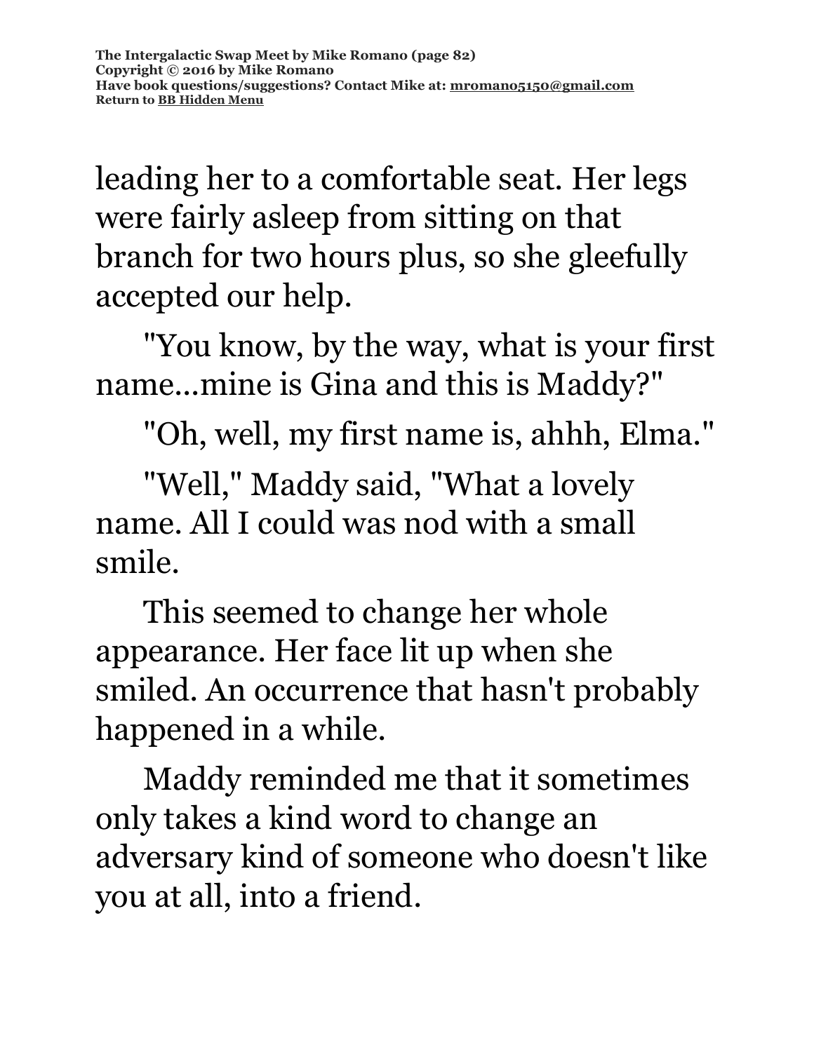leading her to a comfortable seat. Her legs were fairly asleep from sitting on that branch for two hours plus, so she gleefully accepted our help.

"You know, by the way, what is your first name...mine is Gina and this is Maddy?"

"Oh, well, my first name is, ahhh, Elma."

"Well," Maddy said, "What a lovely name. All I could was nod with a small smile.

This seemed to change her whole appearance. Her face lit up when she smiled. An occurrence that hasn't probably happened in a while.

Maddy reminded me that it sometimes only takes a kind word to change an adversary kind of someone who doesn't like you at all, into a friend.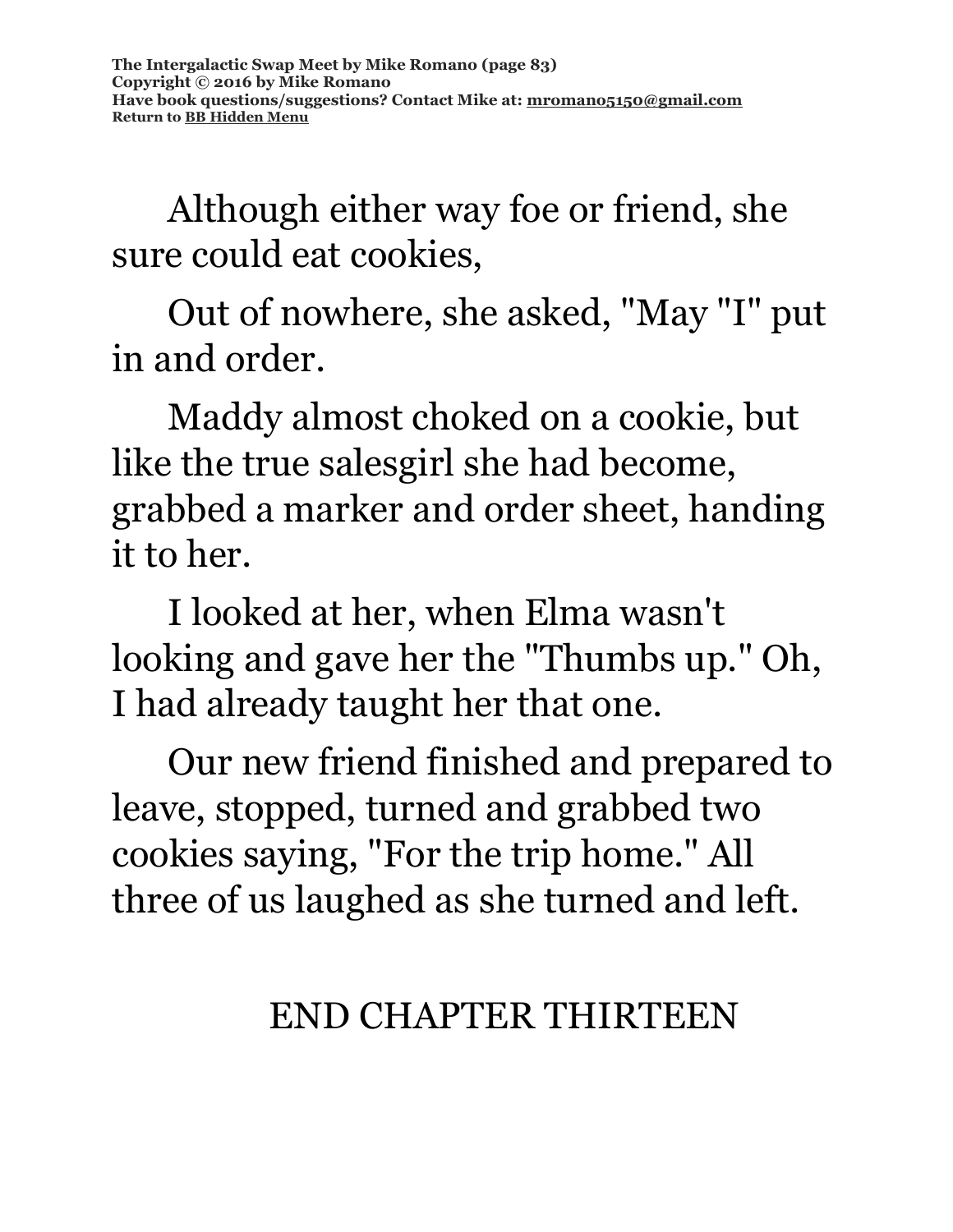Although either way foe or friend, she sure could eat cookies,

Out of nowhere, she asked, "May "I" put in and order.

Maddy almost choked on a cookie, but like the true salesgirl she had become, grabbed a marker and order sheet, handing it to her.

I looked at her, when Elma wasn't looking and gave her the "Thumbs up." Oh, I had already taught her that one.

Our new friend finished and prepared to leave, stopped, turned and grabbed two cookies saying, "For the trip home." All three of us laughed as she turned and left.

END CHAPTER THIRTEEN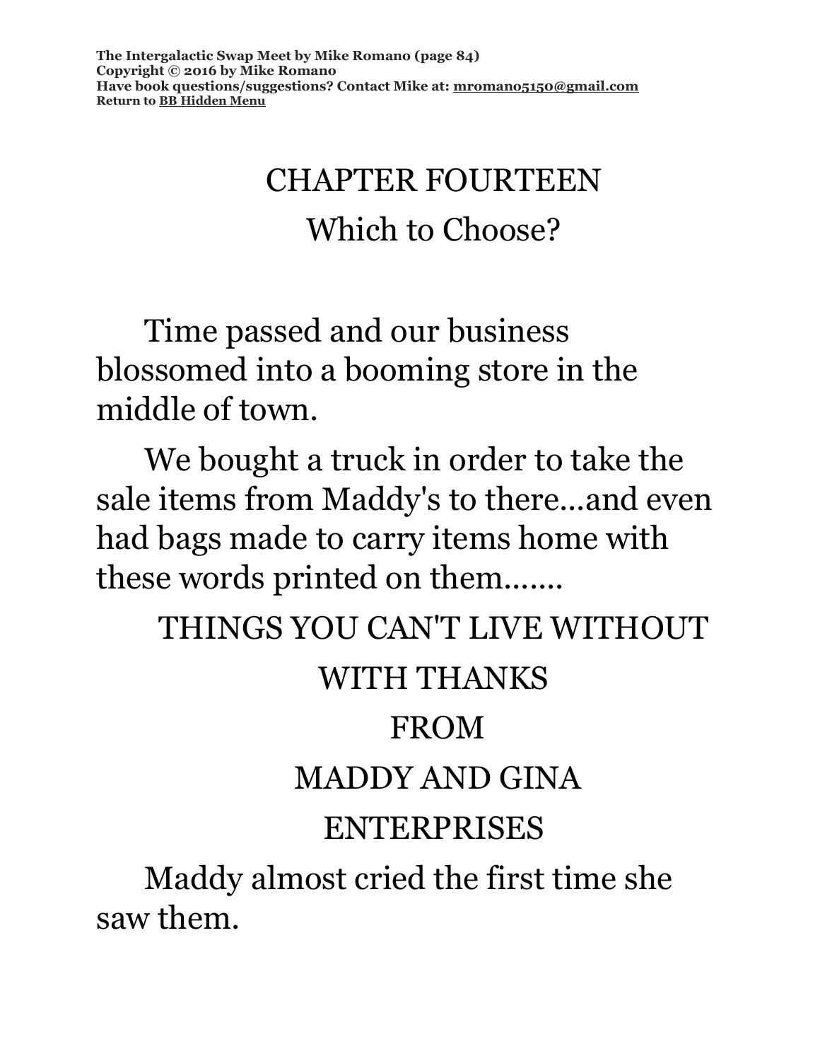# CHAPTER FOURTEEN

## Which to Choose?

Time passed and our business blossomed into a booming store in the middle of town.

We bought a truck in order to take the sale items from Maddy's to there...and even had bags made to carry items home with these words printed on them.......

THINGS YOU CAN'T LIVE WITHOUT

WITH THANKS

FROM

MADDY AND GINA

ENTERPRISES

Maddy almost cried the first time she saw them.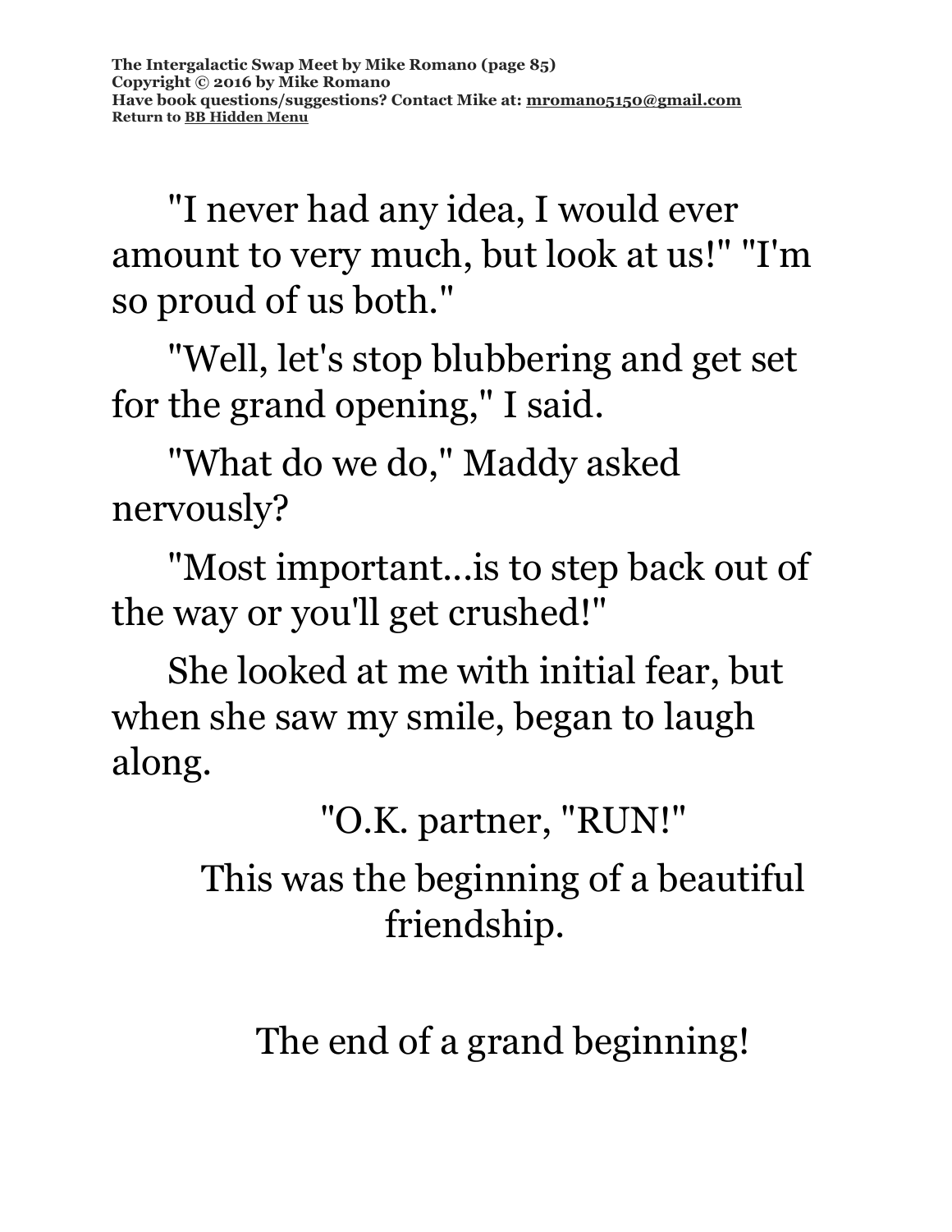"I never had any idea, I would ever amount to very much, but look at us!" "I'm so proud of us both."

"Well, let's stop blubbering and get set for the grand opening," I said.

"What do we do," Maddy asked nervously?

"Most important...is to step back out of the way or you'll get crushed!"

She looked at me with initial fear, but when she saw my smile, began to laugh along.

"O.K. partner, "RUN!"

This was the beginning of a beautiful friendship.

The end of a grand beginning!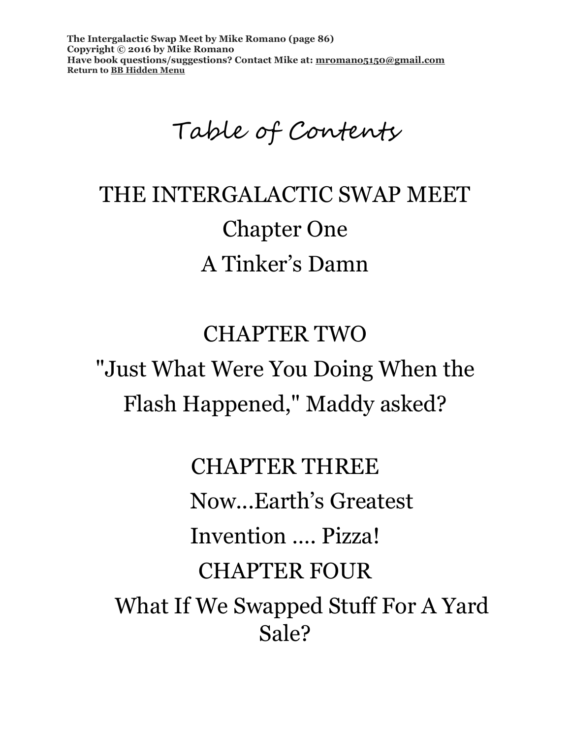# Table of Contents

## THE INTERGALACTIC SWAP MEET

Chapter One

A Tinker's Damn

CHAPTER TWO

"Just What Were You Doing When the Flash Happened," Maddy asked?

CHAPTER THREE

Now...Earth's Greatest Invention .... Pizza!

CHAPTER FOUR

What If We Swapped Stuff For A Yard Sale?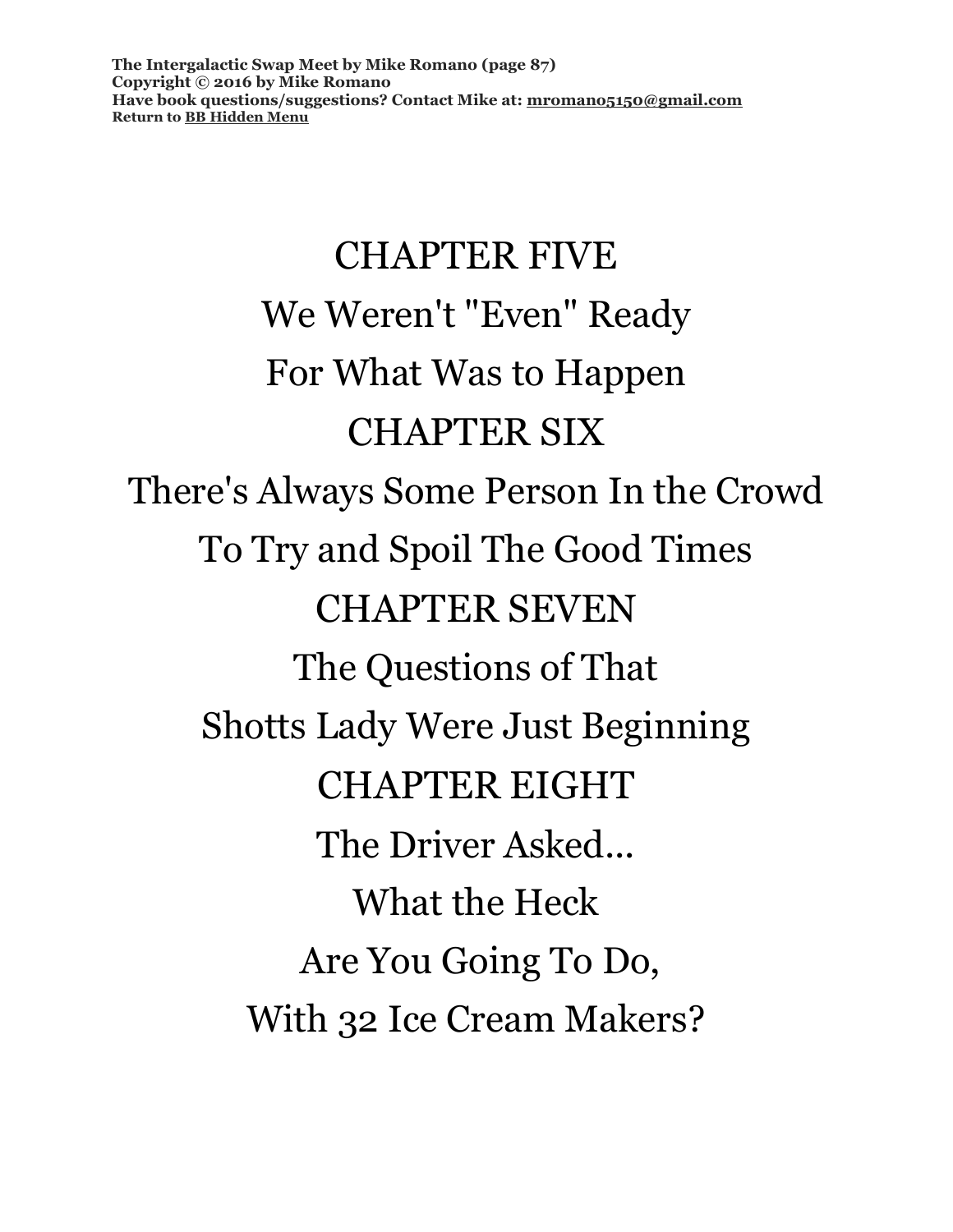# CHAPTER FIVE

We Weren't "Even" Ready

For What Was to Happen

# CHAPTER SIX

There's Always Some Person In the Crowd

To Try and Spoil The Good Times

# CHAPTER SEVEN

The Questions of That

Shotts Lady Were Just Beginning

# CHAPTER EIGHT

The Driver Asked...

What the Heck

Are You Going To Do,

With 32 Ice Cream Makers?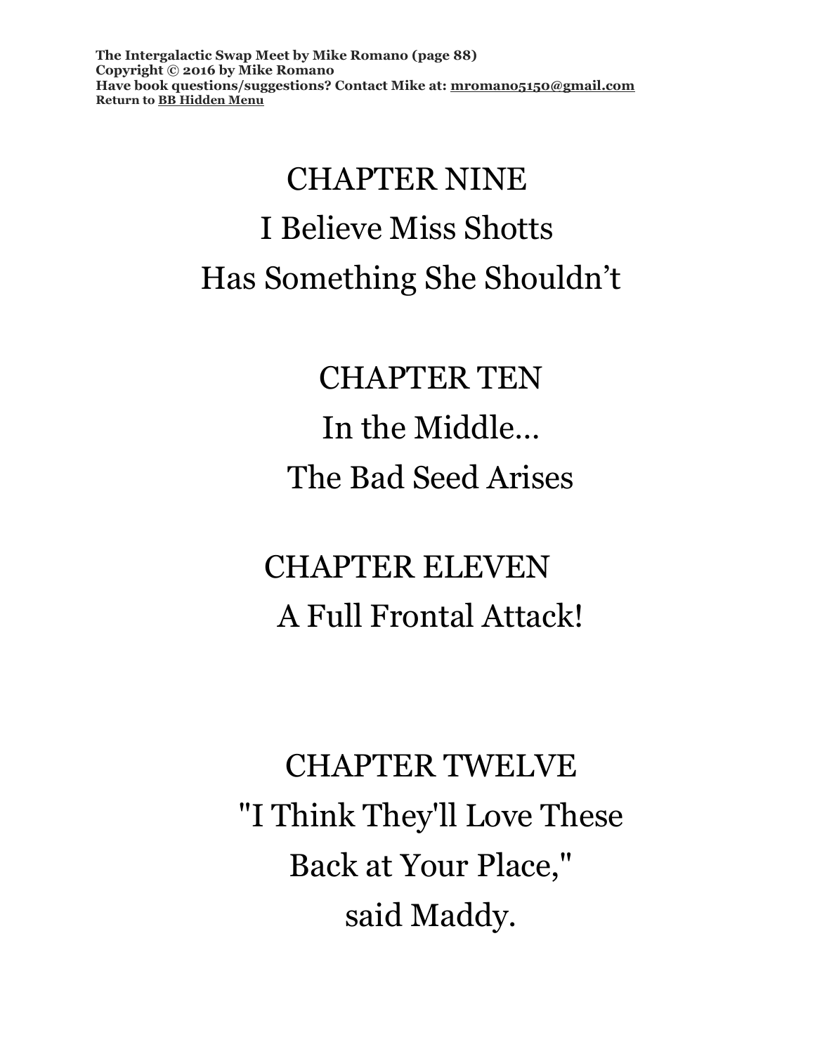# CHAPTER NINE
## I Believe Miss Shotts Has Something She Shouldn't

# CHAPTER TEN
## In the Middle… The Bad Seed Arises

# CHAPTER ELEVEN
## A Full Frontal Attack!

# CHAPTER TWELVE
## "I Think They'll Love These Back at Your Place," said Maddy.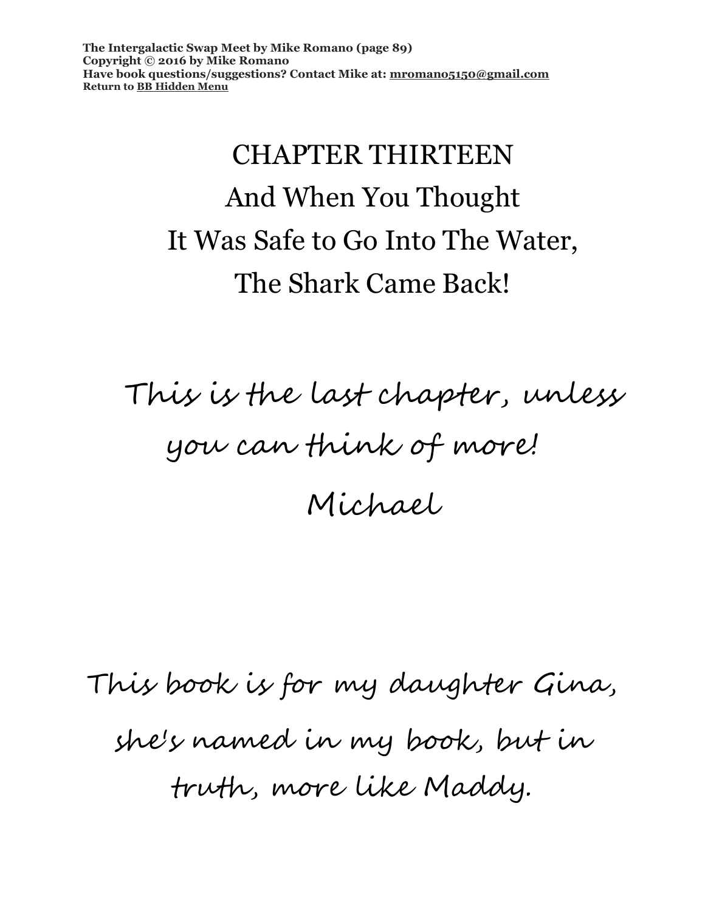# CHAPTER THIRTEEN

## And When You Thought It Was Safe to Go Into The Water, The Shark Came Back!

*This is the last chapter, unless you can think of more!*

*Michael*

*This book is for my daughter Gina, she's named in my book, but in truth, more like Maddy.*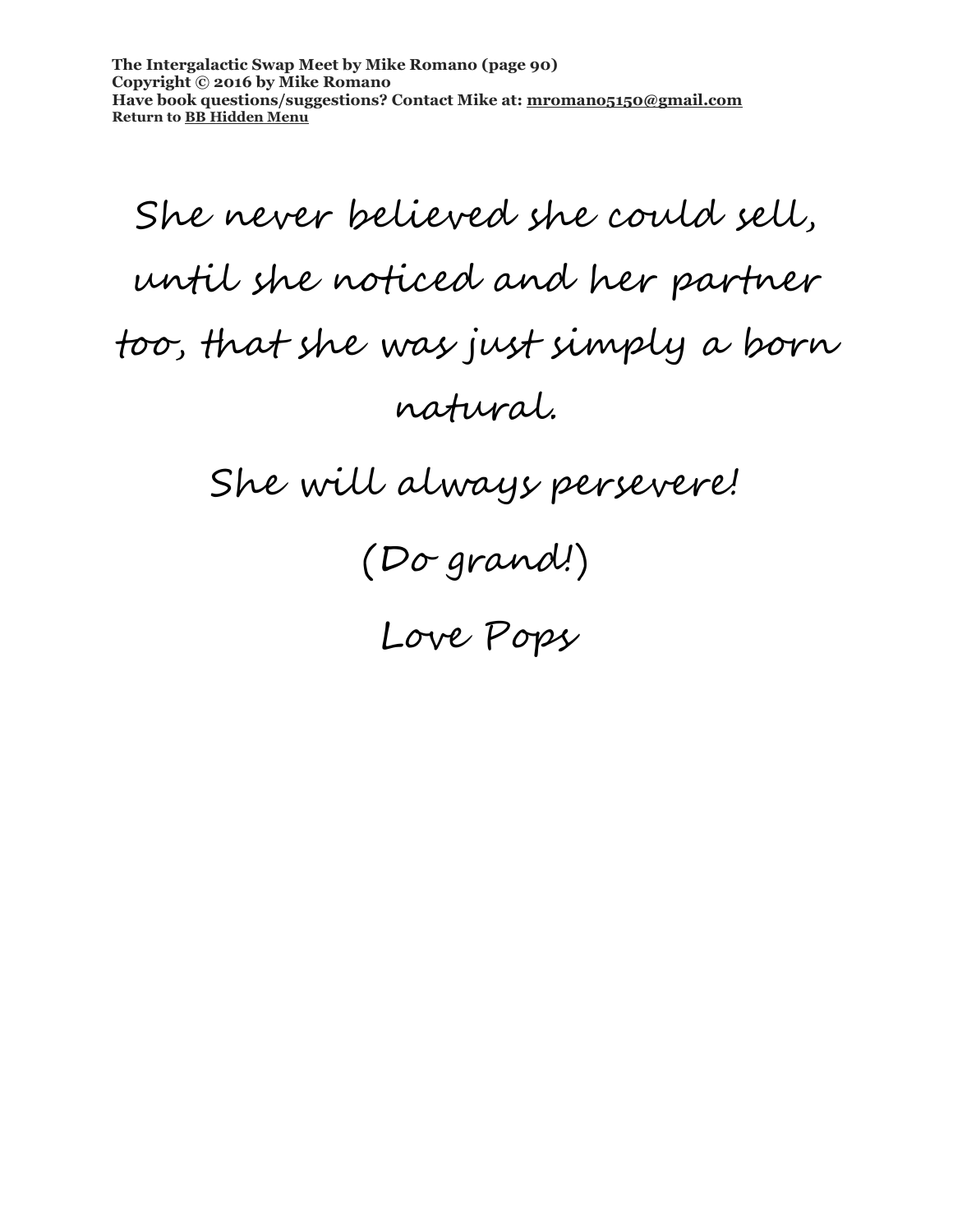She never believed she could sell, until she noticed and her partner too, that she was just simply a born natural.

She will always persevere!

(Do grand!)

Love Pops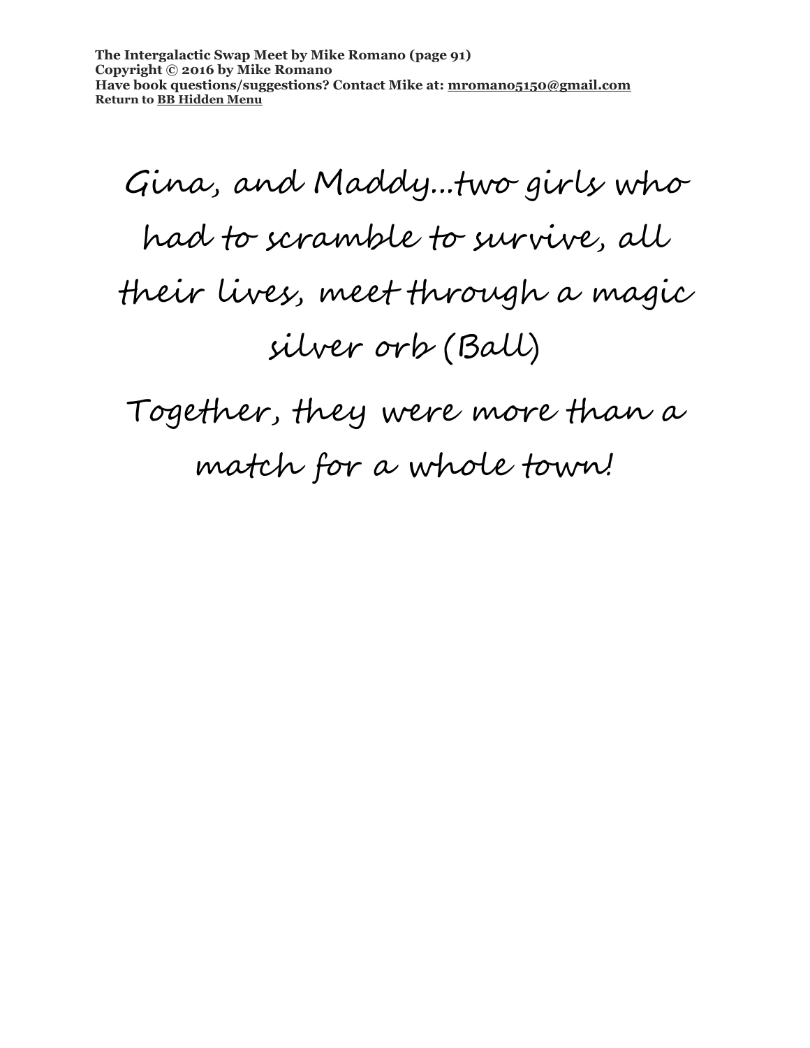Gina, and Maddy...two girls who had to scramble to survive, all their lives, meet through a magic silver orb (Ball)

Together, they were more than a match for a whole town!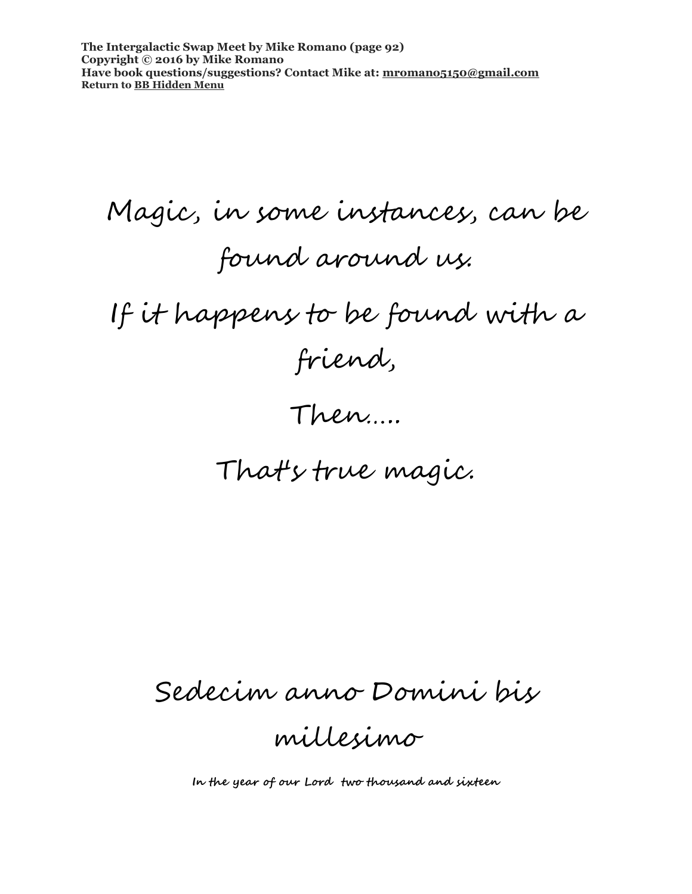Magic, in some instances, can be found around us.

If it happens to be found with a friend,

Then.....

That's true magic.

Sedecim anno Domini bis millesimo

**In the year of our Lord two thousand and sixteen**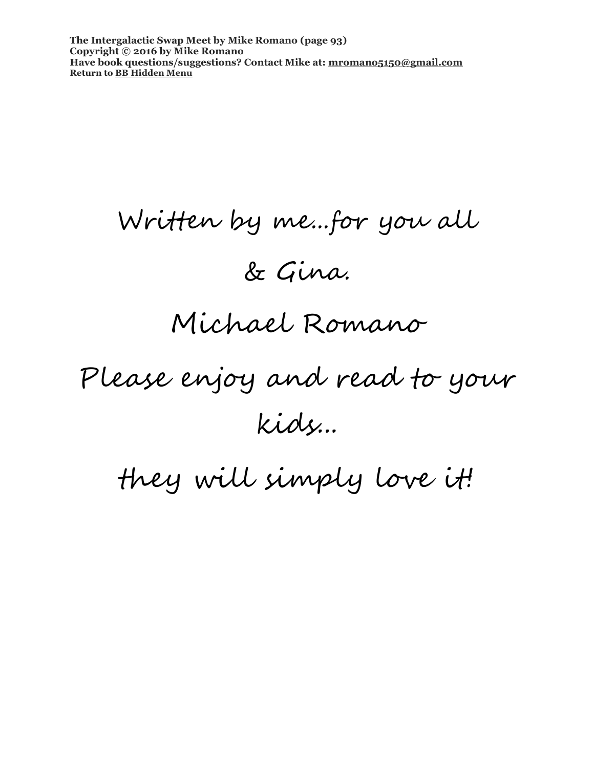Written by me...for you all

& Gina.

Michael Romano

Please enjoy and read to your kids...

they will simply love it!